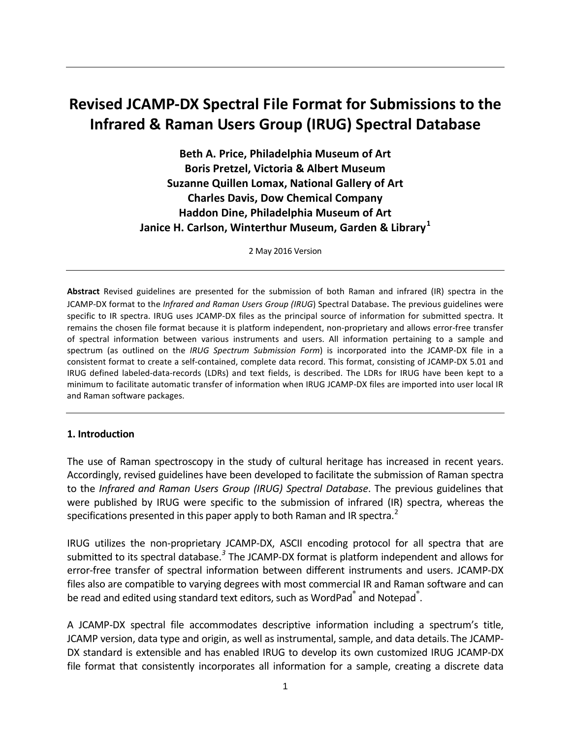# Revised JCAMP-DX Spectral File Format for Submissions to the Infrared & Raman Users Group (IRUG) Spectral Database

**Beth A. Price, Philadelphia Museum of Art**
**Boris Pretzel, Victoria & Albert Museum**
**Suzanne Quillen Lomax, National Gallery of Art**
**Charles Davis, Dow Chemical Company**
**Haddon Dine, Philadelphia Museum of Art**
**Janice H. Carlson, Winterthur Museum, Garden & Library[1]**

2 May 2016 Version

---

**Abstract** Revised guidelines are presented for the submission of both Raman and infrared (IR) spectra in the JCAMP-DX format to the *Infrared and Raman Users Group (IRUG*) Spectral Database**.** The previous guidelines were specific to IR spectra. IRUG uses JCAMP-DX files as the principal source of information for submitted spectra. It remains the chosen file format because it is platform independent, non-proprietary and allows error-free transfer of spectral information between various instruments and users. All information pertaining to a sample and spectrum (as outlined on the *IRUG Spectrum Submission Form*) is incorporated into the JCAMP-DX file in a consistent format to create a self-contained, complete data record. This format, consisting of JCAMP-DX 5.01 and IRUG defined labeled-data-records (LDRs) and text fields, is described. The LDRs for IRUG have been kept to a minimum to facilitate automatic transfer of information when IRUG JCAMP-DX files are imported into user local IR and Raman software packages.

---

### 1. Introduction

The use of Raman spectroscopy in the study of cultural heritage has increased in recent years. Accordingly, revised guidelines have been developed to facilitate the submission of Raman spectra to the *Infrared and Raman Users Group (IRUG) Spectral Database*. The previous guidelines that were published by IRUG were specific to the submission of infrared (IR) spectra, whereas the specifications presented in this paper apply to both Raman and IR spectra.[2]

IRUG utilizes the non-proprietary JCAMP-DX, ASCII encoding protocol for all spectra that are submitted to its spectral database.[3] The JCAMP-DX format is platform independent and allows for error-free transfer of spectral information between different instruments and users. JCAMP-DX files also are compatible to varying degrees with most commercial IR and Raman software and can be read and edited using standard text editors, such as WordPad® and Notepad®.

A JCAMP-DX spectral file accommodates descriptive information including a spectrum's title, JCAMP version, data type and origin, as well as instrumental, sample, and data details. The JCAMP-DX standard is extensible and has enabled IRUG to develop its own customized IRUG JCAMP-DX file format that consistently incorporates all information for a sample, creating a discrete data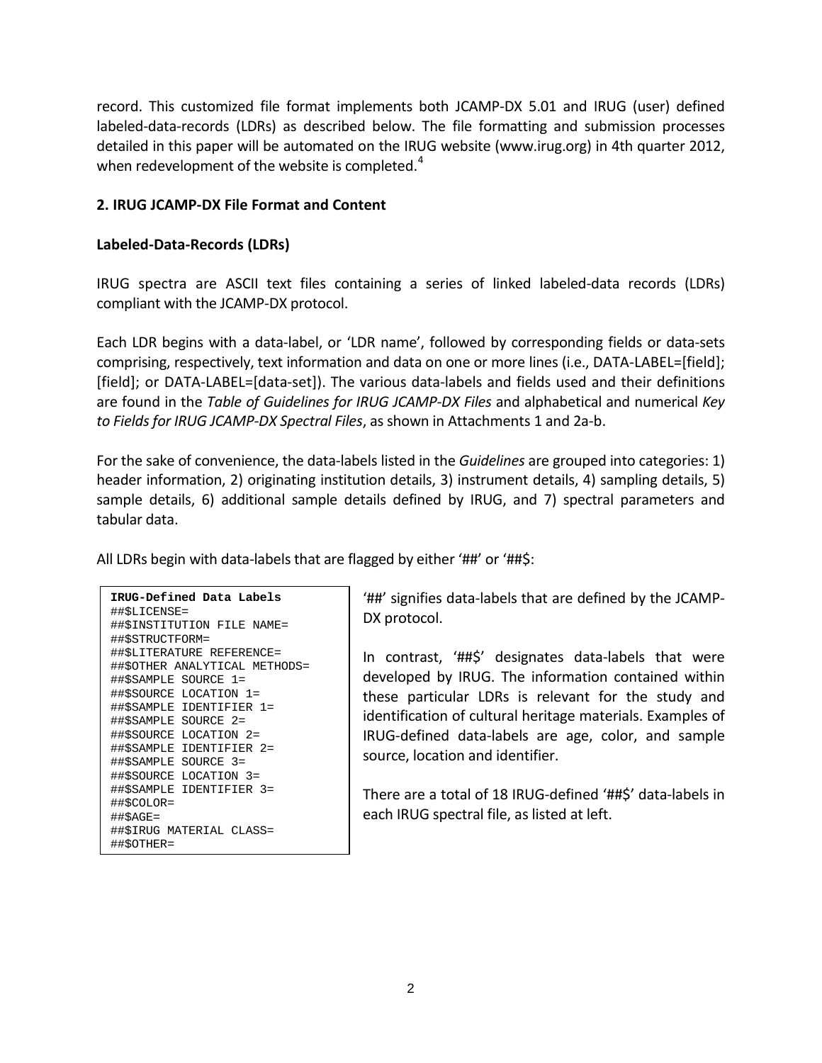record. This customized file format implements both JCAMP-DX 5.01 and IRUG (user) defined labeled-data-records (LDRs) as described below. The file formatting and submission processes detailed in this paper will be automated on the IRUG website (www.irug.org) in 4th quarter 2012, when redevelopment of the website is completed.[4]

## 2. IRUG JCAMP-DX File Format and Content

### Labeled-Data-Records (LDRs)

IRUG spectra are ASCII text files containing a series of linked labeled-data records (LDRs) compliant with the JCAMP-DX protocol.

Each LDR begins with a data-label, or 'LDR name', followed by corresponding fields or data-sets comprising, respectively, text information and data on one or more lines (i.e., DATA-LABEL=[field]; [field]; or DATA-LABEL=[data-set]). The various data-labels and fields used and their definitions are found in the *Table of Guidelines for IRUG JCAMP-DX Files* and alphabetical and numerical *Key to Fields for IRUG JCAMP-DX Spectral Files*, as shown in Attachments 1 and 2a-b.

For the sake of convenience, the data-labels listed in the *Guidelines* are grouped into categories: 1) header information, 2) originating institution details, 3) instrument details, 4) sampling details, 5) sample details, 6) additional sample details defined by IRUG, and 7) spectral parameters and tabular data.

All LDRs begin with data-labels that are flagged by either '##' or '##$:

```
IRUG-Defined Data Labels
##$LICENSE=
##$INSTITUTION FILE NAME=
##$STRUCTFORM=
##$LITERATURE REFERENCE=
##$OTHER ANALYTICAL METHODS=
##$SAMPLE SOURCE 1=
##$SOURCE LOCATION 1=
##$SAMPLE IDENTIFIER 1=
##$SAMPLE SOURCE 2=
##$SOURCE LOCATION 2=
##$SAMPLE IDENTIFIER 2=
##$SAMPLE SOURCE 3=
##$SOURCE LOCATION 3=
##$SAMPLE IDENTIFIER 3=
##$COLOR=
##$AGE=
##$IRUG MATERIAL CLASS=
##$OTHER=
```

'##' signifies data-labels that are defined by the JCAMP-DX protocol.

In contrast, '##$' designates data-labels that were developed by IRUG. The information contained within these particular LDRs is relevant for the study and identification of cultural heritage materials. Examples of IRUG-defined data-labels are age, color, and sample source, location and identifier.

There are a total of 18 IRUG-defined '##$' data-labels in each IRUG spectral file, as listed at left.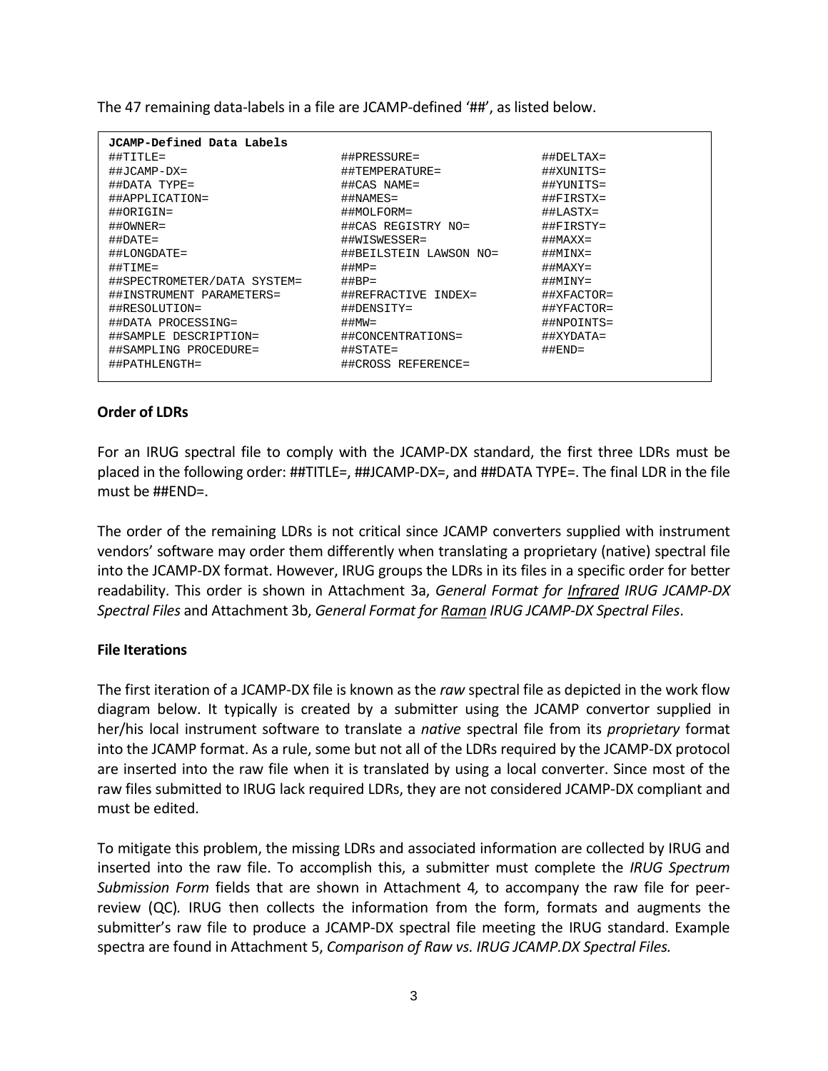The 47 remaining data-labels in a file are JCAMP-defined '##', as listed below.

```
JCAMP-Defined Data Labels
##TITLE=                      ##PRESSURE=              ##DELTAX=
##JCAMP-DX=                   ##TEMPERATURE=           ##XUNITS=
##DATA TYPE=                  ##CAS NAME=              ##YUNITS=
##APPLICATION=                ##NAMES=                 ##FIRSTX=
##ORIGIN=                     ##MOLFORM=               ##LASTX=
##OWNER=                      ##CAS REGISTRY NO=       ##FIRSTY=
##DATE=                       ##WISWESSER=             ##MAXX=
##LONGDATE=                   ##BEILSTEIN LAWSON NO=   ##MINX=
##TIME=                       ##MP=                    ##MAXY=
##SPECTROMETER/DATA SYSTEM=   ##BP=                    ##MINY=
##INSTRUMENT PARAMETERS=      ##REFRACTIVE INDEX=      ##XFACTOR=
##RESOLUTION=                 ##DENSITY=               ##YFACTOR=
##DATA PROCESSING=            ##MW=                    ##NPOINTS=
##SAMPLE DESCRIPTION=         ##CONCENTRATIONS=        ##XYDATA=
##SAMPLING PROCEDURE=         ##STATE=                 ##END=
##PATHLENGTH=                 ##CROSS REFERENCE=
```

**Order of LDRs**

For an IRUG spectral file to comply with the JCAMP-DX standard, the first three LDRs must be placed in the following order: ##TITLE=, ##JCAMP-DX=, and ##DATA TYPE=. The final LDR in the file must be ##END=.

The order of the remaining LDRs is not critical since JCAMP converters supplied with instrument vendors' software may order them differently when translating a proprietary (native) spectral file into the JCAMP-DX format. However, IRUG groups the LDRs in its files in a specific order for better readability. This order is shown in Attachment 3a, *General Format for Infrared IRUG JCAMP-DX Spectral Files* and Attachment 3b, *General Format for Raman IRUG JCAMP-DX Spectral Files*.

**File Iterations**

The first iteration of a JCAMP-DX file is known as the *raw* spectral file as depicted in the work flow diagram below. It typically is created by a submitter using the JCAMP convertor supplied in her/his local instrument software to translate a *native* spectral file from its *proprietary* format into the JCAMP format. As a rule, some but not all of the LDRs required by the JCAMP-DX protocol are inserted into the raw file when it is translated by using a local converter. Since most of the raw files submitted to IRUG lack required LDRs, they are not considered JCAMP-DX compliant and must be edited.

To mitigate this problem, the missing LDRs and associated information are collected by IRUG and inserted into the raw file. To accomplish this, a submitter must complete the *IRUG Spectrum Submission Form* fields that are shown in Attachment 4*,* to accompany the raw file for peer-review (QC)*.* IRUG then collects the information from the form, formats and augments the submitter's raw file to produce a JCAMP-DX spectral file meeting the IRUG standard. Example spectra are found in Attachment 5, *Comparison of Raw vs. IRUG JCAMP.DX Spectral Files.*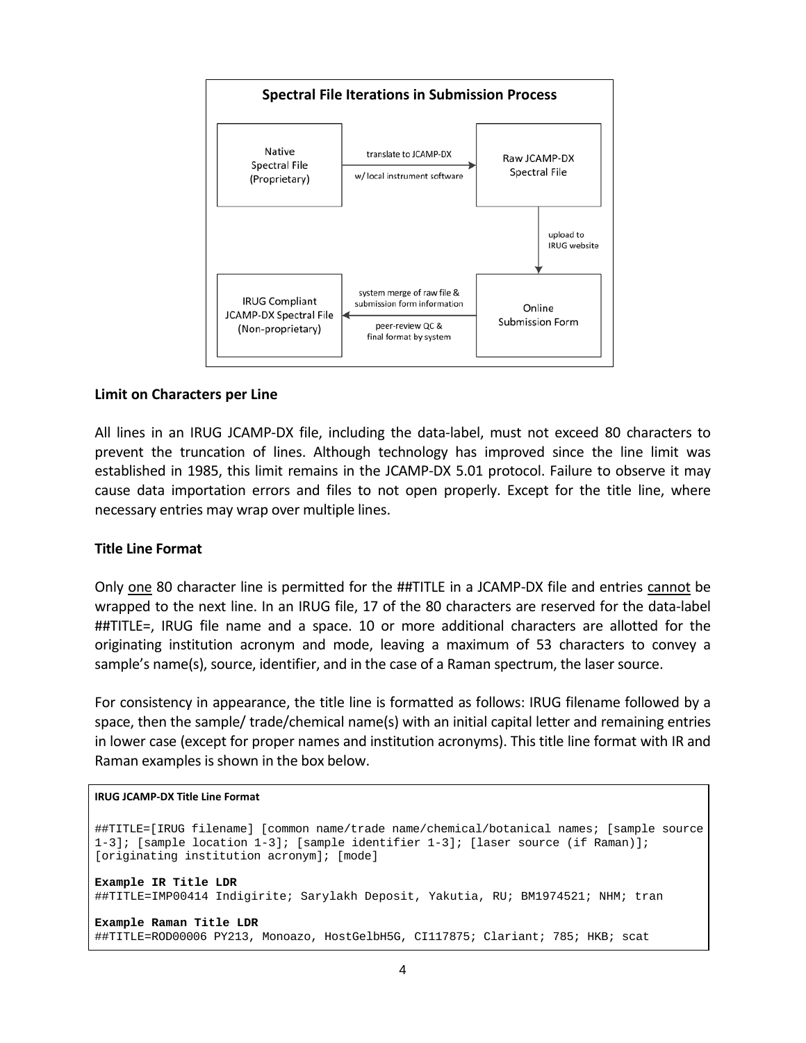**Spectral File Iterations in Submission Process**

Native Spectral File (Proprietary) → translate to JCAMP-DX w/ local instrument software → Raw JCAMP-DX Spectral File → upload to IRUG website → Online Submission Form → system merge of raw file & submission form information; peer-review QC & final format by system → IRUG Compliant JCAMP-DX Spectral File (Non-proprietary)

**Limit on Characters per Line**

All lines in an IRUG JCAMP-DX file, including the data-label, must not exceed 80 characters to prevent the truncation of lines. Although technology has improved since the line limit was established in 1985, this limit remains in the JCAMP-DX 5.01 protocol. Failure to observe it may cause data importation errors and files to not open properly. Except for the title line, where necessary entries may wrap over multiple lines.

**Title Line Format**

Only <u>one</u> 80 character line is permitted for the ##TITLE in a JCAMP-DX file and entries <u>cannot</u> be wrapped to the next line. In an IRUG file, 17 of the 80 characters are reserved for the data-label ##TITLE=, IRUG file name and a space. 10 or more additional characters are allotted for the originating institution acronym and mode, leaving a maximum of 53 characters to convey a sample's name(s), source, identifier, and in the case of a Raman spectrum, the laser source.

For consistency in appearance, the title line is formatted as follows: IRUG filename followed by a space, then the sample/ trade/chemical name(s) with an initial capital letter and remaining entries in lower case (except for proper names and institution acronyms). This title line format with IR and Raman examples is shown in the box below.

**IRUG JCAMP-DX Title Line Format**

```
##TITLE=[IRUG filename] [common name/trade name/chemical/botanical names; [sample source 1-3]; [sample location 1-3]; [sample identifier 1-3]; [laser source (if Raman)]; [originating institution acronym]; [mode]
```

**Example IR Title LDR**

```
##TITLE=IMP00414 Indigirite; Sarylakh Deposit, Yakutia, RU; BM1974521; NHM; tran
```

**Example Raman Title LDR**

```
##TITLE=ROD00006 PY213, Monoazo, HostGelbH5G, CI117875; Clariant; 785; HKB; scat
```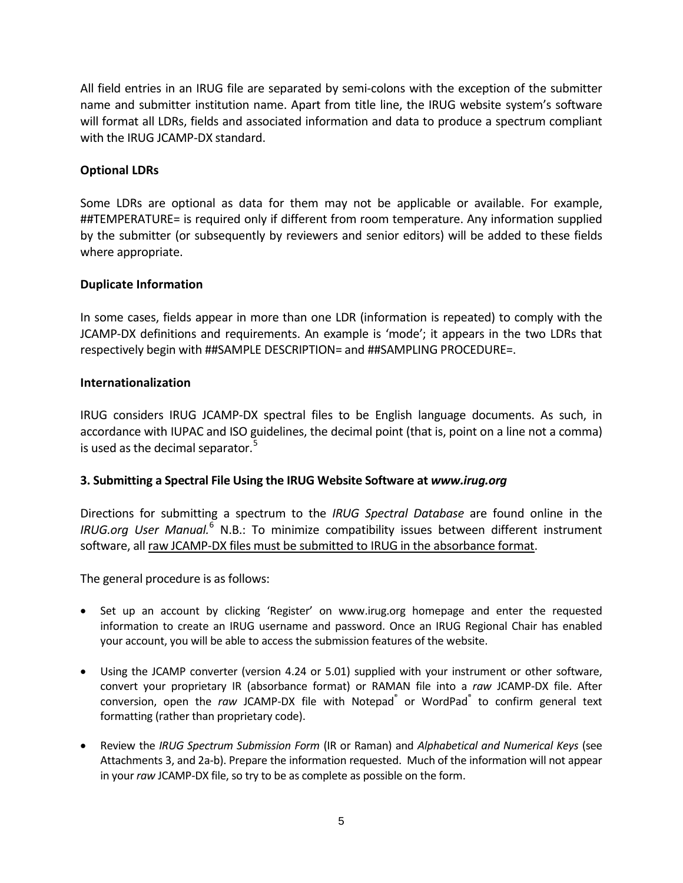All field entries in an IRUG file are separated by semi-colons with the exception of the submitter name and submitter institution name. Apart from title line, the IRUG website system's software will format all LDRs, fields and associated information and data to produce a spectrum compliant with the IRUG JCAMP-DX standard.

**Optional LDRs**

Some LDRs are optional as data for them may not be applicable or available. For example, ##TEMPERATURE= is required only if different from room temperature. Any information supplied by the submitter (or subsequently by reviewers and senior editors) will be added to these fields where appropriate.

**Duplicate Information**

In some cases, fields appear in more than one LDR (information is repeated) to comply with the JCAMP-DX definitions and requirements. An example is 'mode'; it appears in the two LDRs that respectively begin with ##SAMPLE DESCRIPTION= and ##SAMPLING PROCEDURE=.

**Internationalization**

IRUG considers IRUG JCAMP-DX spectral files to be English language documents. As such, in accordance with IUPAC and ISO guidelines, the decimal point (that is, point on a line not a comma) is used as the decimal separator.[5]

**3. Submitting a Spectral File Using the IRUG Website Software at *www.irug.org***

Directions for submitting a spectrum to the *IRUG Spectral Database* are found online in the *IRUG.org User Manual.*[6] N.B.: To minimize compatibility issues between different instrument software, all <u>raw JCAMP-DX files must be submitted to IRUG in the absorbance format</u>.

The general procedure is as follows:

- Set up an account by clicking 'Register' on www.irug.org homepage and enter the requested information to create an IRUG username and password. Once an IRUG Regional Chair has enabled your account, you will be able to access the submission features of the website.

- Using the JCAMP converter (version 4.24 or 5.01) supplied with your instrument or other software, convert your proprietary IR (absorbance format) or RAMAN file into a *raw* JCAMP-DX file. After conversion, open the *raw* JCAMP-DX file with Notepad® or WordPad® to confirm general text formatting (rather than proprietary code).

- Review the *IRUG Spectrum Submission Form* (IR or Raman) and *Alphabetical and Numerical Keys* (see Attachments 3, and 2a-b). Prepare the information requested. Much of the information will not appear in your *raw* JCAMP-DX file, so try to be as complete as possible on the form.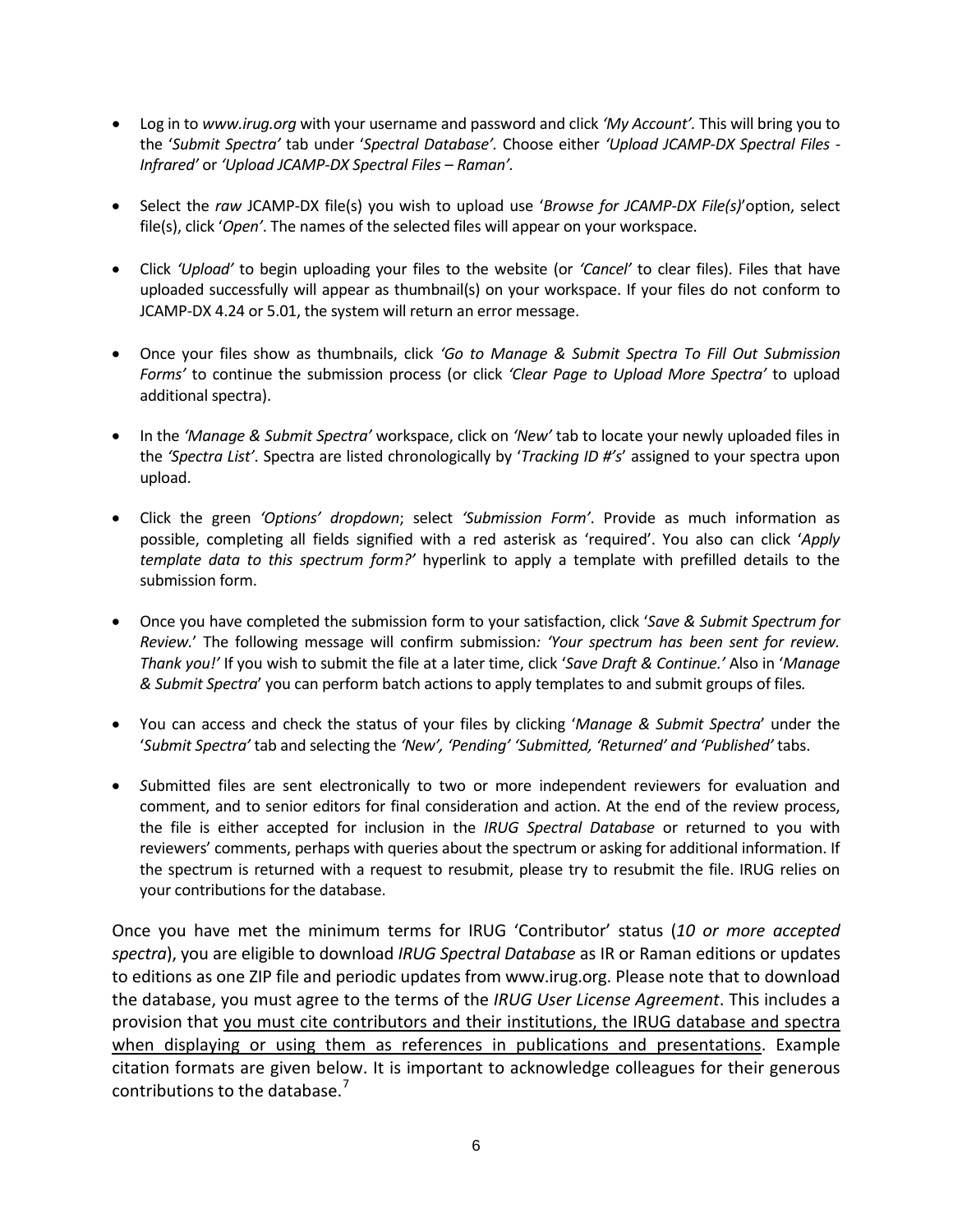- Log in to *www.irug.org* with your username and password and click *'My Account'.* This will bring you to the '*Submit Spectra'* tab under '*Spectral Database'.* Choose either *'Upload JCAMP-DX Spectral Files - Infrared'* or *'Upload JCAMP-DX Spectral Files – Raman'.*

- Select the *raw* JCAMP-DX file(s) you wish to upload use '*Browse for JCAMP-DX File(s)*'option, select file(s), click '*Open'*. The names of the selected files will appear on your workspace.

- Click *'Upload'* to begin uploading your files to the website (or *'Cancel'* to clear files). Files that have uploaded successfully will appear as thumbnail(s) on your workspace. If your files do not conform to JCAMP-DX 4.24 or 5.01, the system will return an error message.

- Once your files show as thumbnails, click *'Go to Manage & Submit Spectra To Fill Out Submission Forms'* to continue the submission process (or click *'Clear Page to Upload More Spectra'* to upload additional spectra).

- In the *'Manage & Submit Spectra'* workspace, click on *'New'* tab to locate your newly uploaded files in the *'Spectra List'*. Spectra are listed chronologically by '*Tracking ID #'s*' assigned to your spectra upon upload.

- Click the green *'Options' dropdown*; select *'Submission Form'*. Provide as much information as possible, completing all fields signified with a red asterisk as 'required'. You also can click '*Apply template data to this spectrum form?'* hyperlink to apply a template with prefilled details to the submission form.

- Once you have completed the submission form to your satisfaction, click '*Save & Submit Spectrum for Review.*' The following message will confirm submission*: 'Your spectrum has been sent for review. Thank you!'* If you wish to submit the file at a later time, click '*Save Draft & Continue.'* Also in '*Manage & Submit Spectra*' you can perform batch actions to apply templates to and submit groups of files*.*

- You can access and check the status of your files by clicking '*Manage & Submit Spectra*' under the '*Submit Spectra'* tab and selecting the *'New', 'Pending' 'Submitted, 'Returned' and 'Published'* tabs.

- *S*ubmitted files are sent electronically to two or more independent reviewers for evaluation and comment, and to senior editors for final consideration and action. At the end of the review process, the file is either accepted for inclusion in the *IRUG Spectral Database* or returned to you with reviewers' comments, perhaps with queries about the spectrum or asking for additional information. If the spectrum is returned with a request to resubmit, please try to resubmit the file. IRUG relies on your contributions for the database.

Once you have met the minimum terms for IRUG 'Contributor' status (*10 or more accepted spectra*), you are eligible to download *IRUG Spectral Database* as IR or Raman editions or updates to editions as one ZIP file and periodic updates from www.irug.org. Please note that to download the database, you must agree to the terms of the *IRUG User License Agreement*. This includes a provision that <u>you must cite contributors and their institutions, the IRUG database and spectra when displaying or using them as references in publications and presentations</u>. Example citation formats are given below. It is important to acknowledge colleagues for their generous contributions to the database.[7]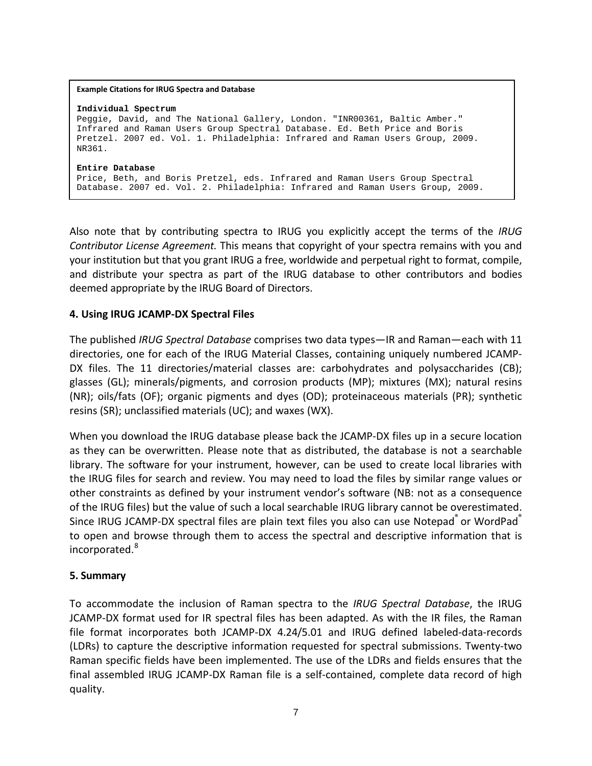**Example Citations for IRUG Spectra and Database**

```
Individual Spectrum
Peggie, David, and The National Gallery, London. "INR00361, Baltic Amber."
Infrared and Raman Users Group Spectral Database. Ed. Beth Price and Boris
Pretzel. 2007 ed. Vol. 1. Philadelphia: Infrared and Raman Users Group, 2009.
NR361.

Entire Database
Price, Beth, and Boris Pretzel, eds. Infrared and Raman Users Group Spectral
Database. 2007 ed. Vol. 2. Philadelphia: Infrared and Raman Users Group, 2009.
```

Also note that by contributing spectra to IRUG you explicitly accept the terms of the *IRUG Contributor License Agreement.* This means that copyright of your spectra remains with you and your institution but that you grant IRUG a free, worldwide and perpetual right to format, compile, and distribute your spectra as part of the IRUG database to other contributors and bodies deemed appropriate by the IRUG Board of Directors.

## 4. Using IRUG JCAMP-DX Spectral Files

The published *IRUG Spectral Database* comprises two data types—IR and Raman—each with 11 directories, one for each of the IRUG Material Classes, containing uniquely numbered JCAMP-DX files. The 11 directories/material classes are: carbohydrates and polysaccharides (CB); glasses (GL); minerals/pigments, and corrosion products (MP); mixtures (MX); natural resins (NR); oils/fats (OF); organic pigments and dyes (OD); proteinaceous materials (PR); synthetic resins (SR); unclassified materials (UC); and waxes (WX).

When you download the IRUG database please back the JCAMP-DX files up in a secure location as they can be overwritten. Please note that as distributed, the database is not a searchable library. The software for your instrument, however, can be used to create local libraries with the IRUG files for search and review. You may need to load the files by similar range values or other constraints as defined by your instrument vendor's software (NB: not as a consequence of the IRUG files) but the value of such a local searchable IRUG library cannot be overestimated. Since IRUG JCAMP-DX spectral files are plain text files you also can use Notepad® or WordPad® to open and browse through them to access the spectral and descriptive information that is incorporated.[8]

## 5. Summary

To accommodate the inclusion of Raman spectra to the *IRUG Spectral Database*, the IRUG JCAMP-DX format used for IR spectral files has been adapted. As with the IR files, the Raman file format incorporates both JCAMP-DX 4.24/5.01 and IRUG defined labeled-data-records (LDRs) to capture the descriptive information requested for spectral submissions. Twenty-two Raman specific fields have been implemented. The use of the LDRs and fields ensures that the final assembled IRUG JCAMP-DX Raman file is a self-contained, complete data record of high quality.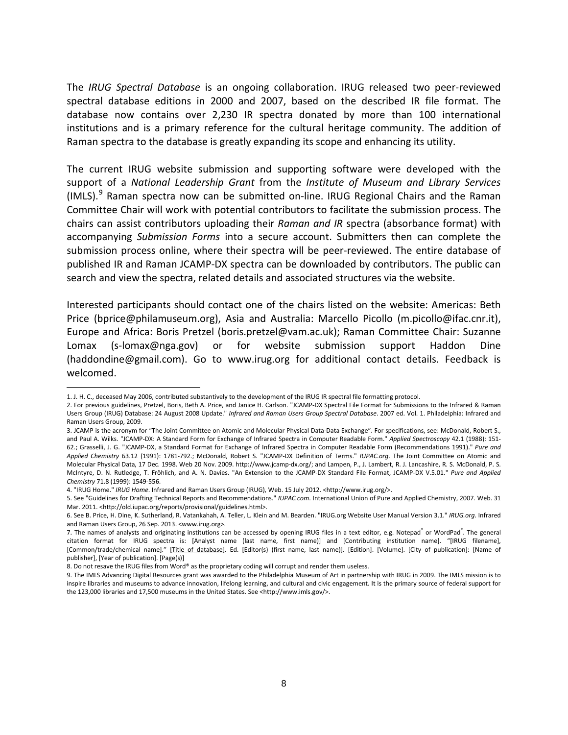The *IRUG Spectral Database* is an ongoing collaboration. IRUG released two peer-reviewed spectral database editions in 2000 and 2007, based on the described IR file format. The database now contains over 2,230 IR spectra donated by more than 100 international institutions and is a primary reference for the cultural heritage community. The addition of Raman spectra to the database is greatly expanding its scope and enhancing its utility.

The current IRUG website submission and supporting software were developed with the support of a *National Leadership Grant* from the *Institute of Museum and Library Services* (IMLS).[9] Raman spectra now can be submitted on-line. IRUG Regional Chairs and the Raman Committee Chair will work with potential contributors to facilitate the submission process. The chairs can assist contributors uploading their *Raman and IR* spectra (absorbance format) with accompanying *Submission Forms* into a secure account. Submitters then can complete the submission process online, where their spectra will be peer-reviewed. The entire database of published IR and Raman JCAMP-DX spectra can be downloaded by contributors. The public can search and view the spectra, related details and associated structures via the website.

Interested participants should contact one of the chairs listed on the website: Americas: Beth Price (bprice@philamuseum.org), Asia and Australia: Marcello Picollo (m.picollo@ifac.cnr.it), Europe and Africa: Boris Pretzel (boris.pretzel@vam.ac.uk); Raman Committee Chair: Suzanne Lomax (s-lomax@nga.gov) or for website submission support Haddon Dine (haddondine@gmail.com). Go to www.irug.org for additional contact details. Feedback is welcomed.

---

1. J. H. C., deceased May 2006, contributed substantively to the development of the IRUG IR spectral file formatting protocol.

2. For previous guidelines, Pretzel, Boris, Beth A. Price, and Janice H. Carlson. "JCAMP-DX Spectral File Format for Submissions to the Infrared & Raman Users Group (IRUG) Database: 24 August 2008 Update." *Infrared and Raman Users Group Spectral Database*. 2007 ed. Vol. 1. Philadelphia: Infrared and Raman Users Group, 2009.

3. JCAMP is the acronym for "The Joint Committee on Atomic and Molecular Physical Data-Data Exchange". For specifications, see: McDonald, Robert S., and Paul A. Wilks. "JCAMP-DX: A Standard Form for Exchange of Infrared Spectra in Computer Readable Form." *Applied Spectroscopy* 42.1 (1988): 151-62.; Grasselli, J. G. "JCAMP-DX, a Standard Format for Exchange of Infrared Spectra in Computer Readable Form (Recommendations 1991)." *Pure and Applied Chemistry* 63.12 (1991): 1781-792.; McDonald, Robert S. "JCAMP-DX Definition of Terms." *IUPAC.org*. The Joint Committee on Atomic and Molecular Physical Data, 17 Dec. 1998. Web 20 Nov. 2009. http://www.jcamp-dx.org/; and Lampen, P., J. Lambert, R. J. Lancashire, R. S. McDonald, P. S. McIntyre, D. N. Rutledge, T. Fröhlich, and A. N. Davies. "An Extension to the JCAMP-DX Standard File Format, JCAMP-DX V.5.01." *Pure and Applied Chemistry* 71.8 (1999): 1549-556.

4. "IRUG Home." *IRUG Home*. Infrared and Raman Users Group (IRUG), Web. 15 July 2012. <http://www.irug.org/>.

5. See "Guidelines for Drafting Technical Reports and Recommendations." *IUPAC.com*. International Union of Pure and Applied Chemistry, 2007. Web. 31 Mar. 2011. <http://old.iupac.org/reports/provisional/guidelines.html>.

6. See B. Price, H. Dine, K. Sutherland, R. Vatankahah, A. Teller, L. Klein and M. Bearden. "IRUG.org Website User Manual Version 3.1." *IRUG.org*. Infrared and Raman Users Group, 26 Sep. 2013. <www.irug.org>.

7. The names of analysts and originating institutions can be accessed by opening IRUG files in a text editor, e.g. Notepad® or WordPad®. The general citation format for IRUG spectra is: [Analyst name (last name, first name)] and [Contributing institution name]. "[IRUG filename], [Common/trade/chemical name]." [Title of database]. Ed. [Editor(s) (first name, last name)]. [Edition]. [Volume]. [City of publication]: [Name of publisher], [Year of publication]. [Page(s)]

8. Do not resave the IRUG files from Word® as the proprietary coding will corrupt and render them useless.

9. The IMLS Advancing Digital Resources grant was awarded to the Philadelphia Museum of Art in partnership with IRUG in 2009. The IMLS mission is to inspire libraries and museums to advance innovation, lifelong learning, and cultural and civic engagement. It is the primary source of federal support for the 123,000 libraries and 17,500 museums in the United States. See <http://www.imls.gov/>.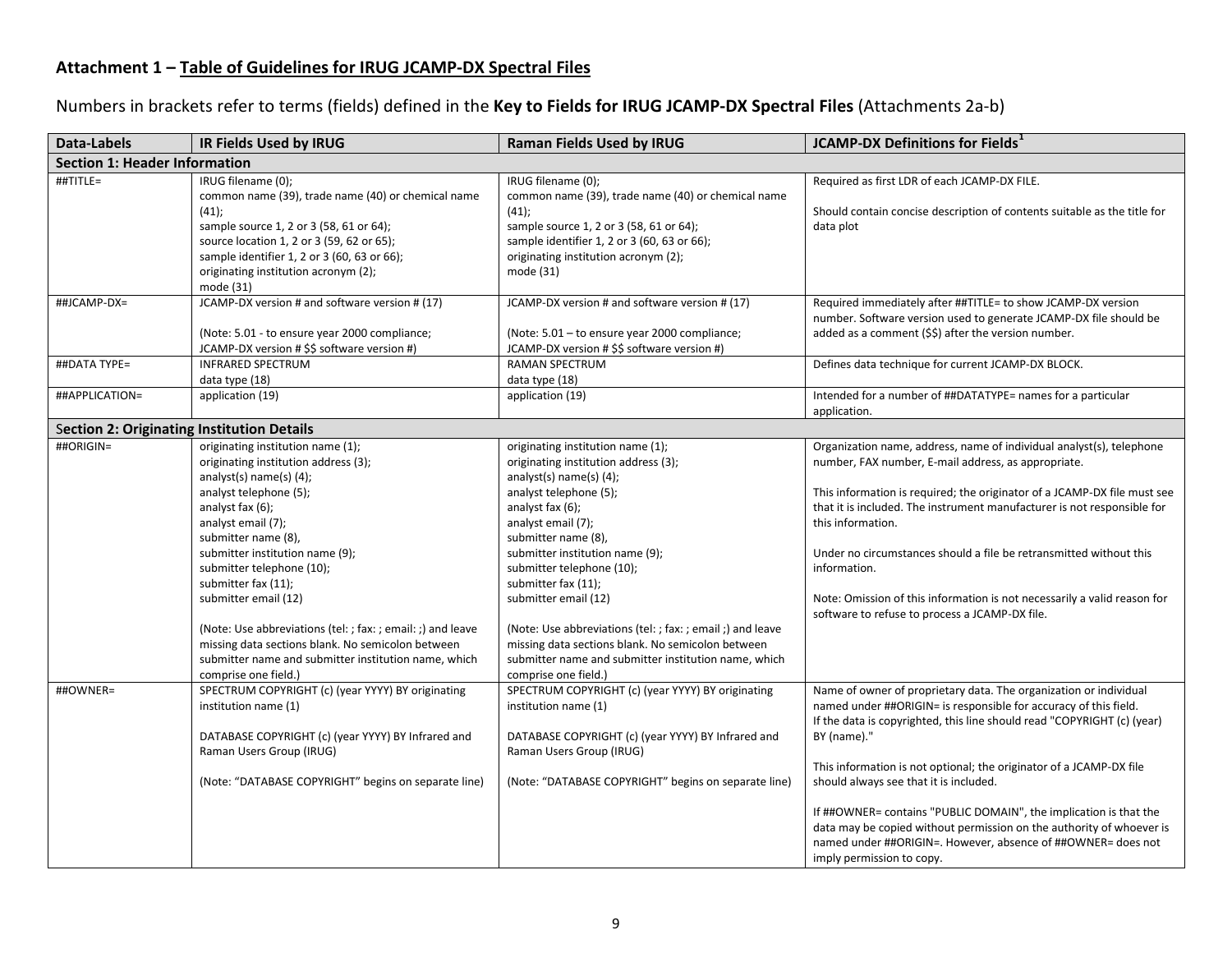**Attachment 1 – Table of Guidelines for IRUG JCAMP-DX Spectral Files**

Numbers in brackets refer to terms (fields) defined in the **Key to Fields for IRUG JCAMP-DX Spectral Files** (Attachments 2a-b)

| Data-Labels | IR Fields Used by IRUG | Raman Fields Used by IRUG | JCAMP-DX Definitions for Fields[1] |
|---|---|---|---|
| **Section 1: Header Information** | | | |
| ##TITLE= | IRUG filename (0);<br>common name (39), trade name (40) or chemical name (41);<br>sample source 1, 2 or 3 (58, 61 or 64);<br>source location 1, 2 or 3 (59, 62 or 65);<br>sample identifier 1, 2 or 3 (60, 63 or 66);<br>originating institution acronym (2);<br>mode (31) | IRUG filename (0);<br>common name (39), trade name (40) or chemical name (41);<br>sample source 1, 2 or 3 (58, 61 or 64);<br>sample identifier 1, 2 or 3 (60, 63 or 66);<br>originating institution acronym (2);<br>mode (31) | Required as first LDR of each JCAMP-DX FILE.<br><br>Should contain concise description of contents suitable as the title for data plot |
| ##JCAMP-DX= | JCAMP-DX version # and software version # (17)<br><br>(Note: 5.01 - to ensure year 2000 compliance;<br>JCAMP-DX version # $$ software version #) | JCAMP-DX version # and software version # (17)<br><br>(Note: 5.01 – to ensure year 2000 compliance;<br>JCAMP-DX version # $$ software version #) | Required immediately after ##TITLE= to show JCAMP-DX version number. Software version used to generate JCAMP-DX file should be added as a comment ($$) after the version number. |
| ##DATA TYPE= | INFRARED SPECTRUM<br>data type (18) | RAMAN SPECTRUM<br>data type (18) | Defines data technique for current JCAMP-DX BLOCK. |
| ##APPLICATION= | application (19) | application (19) | Intended for a number of ##DATATYPE= names for a particular application. |
| **Section 2: Originating Institution Details** | | | |
| ##ORIGIN= | originating institution name (1);<br>originating institution address (3);<br>analyst(s) name(s) (4);<br>analyst telephone (5);<br>analyst fax (6);<br>analyst email (7);<br>submitter name (8),<br>submitter institution name (9);<br>submitter telephone (10);<br>submitter fax (11);<br>submitter email (12)<br><br>(Note: Use abbreviations (tel: ; fax: ; email: ;) and leave missing data sections blank. No semicolon between submitter name and submitter institution name, which comprise one field.) | originating institution name (1);<br>originating institution address (3);<br>analyst(s) name(s) (4);<br>analyst telephone (5);<br>analyst fax (6);<br>analyst email (7);<br>submitter name (8),<br>submitter institution name (9);<br>submitter telephone (10);<br>submitter fax (11);<br>submitter email (12)<br><br>(Note: Use abbreviations (tel: ; fax: ; email ;) and leave missing data sections blank. No semicolon between submitter name and submitter institution name, which comprise one field.) | Organization name, address, name of individual analyst(s), telephone number, FAX number, E-mail address, as appropriate.<br><br>This information is required; the originator of a JCAMP-DX file must see that it is included. The instrument manufacturer is not responsible for this information.<br><br>Under no circumstances should a file be retransmitted without this information.<br><br>Note: Omission of this information is not necessarily a valid reason for software to refuse to process a JCAMP-DX file. |
| ##OWNER= | SPECTRUM COPYRIGHT (c) (year YYYY) BY originating institution name (1)<br><br>DATABASE COPYRIGHT (c) (year YYYY) BY Infrared and Raman Users Group (IRUG)<br><br>(Note: "DATABASE COPYRIGHT" begins on separate line) | SPECTRUM COPYRIGHT (c) (year YYYY) BY originating institution name (1)<br><br>DATABASE COPYRIGHT (c) (year YYYY) BY Infrared and Raman Users Group (IRUG)<br><br>(Note: "DATABASE COPYRIGHT" begins on separate line) | Name of owner of proprietary data. The organization or individual named under ##ORIGIN= is responsible for accuracy of this field. If the data is copyrighted, this line should read "COPYRIGHT (c) (year) BY (name)."<br><br>This information is not optional; the originator of a JCAMP-DX file should always see that it is included.<br><br>If ##OWNER= contains "PUBLIC DOMAIN", the implication is that the data may be copied without permission on the authority of whoever is named under ##ORIGIN=. However, absence of ##OWNER= does not imply permission to copy. |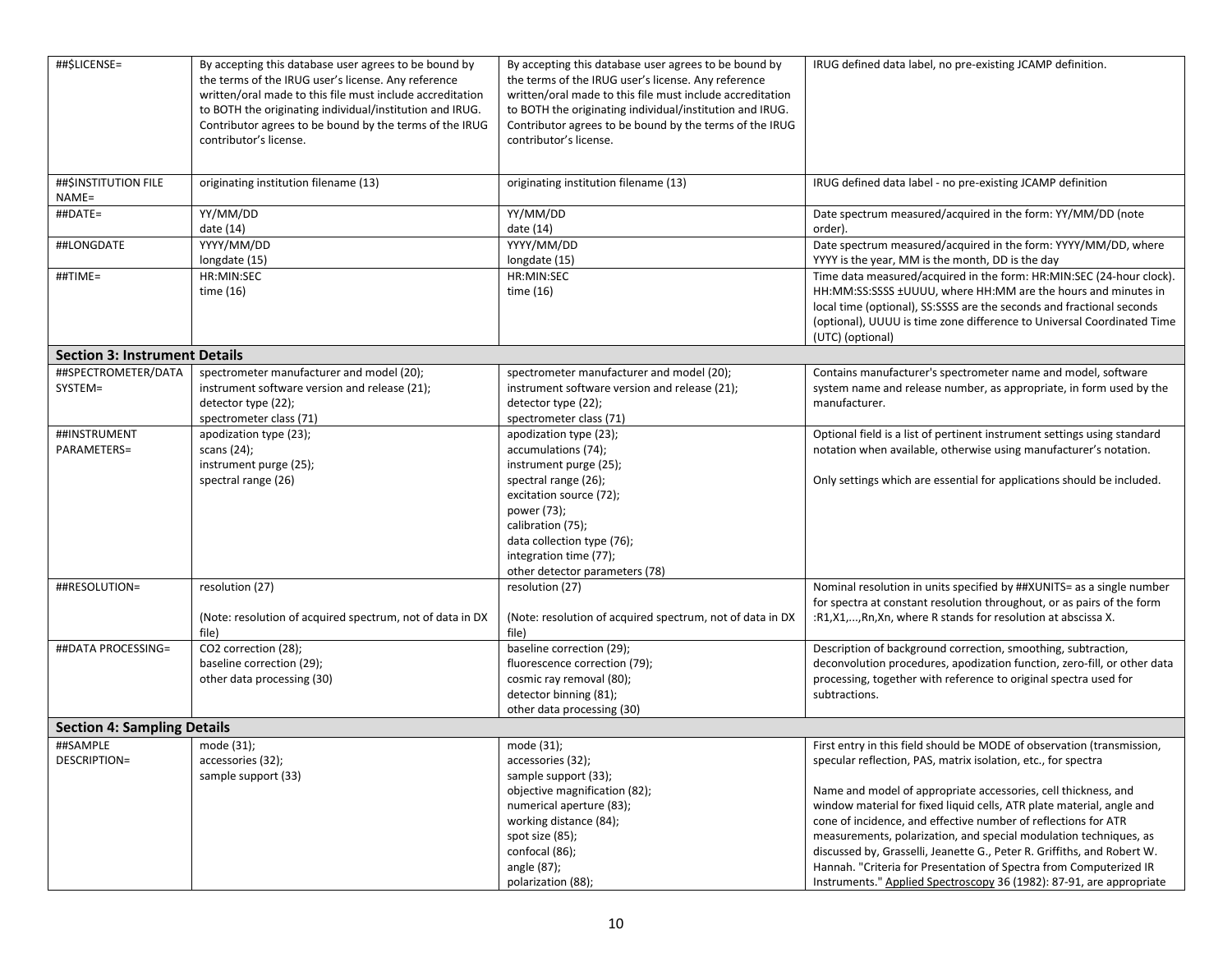| | | | |
|---|---|---|---|
| ##$LICENSE= | By accepting this database user agrees to be bound by the terms of the IRUG user's license. Any reference written/oral made to this file must include accreditation to BOTH the originating individual/institution and IRUG. Contributor agrees to be bound by the terms of the IRUG contributor's license. | By accepting this database user agrees to be bound by the terms of the IRUG user's license. Any reference written/oral made to this file must include accreditation to BOTH the originating individual/institution and IRUG. Contributor agrees to be bound by the terms of the IRUG contributor's license. | IRUG defined data label, no pre-existing JCAMP definition. |
| ##$INSTITUTION FILE NAME= | originating institution filename (13) | originating institution filename (13) | IRUG defined data label - no pre-existing JCAMP definition |
| ##DATE= | YY/MM/DD<br>date (14) | YY/MM/DD<br>date (14) | Date spectrum measured/acquired in the form: YY/MM/DD (note order). |
| ##LONGDATE | YYYY/MM/DD<br>longdate (15) | YYYY/MM/DD<br>longdate (15) | Date spectrum measured/acquired in the form: YYYY/MM/DD, where YYYY is the year, MM is the month, DD is the day |
| ##TIME= | HR:MIN:SEC<br>time (16) | HR:MIN:SEC<br>time (16) | Time data measured/acquired in the form: HR:MIN:SEC (24-hour clock). HH:MM:SS:SSSS ±UUUU, where HH:MM are the hours and minutes in local time (optional), SS:SSSS are the seconds and fractional seconds (optional), UUUU is time zone difference to Universal Coordinated Time (UTC) (optional) |
| **Section 3: Instrument Details** | | | |
| ##SPECTROMETER/DATA SYSTEM= | spectrometer manufacturer and model (20);<br>instrument software version and release (21);<br>detector type (22);<br>spectrometer class (71) | spectrometer manufacturer and model (20);<br>instrument software version and release (21);<br>detector type (22);<br>spectrometer class (71) | Contains manufacturer's spectrometer name and model, software system name and release number, as appropriate, in form used by the manufacturer. |
| ##INSTRUMENT PARAMETERS= | apodization type (23);<br>scans (24);<br>instrument purge (25);<br>spectral range (26) | apodization type (23);<br>accumulations (74);<br>instrument purge (25);<br>spectral range (26);<br>excitation source (72);<br>power (73);<br>calibration (75);<br>data collection type (76);<br>integration time (77);<br>other detector parameters (78) | Optional field is a list of pertinent instrument settings using standard notation when available, otherwise using manufacturer's notation.<br><br>Only settings which are essential for applications should be included. |
| ##RESOLUTION= | resolution (27)<br><br>(Note: resolution of acquired spectrum, not of data in DX file) | resolution (27)<br><br>(Note: resolution of acquired spectrum, not of data in DX file) | Nominal resolution in units specified by ##XUNITS= as a single number for spectra at constant resolution throughout, or as pairs of the form :R1,X1,...,Rn,Xn, where R stands for resolution at abscissa X. |
| ##DATA PROCESSING= | CO2 correction (28);<br>baseline correction (29);<br>other data processing (30) | baseline correction (29);<br>fluorescence correction (79);<br>cosmic ray removal (80);<br>detector binning (81);<br>other data processing (30) | Description of background correction, smoothing, subtraction, deconvolution procedures, apodization function, zero-fill, or other data processing, together with reference to original spectra used for subtractions. |
| **Section 4: Sampling Details** | | | |
| ##SAMPLE DESCRIPTION= | mode (31);<br>accessories (32);<br>sample support (33) | mode (31);<br>accessories (32);<br>sample support (33);<br>objective magnification (82);<br>numerical aperture (83);<br>working distance (84);<br>spot size (85);<br>confocal (86);<br>angle (87);<br>polarization (88); | First entry in this field should be MODE of observation (transmission, specular reflection, PAS, matrix isolation, etc., for spectra<br><br>Name and model of appropriate accessories, cell thickness, and window material for fixed liquid cells, ATR plate material, angle and cone of incidence, and effective number of reflections for ATR measurements, polarization, and special modulation techniques, as discussed by, Grasselli, Jeanette G., Peter R. Griffiths, and Robert W. Hannah. "Criteria for Presentation of Spectra from Computerized IR Instruments." Applied Spectroscopy 36 (1982): 87-91, are appropriate |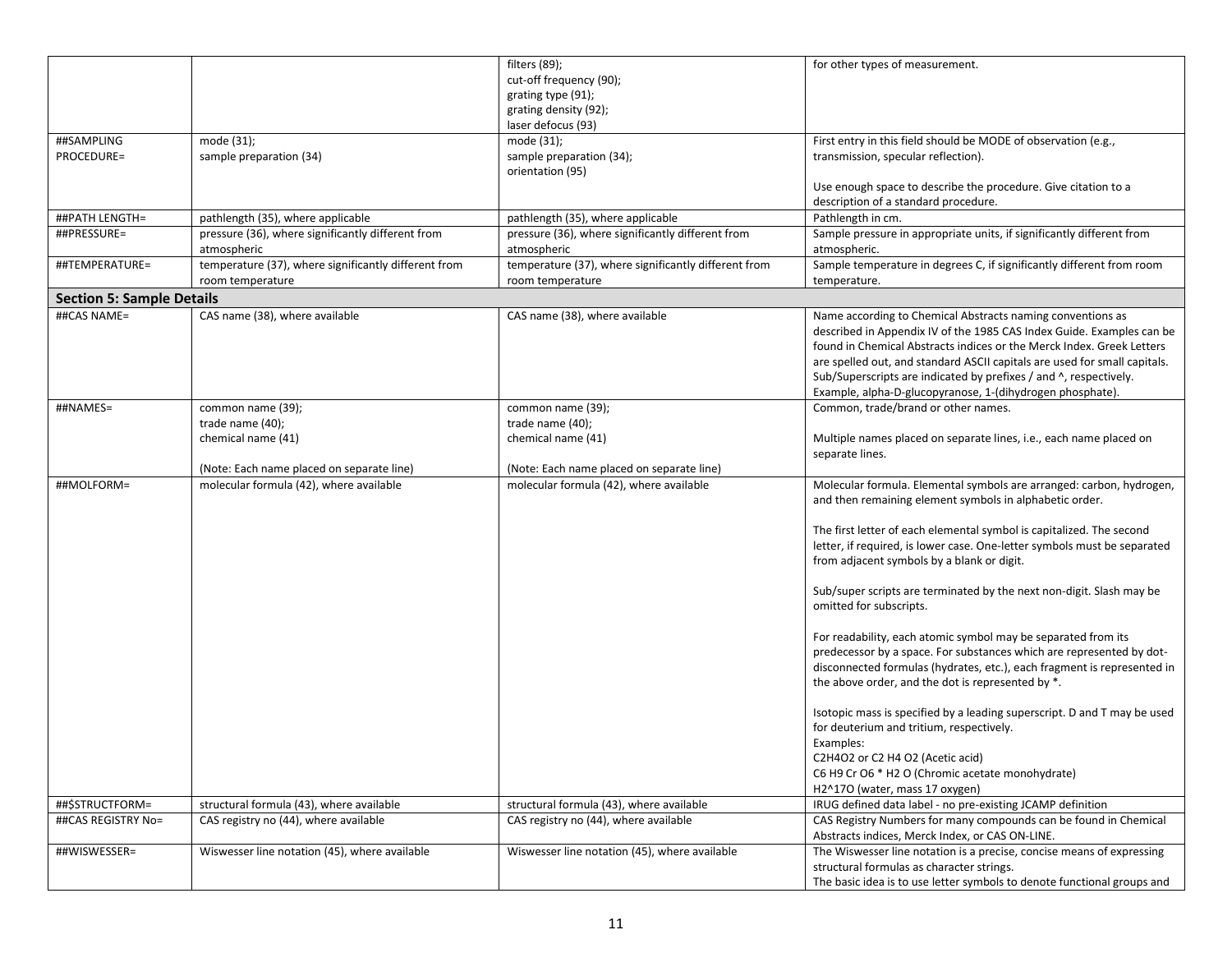| | | | |
|---|---|---|---|
| | | filters (89);<br>cut-off frequency (90);<br>grating type (91);<br>grating density (92);<br>laser defocus (93) | for other types of measurement. |
| ##SAMPLING PROCEDURE= | mode (31);<br>sample preparation (34) | mode (31);<br>sample preparation (34);<br>orientation (95) | First entry in this field should be MODE of observation (e.g., transmission, specular reflection).<br><br>Use enough space to describe the procedure. Give citation to a description of a standard procedure. |
| ##PATH LENGTH= | pathlength (35), where applicable | pathlength (35), where applicable | Pathlength in cm. |
| ##PRESSURE= | pressure (36), where significantly different from atmospheric | pressure (36), where significantly different from atmospheric | Sample pressure in appropriate units, if significantly different from atmospheric. |
| ##TEMPERATURE= | temperature (37), where significantly different from room temperature | temperature (37), where significantly different from room temperature | Sample temperature in degrees C, if significantly different from room temperature. |
| **Section 5: Sample Details** | | | |
| ##CAS NAME= | CAS name (38), where available | CAS name (38), where available | Name according to Chemical Abstracts naming conventions as described in Appendix IV of the 1985 CAS Index Guide. Examples can be found in Chemical Abstracts indices or the Merck Index. Greek Letters are spelled out, and standard ASCII capitals are used for small capitals. Sub/Superscripts are indicated by prefixes / and ^, respectively. Example, alpha-D-glucopyranose, 1-(dihydrogen phosphate). |
| ##NAMES= | common name (39);<br>trade name (40);<br>chemical name (41)<br><br>(Note: Each name placed on separate line) | common name (39);<br>trade name (40);<br>chemical name (41)<br><br>(Note: Each name placed on separate line) | Common, trade/brand or other names.<br><br>Multiple names placed on separate lines, i.e., each name placed on separate lines. |
| ##MOLFORM= | molecular formula (42), where available | molecular formula (42), where available | Molecular formula. Elemental symbols are arranged: carbon, hydrogen, and then remaining element symbols in alphabetic order.<br><br>The first letter of each elemental symbol is capitalized. The second letter, if required, is lower case. One-letter symbols must be separated from adjacent symbols by a blank or digit.<br><br>Sub/super scripts are terminated by the next non-digit. Slash may be omitted for subscripts.<br><br>For readability, each atomic symbol may be separated from its predecessor by a space. For substances which are represented by dot-disconnected formulas (hydrates, etc.), each fragment is represented in the above order, and the dot is represented by *.<br><br>Isotopic mass is specified by a leading superscript. D and T may be used for deuterium and tritium, respectively.<br>Examples:<br>C2H4O2 or C2 H4 O2 (Acetic acid)<br>C6 H9 Cr O6 * H2 O (Chromic acetate monohydrate)<br>H2^17O (water, mass 17 oxygen) |
| ##$STRUCTFORM= | structural formula (43), where available | structural formula (43), where available | IRUG defined data label - no pre-existing JCAMP definition |
| ##CAS REGISTRY No= | CAS registry no (44), where available | CAS registry no (44), where available | CAS Registry Numbers for many compounds can be found in Chemical Abstracts indices, Merck Index, or CAS ON-LINE. |
| ##WISWESSER= | Wiswesser line notation (45), where available | Wiswesser line notation (45), where available | The Wiswesser line notation is a precise, concise means of expressing structural formulas as character strings.<br>The basic idea is to use letter symbols to denote functional groups and |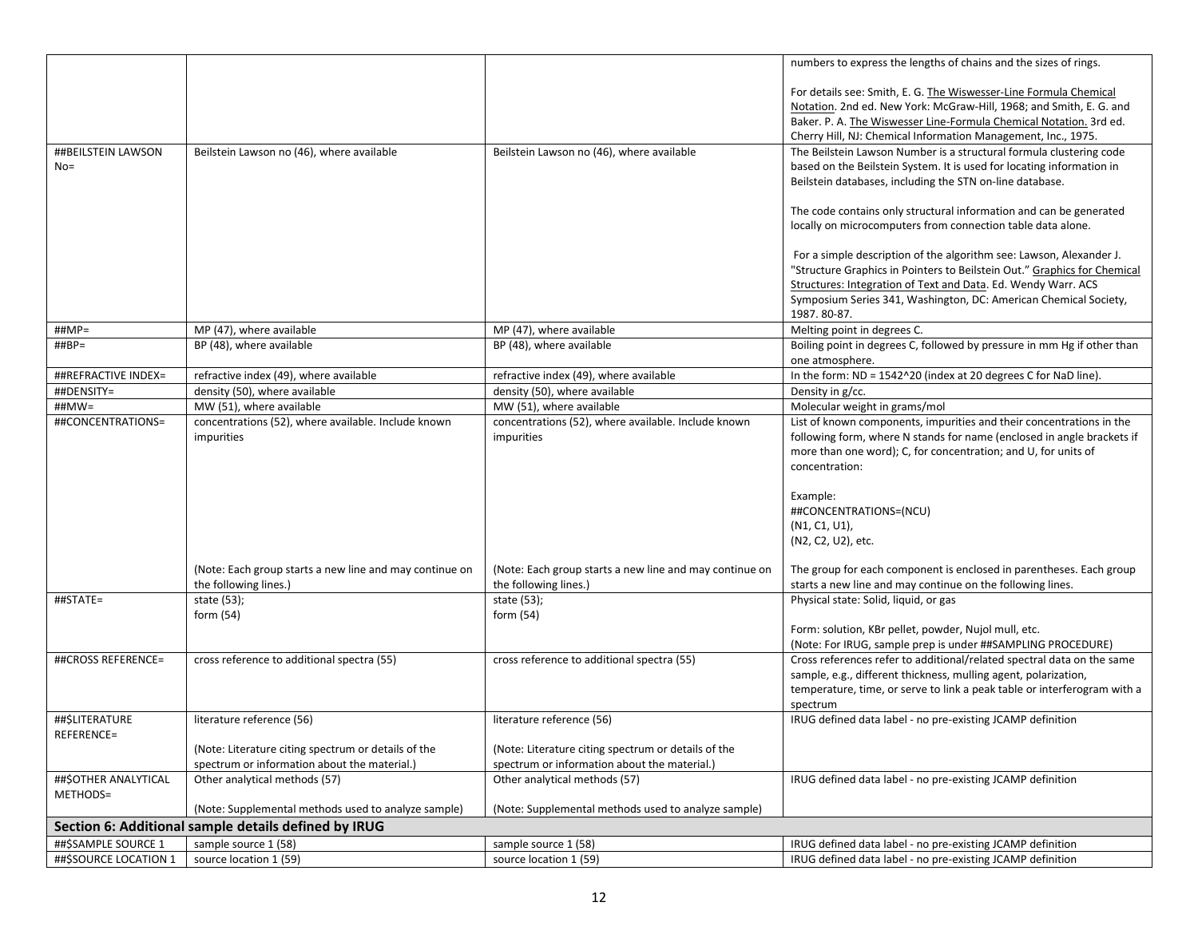| | | | |
|---|---|---|---|
| | | | numbers to express the lengths of chains and the sizes of rings.<br><br>For details see: Smith, E. G. The Wiswesser-Line Formula Chemical Notation. 2nd ed. New York: McGraw-Hill, 1968; and Smith, E. G. and Baker. P. A. The Wiswesser Line-Formula Chemical Notation. 3rd ed. Cherry Hill, NJ: Chemical Information Management, Inc., 1975. |
| ##BEILSTEIN LAWSON No= | Beilstein Lawson no (46), where available | Beilstein Lawson no (46), where available | The Beilstein Lawson Number is a structural formula clustering code based on the Beilstein System. It is used for locating information in Beilstein databases, including the STN on-line database.<br><br>The code contains only structural information and can be generated locally on microcomputers from connection table data alone.<br><br>For a simple description of the algorithm see: Lawson, Alexander J. "Structure Graphics in Pointers to Beilstein Out." Graphics for Chemical Structures: Integration of Text and Data. Ed. Wendy Warr. ACS Symposium Series 341, Washington, DC: American Chemical Society, 1987. 80-87. |
| ##MP= | MP (47), where available | MP (47), where available | Melting point in degrees C. |
| ##BP= | BP (48), where available | BP (48), where available | Boiling point in degrees C, followed by pressure in mm Hg if other than one atmosphere. |
| ##REFRACTIVE INDEX= | refractive index (49), where available | refractive index (49), where available | In the form: ND = 1542^20 (index at 20 degrees C for NaD line). |
| ##DENSITY= | density (50), where available | density (50), where available | Density in g/cc. |
| ##MW= | MW (51), where available | MW (51), where available | Molecular weight in grams/mol |
| ##CONCENTRATIONS= | concentrations (52), where available. Include known impurities<br><br>(Note: Each group starts a new line and may continue on the following lines.) | concentrations (52), where available. Include known impurities<br><br>(Note: Each group starts a new line and may continue on the following lines.) | List of known components, impurities and their concentrations in the following form, where N stands for name (enclosed in angle brackets if more than one word); C, for concentration; and U, for units of concentration:<br><br>Example:<br>##CONCENTRATIONS=(NCU)<br>(N1, C1, U1),<br>(N2, C2, U2), etc.<br><br>The group for each component is enclosed in parentheses. Each group starts a new line and may continue on the following lines. |
| ##STATE= | state (53);<br>form (54) | state (53);<br>form (54) | Physical state: Solid, liquid, or gas<br><br>Form: solution, KBr pellet, powder, Nujol mull, etc.<br>(Note: For IRUG, sample prep is under ##SAMPLING PROCEDURE) |
| ##CROSS REFERENCE= | cross reference to additional spectra (55) | cross reference to additional spectra (55) | Cross references refer to additional/related spectral data on the same sample, e.g., different thickness, mulling agent, polarization, temperature, time, or serve to link a peak table or interferogram with a spectrum |
| ##$LITERATURE REFERENCE= | literature reference (56)<br><br>(Note: Literature citing spectrum or details of the spectrum or information about the material.) | literature reference (56)<br><br>(Note: Literature citing spectrum or details of the spectrum or information about the material.) | IRUG defined data label - no pre-existing JCAMP definition |
| ##$OTHER ANALYTICAL METHODS= | Other analytical methods (57)<br><br>(Note: Supplemental methods used to analyze sample) | Other analytical methods (57)<br><br>(Note: Supplemental methods used to analyze sample) | IRUG defined data label - no pre-existing JCAMP definition |
| **Section 6: Additional sample details defined by IRUG** | | | |
| ##$SAMPLE SOURCE 1 | sample source 1 (58) | sample source 1 (58) | IRUG defined data label - no pre-existing JCAMP definition |
| ##$SOURCE LOCATION 1 | source location 1 (59) | source location 1 (59) | IRUG defined data label - no pre-existing JCAMP definition |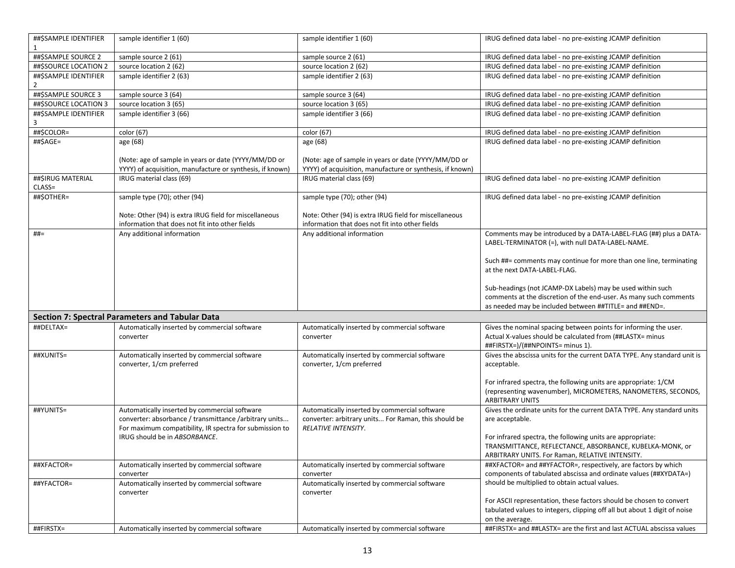| | | | |
|---|---|---|---|
| ##$SAMPLE IDENTIFIER 1 | sample identifier 1 (60) | sample identifier 1 (60) | IRUG defined data label - no pre-existing JCAMP definition |
| ##$SAMPLE SOURCE 2 | sample source 2 (61) | sample source 2 (61) | IRUG defined data label - no pre-existing JCAMP definition |
| ##$SOURCE LOCATION 2 | source location 2 (62) | source location 2 (62) | IRUG defined data label - no pre-existing JCAMP definition |
| ##$SAMPLE IDENTIFIER 2 | sample identifier 2 (63) | sample identifier 2 (63) | IRUG defined data label - no pre-existing JCAMP definition |
| ##$SAMPLE SOURCE 3 | sample source 3 (64) | sample source 3 (64) | IRUG defined data label - no pre-existing JCAMP definition |
| ##$SOURCE LOCATION 3 | source location 3 (65) | source location 3 (65) | IRUG defined data label - no pre-existing JCAMP definition |
| ##$SAMPLE IDENTIFIER 3 | sample identifier 3 (66) | sample identifier 3 (66) | IRUG defined data label - no pre-existing JCAMP definition |
| ##$COLOR= | color (67) | color (67) | IRUG defined data label - no pre-existing JCAMP definition |
| ##$AGE= | age (68)<br><br>(Note: age of sample in years or date (YYYY/MM/DD or YYYY) of acquisition, manufacture or synthesis, if known) | age (68)<br><br>(Note: age of sample in years or date (YYYY/MM/DD or YYYY) of acquisition, manufacture or synthesis, if known) | IRUG defined data label - no pre-existing JCAMP definition |
| ##$IRUG MATERIAL CLASS= | IRUG material class (69) | IRUG material class (69) | IRUG defined data label - no pre-existing JCAMP definition |
| ##$OTHER= | sample type (70); other (94)<br><br>Note: Other (94) is extra IRUG field for miscellaneous information that does not fit into other fields | sample type (70); other (94)<br><br>Note: Other (94) is extra IRUG field for miscellaneous information that does not fit into other fields | IRUG defined data label - no pre-existing JCAMP definition |
| ##= | Any additional information | Any additional information | Comments may be introduced by a DATA-LABEL-FLAG (##) plus a DATA-LABEL-TERMINATOR (=), with null DATA-LABEL-NAME.<br><br>Such ##= comments may continue for more than one line, terminating at the next DATA-LABEL-FLAG.<br><br>Sub-headings (not JCAMP-DX Labels) may be used within such comments at the discretion of the end-user. As many such comments as needed may be included between ##TITLE= and ##END=. |
| **Section 7: Spectral Parameters and Tabular Data** | | | |
| ##DELTAX= | Automatically inserted by commercial software converter | Automatically inserted by commercial software converter | Gives the nominal spacing between points for informing the user. Actual X-values should be calculated from (##LASTX= minus ##FIRSTX=)/(##NPOINTS= minus 1). |
| ##XUNITS= | Automatically inserted by commercial software converter, 1/cm preferred | Automatically inserted by commercial software converter, 1/cm preferred | Gives the abscissa units for the current DATA TYPE. Any standard unit is acceptable.<br><br>For infrared spectra, the following units are appropriate: 1/CM (representing wavenumber), MICROMETERS, NANOMETERS, SECONDS, ARBITRARY UNITS |
| ##YUNITS= | Automatically inserted by commercial software converter: absorbance / transmittance /arbitrary units... For maximum compatibility, IR spectra for submission to IRUG should be in *ABSORBANCE*. | Automatically inserted by commercial software converter: arbitrary units... For Raman, this should be *RELATIVE INTENSITY*. | Gives the ordinate units for the current DATA TYPE. Any standard units are acceptable.<br><br>For infrared spectra, the following units are appropriate: TRANSMITTANCE, REFLECTANCE, ABSORBANCE, KUBELKA-MONK, or ARBITRARY UNITS. For Raman, RELATIVE INTENSITY. |
| ##XFACTOR= | Automatically inserted by commercial software converter | Automatically inserted by commercial software converter | ##XFACTOR= and ##YFACTOR=, respectively, are factors by which components of tabulated abscissa and ordinate values (##XYDATA=) should be multiplied to obtain actual values.<br><br>For ASCII representation, these factors should be chosen to convert tabulated values to integers, clipping off all but about 1 digit of noise on the average. |
| ##YFACTOR= | Automatically inserted by commercial software converter | Automatically inserted by commercial software converter | |
| ##FIRSTX= | Automatically inserted by commercial software | Automatically inserted by commercial software | ##FIRSTX= and ##LASTX= are the first and last ACTUAL abscissa values |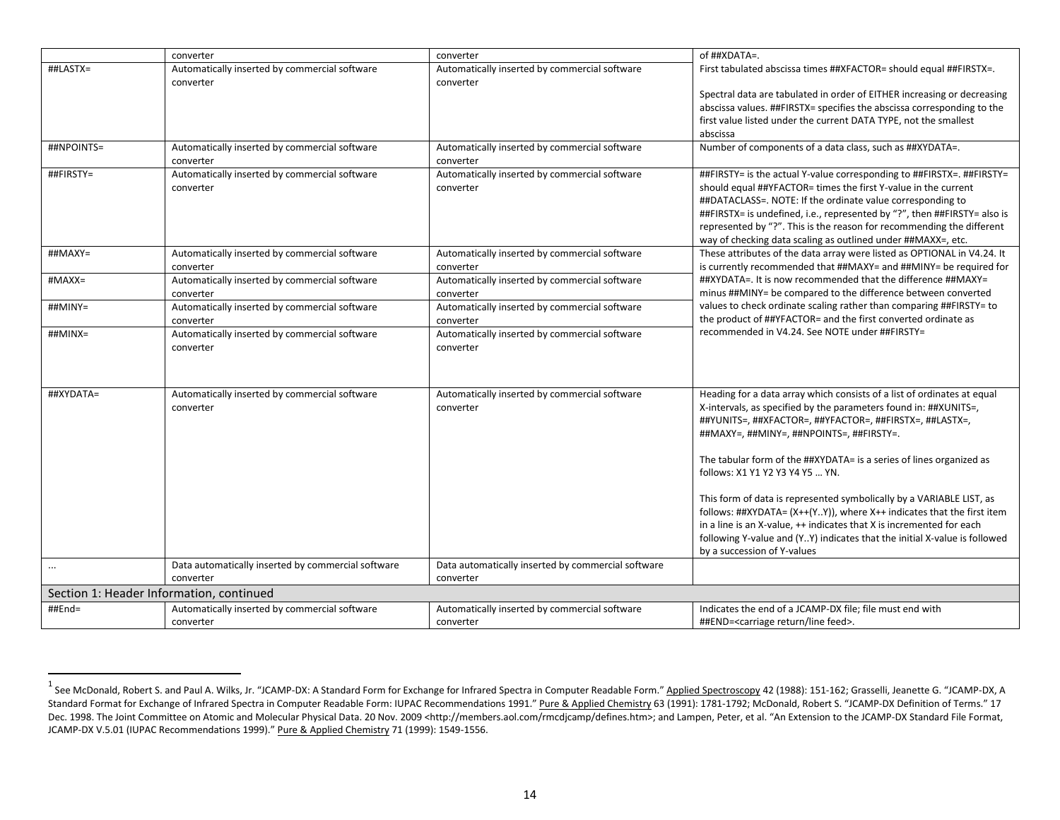| | | | |
|---|---|---|---|
| | converter | converter | of ##XDATA=. |
| ##LASTX= | Automatically inserted by commercial software converter | Automatically inserted by commercial software converter | First tabulated abscissa times ##XFACTOR= should equal ##FIRSTX=.<br><br>Spectral data are tabulated in order of EITHER increasing or decreasing abscissa values. ##FIRSTX= specifies the abscissa corresponding to the first value listed under the current DATA TYPE, not the smallest abscissa |
| ##NPOINTS= | Automatically inserted by commercial software converter | Automatically inserted by commercial software converter | Number of components of a data class, such as ##XYDATA=. |
| ##FIRSTY= | Automatically inserted by commercial software converter | Automatically inserted by commercial software converter | ##FIRSTY= is the actual Y-value corresponding to ##FIRSTX=. ##FIRSTY= should equal ##YFACTOR= times the first Y-value in the current ##DATACLASS=. NOTE: If the ordinate value corresponding to ##FIRSTX= is undefined, i.e., represented by "?", then ##FIRSTY= also is represented by "?". This is the reason for recommending the different way of checking data scaling as outlined under ##MAXX=, etc. |
| ##MAXY= | Automatically inserted by commercial software converter | Automatically inserted by commercial software converter | These attributes of the data array were listed as OPTIONAL in V4.24. It is currently recommended that ##MAXY= and ##MINY= be required for ##XYDATA=. It is now recommended that the difference ##MAXY= minus ##MINY= be compared to the difference between converted values to check ordinate scaling rather than comparing ##FIRSTY= to the product of ##YFACTOR= and the first converted ordinate as recommended in V4.24. See NOTE under ##FIRSTY= |
| #MAXX= | Automatically inserted by commercial software converter | Automatically inserted by commercial software converter | |
| ##MINY= | Automatically inserted by commercial software converter | Automatically inserted by commercial software converter | |
| ##MINX= | Automatically inserted by commercial software converter | Automatically inserted by commercial software converter | |
| ##XYDATA= | Automatically inserted by commercial software converter | Automatically inserted by commercial software converter | Heading for a data array which consists of a list of ordinates at equal X-intervals, as specified by the parameters found in: ##XUNITS=, ##YUNITS=, ##XFACTOR=, ##YFACTOR=, ##FIRSTX=, ##LASTX=, ##MAXY=, ##MINY=, ##NPOINTS=, ##FIRSTY=.<br><br>The tabular form of the ##XYDATA= is a series of lines organized as follows: X1 Y1 Y2 Y3 Y4 Y5 … YN.<br><br>This form of data is represented symbolically by a VARIABLE LIST, as follows: ##XYDATA= (X++(Y..Y)), where X++ indicates that the first item in a line is an X-value, ++ indicates that X is incremented for each following Y-value and (Y..Y) indicates that the initial X-value is followed by a succession of Y-values |
| ... | Data automatically inserted by commercial software converter | Data automatically inserted by commercial software converter | |
| Section 1: Header Information, continued | | | |
| ##End= | Automatically inserted by commercial software converter | Automatically inserted by commercial software converter | Indicates the end of a JCAMP-DX file; file must end with ##END=<carriage return/line feed>. |

[1] See McDonald, Robert S. and Paul A. Wilks, Jr. "JCAMP-DX: A Standard Form for Exchange for Infrared Spectra in Computer Readable Form." Applied Spectroscopy 42 (1988): 151-162; Grasselli, Jeanette G. "JCAMP-DX, A Standard Format for Exchange of Infrared Spectra in Computer Readable Form: IUPAC Recommendations 1991." Pure & Applied Chemistry 63 (1991): 1781-1792; McDonald, Robert S. "JCAMP-DX Definition of Terms." 17 Dec. 1998. The Joint Committee on Atomic and Molecular Physical Data. 20 Nov. 2009 <http://members.aol.com/rmcdjcamp/defines.htm>; and Lampen, Peter, et al. "An Extension to the JCAMP-DX Standard File Format, JCAMP-DX V.5.01 (IUPAC Recommendations 1999)." Pure & Applied Chemistry 71 (1999): 1549-1556.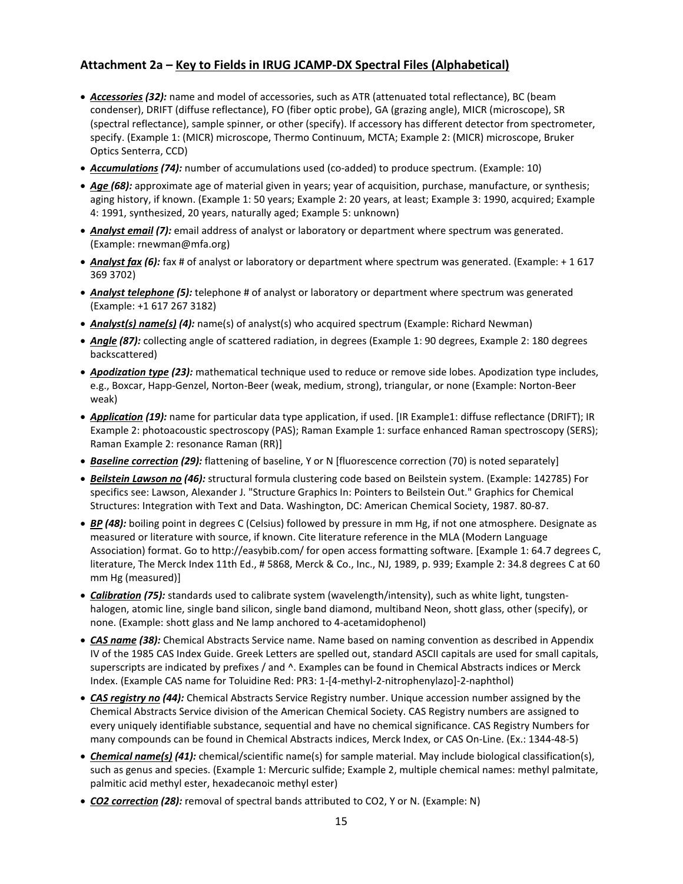### Attachment 2a – Key to Fields in IRUG JCAMP-DX Spectral Files (Alphabetical)

- ***Accessories* (32):** name and model of accessories, such as ATR (attenuated total reflectance), BC (beam condenser), DRIFT (diffuse reflectance), FO (fiber optic probe), GA (grazing angle), MICR (microscope), SR (spectral reflectance), sample spinner, or other (specify). If accessory has different detector from spectrometer, specify. (Example 1: (MICR) microscope, Thermo Continuum, MCTA; Example 2: (MICR) microscope, Bruker Optics Senterra, CCD)
- ***Accumulations* (74):** number of accumulations used (co-added) to produce spectrum. (Example: 10)
- ***Age* (68):** approximate age of material given in years; year of acquisition, purchase, manufacture, or synthesis; aging history, if known. (Example 1: 50 years; Example 2: 20 years, at least; Example 3: 1990, acquired; Example 4: 1991, synthesized, 20 years, naturally aged; Example 5: unknown)
- ***Analyst email* (7):** email address of analyst or laboratory or department where spectrum was generated. (Example: rnewman@mfa.org)
- ***Analyst fax* (6):** fax # of analyst or laboratory or department where spectrum was generated. (Example: + 1 617 369 3702)
- ***Analyst telephone* (5):** telephone # of analyst or laboratory or department where spectrum was generated (Example: +1 617 267 3182)
- ***Analyst(s) name(s)* (4):** name(s) of analyst(s) who acquired spectrum (Example: Richard Newman)
- ***Angle* (87):** collecting angle of scattered radiation, in degrees (Example 1: 90 degrees, Example 2: 180 degrees backscattered)
- ***Apodization type* (23):** mathematical technique used to reduce or remove side lobes. Apodization type includes, e.g., Boxcar, Happ-Genzel, Norton-Beer (weak, medium, strong), triangular, or none (Example: Norton-Beer weak)
- ***Application* (19):** name for particular data type application, if used. [IR Example1: diffuse reflectance (DRIFT); IR Example 2: photoacoustic spectroscopy (PAS); Raman Example 1: surface enhanced Raman spectroscopy (SERS); Raman Example 2: resonance Raman (RR)]
- ***Baseline correction* (29):** flattening of baseline, Y or N [fluorescence correction (70) is noted separately]
- ***Beilstein Lawson no* (46):** structural formula clustering code based on Beilstein system. (Example: 142785) For specifics see: Lawson, Alexander J. "Structure Graphics In: Pointers to Beilstein Out." Graphics for Chemical Structures: Integration with Text and Data. Washington, DC: American Chemical Society, 1987. 80-87.
- ***BP* (48):** boiling point in degrees C (Celsius) followed by pressure in mm Hg, if not one atmosphere. Designate as measured or literature with source, if known. Cite literature reference in the MLA (Modern Language Association) format. Go to http://easybib.com/ for open access formatting software. [Example 1: 64.7 degrees C, literature, The Merck Index 11th Ed., # 5868, Merck & Co., Inc., NJ, 1989, p. 939; Example 2: 34.8 degrees C at 60 mm Hg (measured)]
- ***Calibration* (75):** standards used to calibrate system (wavelength/intensity), such as white light, tungsten-halogen, atomic line, single band silicon, single band diamond, multiband Neon, shott glass, other (specify), or none. (Example: shott glass and Ne lamp anchored to 4-acetamidophenol)
- ***CAS name* (38):** Chemical Abstracts Service name. Name based on naming convention as described in Appendix IV of the 1985 CAS Index Guide. Greek Letters are spelled out, standard ASCII capitals are used for small capitals, superscripts are indicated by prefixes / and ^. Examples can be found in Chemical Abstracts indices or Merck Index. (Example CAS name for Toluidine Red: PR3: 1-[4-methyl-2-nitrophenylazo]-2-naphthol)
- ***CAS registry no* (44):** Chemical Abstracts Service Registry number. Unique accession number assigned by the Chemical Abstracts Service division of the American Chemical Society. CAS Registry numbers are assigned to every uniquely identifiable substance, sequential and have no chemical significance. CAS Registry Numbers for many compounds can be found in Chemical Abstracts indices, Merck Index, or CAS On-Line. (Ex.: 1344-48-5)
- ***Chemical name(s)* (41):** chemical/scientific name(s) for sample material. May include biological classification(s), such as genus and species. (Example 1: Mercuric sulfide; Example 2, multiple chemical names: methyl palmitate, palmitic acid methyl ester, hexadecanoic methyl ester)
- ***CO2 correction* (28):** removal of spectral bands attributed to CO2, Y or N. (Example: N)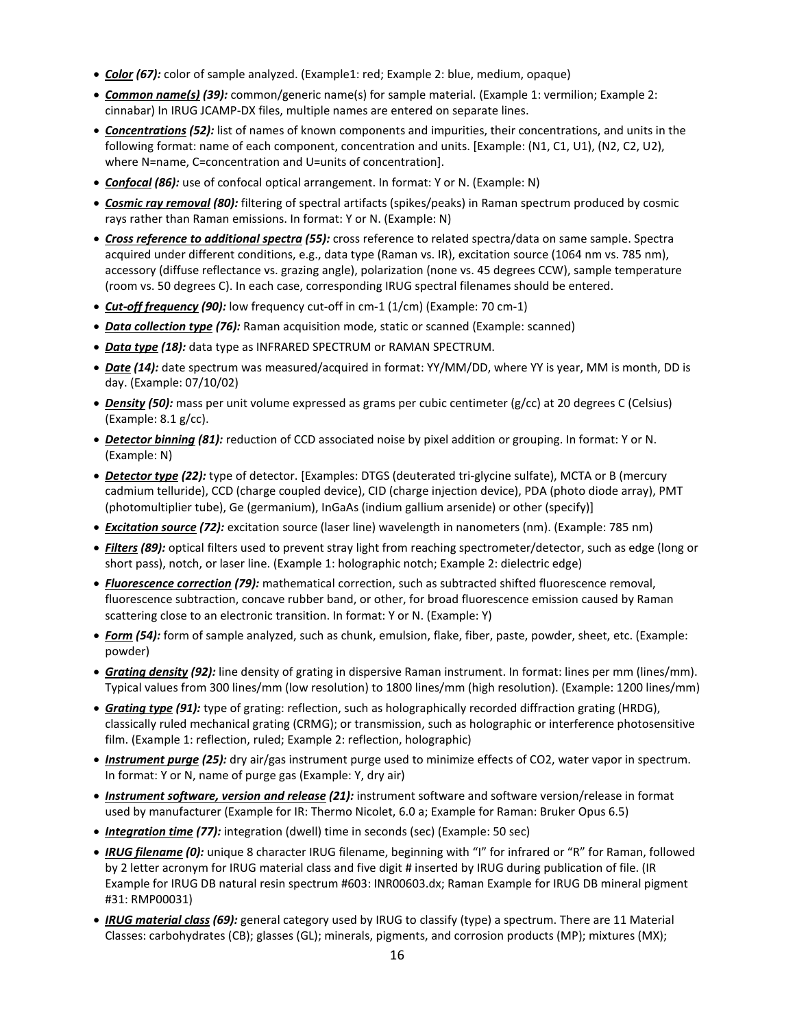- ***Color* (67):** color of sample analyzed. (Example1: red; Example 2: blue, medium, opaque)
- ***Common name(s)* (39):** common/generic name(s) for sample material. (Example 1: vermilion; Example 2: cinnabar) In IRUG JCAMP-DX files, multiple names are entered on separate lines.
- ***Concentrations* (52):** list of names of known components and impurities, their concentrations, and units in the following format: name of each component, concentration and units. [Example: (N1, C1, U1), (N2, C2, U2), where N=name, C=concentration and U=units of concentration].
- ***Confocal* (86):** use of confocal optical arrangement. In format: Y or N. (Example: N)
- ***Cosmic ray removal* (80):** filtering of spectral artifacts (spikes/peaks) in Raman spectrum produced by cosmic rays rather than Raman emissions. In format: Y or N. (Example: N)
- ***Cross reference to additional spectra* (55):** cross reference to related spectra/data on same sample. Spectra acquired under different conditions, e.g., data type (Raman vs. IR), excitation source (1064 nm vs. 785 nm), accessory (diffuse reflectance vs. grazing angle), polarization (none vs. 45 degrees CCW), sample temperature (room vs. 50 degrees C). In each case, corresponding IRUG spectral filenames should be entered.
- ***Cut-off frequency* (90):** low frequency cut-off in cm-1 (1/cm) (Example: 70 cm-1)
- ***Data collection type* (76):** Raman acquisition mode, static or scanned (Example: scanned)
- ***Data type* (18):** data type as INFRARED SPECTRUM or RAMAN SPECTRUM.
- ***Date* (14):** date spectrum was measured/acquired in format: YY/MM/DD, where YY is year, MM is month, DD is day. (Example: 07/10/02)
- ***Density* (50):** mass per unit volume expressed as grams per cubic centimeter (g/cc) at 20 degrees C (Celsius) (Example: 8.1 g/cc).
- ***Detector binning* (81):** reduction of CCD associated noise by pixel addition or grouping. In format: Y or N. (Example: N)
- ***Detector type* (22):** type of detector. [Examples: DTGS (deuterated tri-glycine sulfate), MCTA or B (mercury cadmium telluride), CCD (charge coupled device), CID (charge injection device), PDA (photo diode array), PMT (photomultiplier tube), Ge (germanium), InGaAs (indium gallium arsenide) or other (specify)]
- ***Excitation source* (72):** excitation source (laser line) wavelength in nanometers (nm). (Example: 785 nm)
- ***Filters* (89):** optical filters used to prevent stray light from reaching spectrometer/detector, such as edge (long or short pass), notch, or laser line. (Example 1: holographic notch; Example 2: dielectric edge)
- ***Fluorescence correction* (79):** mathematical correction, such as subtracted shifted fluorescence removal, fluorescence subtraction, concave rubber band, or other, for broad fluorescence emission caused by Raman scattering close to an electronic transition. In format: Y or N. (Example: Y)
- ***Form* (54):** form of sample analyzed, such as chunk, emulsion, flake, fiber, paste, powder, sheet, etc. (Example: powder)
- ***Grating density* (92):** line density of grating in dispersive Raman instrument. In format: lines per mm (lines/mm). Typical values from 300 lines/mm (low resolution) to 1800 lines/mm (high resolution). (Example: 1200 lines/mm)
- ***Grating type* (91):** type of grating: reflection, such as holographically recorded diffraction grating (HRDG), classically ruled mechanical grating (CRMG); or transmission, such as holographic or interference photosensitive film. (Example 1: reflection, ruled; Example 2: reflection, holographic)
- ***Instrument purge* (25):** dry air/gas instrument purge used to minimize effects of CO2, water vapor in spectrum. In format: Y or N, name of purge gas (Example: Y, dry air)
- ***Instrument software, version and release* (21):** instrument software and software version/release in format used by manufacturer (Example for IR: Thermo Nicolet, 6.0 a; Example for Raman: Bruker Opus 6.5)
- ***Integration time* (77):** integration (dwell) time in seconds (sec) (Example: 50 sec)
- ***IRUG filename* (0):** unique 8 character IRUG filename, beginning with "I" for infrared or "R" for Raman, followed by 2 letter acronym for IRUG material class and five digit # inserted by IRUG during publication of file. (IR Example for IRUG DB natural resin spectrum #603: INR00603.dx; Raman Example for IRUG DB mineral pigment #31: RMP00031)
- ***IRUG material class* (69):** general category used by IRUG to classify (type) a spectrum. There are 11 Material Classes: carbohydrates (CB); glasses (GL); minerals, pigments, and corrosion products (MP); mixtures (MX);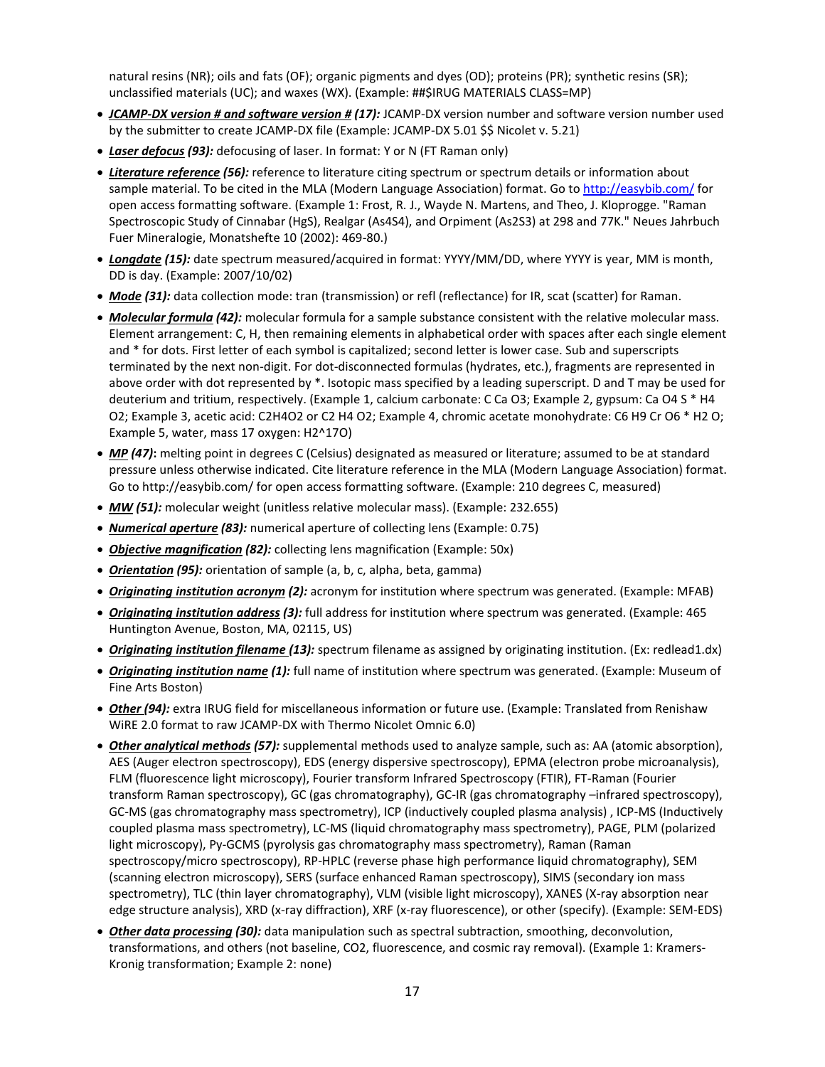natural resins (NR); oils and fats (OF); organic pigments and dyes (OD); proteins (PR); synthetic resins (SR); unclassified materials (UC); and waxes (WX). (Example: ##$IRUG MATERIALS CLASS=MP)

- ***JCAMP-DX version # and software version #*** ***(17):*** JCAMP-DX version number and software version number used by the submitter to create JCAMP-DX file (Example: JCAMP-DX 5.01 $$ Nicolet v. 5.21)
- ***Laser defocus*** ***(93):*** defocusing of laser. In format: Y or N (FT Raman only)
- ***Literature reference*** ***(56):*** reference to literature citing spectrum or spectrum details or information about sample material. To be cited in the MLA (Modern Language Association) format. Go to http://easybib.com/ for open access formatting software. (Example 1: Frost, R. J., Wayde N. Martens, and Theo, J. Kloprogge. "Raman Spectroscopic Study of Cinnabar (HgS), Realgar (As4S4), and Orpiment (As2S3) at 298 and 77K." Neues Jahrbuch Fuer Mineralogie, Monatshefte 10 (2002): 469-80.)
- ***Longdate*** ***(15):*** date spectrum measured/acquired in format: YYYY/MM/DD, where YYYY is year, MM is month, DD is day. (Example: 2007/10/02)
- ***Mode*** ***(31):*** data collection mode: tran (transmission) or refl (reflectance) for IR, scat (scatter) for Raman.
- ***Molecular formula*** ***(42):*** molecular formula for a sample substance consistent with the relative molecular mass. Element arrangement: C, H, then remaining elements in alphabetical order with spaces after each single element and * for dots. First letter of each symbol is capitalized; second letter is lower case. Sub and superscripts terminated by the next non-digit. For dot-disconnected formulas (hydrates, etc.), fragments are represented in above order with dot represented by *. Isotopic mass specified by a leading superscript. D and T may be used for deuterium and tritium, respectively. (Example 1, calcium carbonate: C Ca O3; Example 2, gypsum: Ca O4 S * H4 O2; Example 3, acetic acid: C2H4O2 or C2 H4 O2; Example 4, chromic acetate monohydrate: C6 H9 Cr O6 * H2 O; Example 5, water, mass 17 oxygen: H2^17O)
- ***MP*** ***(47)*****:** melting point in degrees C (Celsius) designated as measured or literature; assumed to be at standard pressure unless otherwise indicated. Cite literature reference in the MLA (Modern Language Association) format. Go to http://easybib.com/ for open access formatting software. (Example: 210 degrees C, measured)
- ***MW*** ***(51):*** molecular weight (unitless relative molecular mass). (Example: 232.655)
- ***Numerical aperture*** ***(83):*** numerical aperture of collecting lens (Example: 0.75)
- ***Objective magnification*** ***(82):*** collecting lens magnification (Example: 50x)
- ***Orientation*** ***(95):*** orientation of sample (a, b, c, alpha, beta, gamma)
- ***Originating institution acronym*** ***(2):*** acronym for institution where spectrum was generated. (Example: MFAB)
- ***Originating institution address*** ***(3):*** full address for institution where spectrum was generated. (Example: 465 Huntington Avenue, Boston, MA, 02115, US)
- ***Originating institution filename*** ***(13):*** spectrum filename as assigned by originating institution. (Ex: redlead1.dx)
- ***Originating institution name*** ***(1):*** full name of institution where spectrum was generated. (Example: Museum of Fine Arts Boston)
- ***Other (94):*** extra IRUG field for miscellaneous information or future use. (Example: Translated from Renishaw WiRE 2.0 format to raw JCAMP-DX with Thermo Nicolet Omnic 6.0)
- ***Other analytical methods*** ***(57):*** supplemental methods used to analyze sample, such as: AA (atomic absorption), AES (Auger electron spectroscopy), EDS (energy dispersive spectroscopy), EPMA (electron probe microanalysis), FLM (fluorescence light microscopy), Fourier transform Infrared Spectroscopy (FTIR), FT-Raman (Fourier transform Raman spectroscopy), GC (gas chromatography), GC-IR (gas chromatography –infrared spectroscopy), GC-MS (gas chromatography mass spectrometry), ICP (inductively coupled plasma analysis) , ICP-MS (Inductively coupled plasma mass spectrometry), LC-MS (liquid chromatography mass spectrometry), PAGE, PLM (polarized light microscopy), Py-GCMS (pyrolysis gas chromatography mass spectrometry), Raman (Raman spectroscopy/micro spectroscopy), RP-HPLC (reverse phase high performance liquid chromatography), SEM (scanning electron microscopy), SERS (surface enhanced Raman spectroscopy), SIMS (secondary ion mass spectrometry), TLC (thin layer chromatography), VLM (visible light microscopy), XANES (X-ray absorption near edge structure analysis), XRD (x-ray diffraction), XRF (x-ray fluorescence), or other (specify). (Example: SEM-EDS)
- ***Other data processing*** ***(30):*** data manipulation such as spectral subtraction, smoothing, deconvolution, transformations, and others (not baseline, CO2, fluorescence, and cosmic ray removal). (Example 1: Kramers-Kronig transformation; Example 2: none)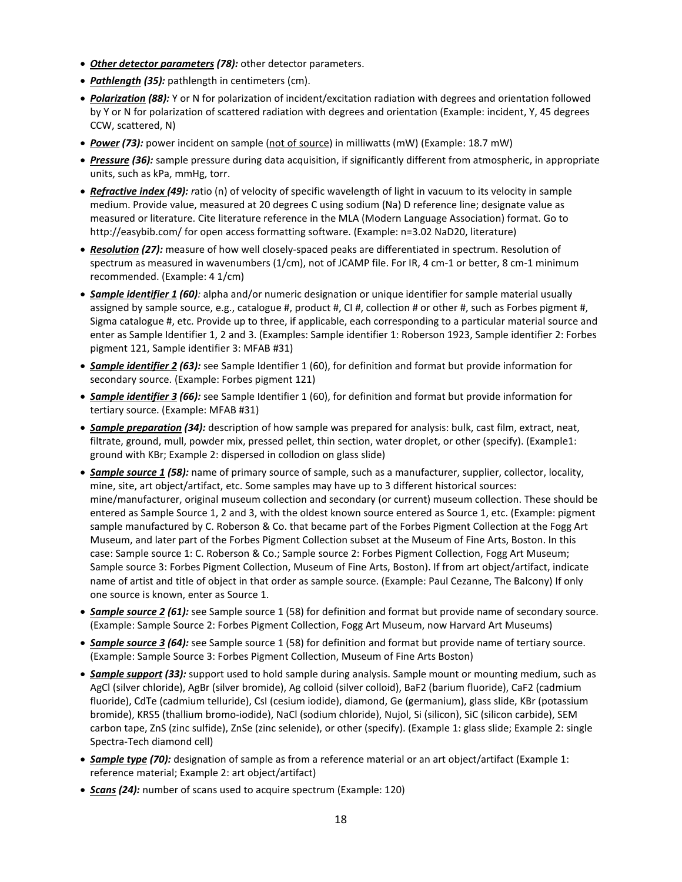- ***Other detector parameters* (78):** other detector parameters.
- ***Pathlength* (35):** pathlength in centimeters (cm).
- ***Polarization* (88):** Y or N for polarization of incident/excitation radiation with degrees and orientation followed by Y or N for polarization of scattered radiation with degrees and orientation (Example: incident, Y, 45 degrees CCW, scattered, N)
- ***Power* (73):** power incident on sample (not of source) in milliwatts (mW) (Example: 18.7 mW)
- ***Pressure* (36):** sample pressure during data acquisition, if significantly different from atmospheric, in appropriate units, such as kPa, mmHg, torr.
- ***Refractive index* (49):** *r*atio (n) of velocity of specific wavelength of light in vacuum to its velocity in sample medium. Provide value, measured at 20 degrees C using sodium (Na) D reference line; designate value as measured or literature. Cite literature reference in the MLA (Modern Language Association) format. Go to http://easybib.com/ for open access formatting software. (Example: n=3.02 NaD20, literature)
- ***Resolution* (27):** measure of how well closely-spaced peaks are differentiated in spectrum. Resolution of spectrum as measured in wavenumbers (1/cm), not of JCAMP file. For IR, 4 cm-1 or better, 8 cm-1 minimum recommended. (Example: 4 1/cm)
- ***Sample identifier 1* (60)***:* alpha and/or numeric designation or unique identifier for sample material usually assigned by sample source, e.g., catalogue #, product #, CI #, collection # or other #, such as Forbes pigment #, Sigma catalogue #, etc. Provide up to three, if applicable, each corresponding to a particular material source and enter as Sample Identifier 1, 2 and 3. (Examples: Sample identifier 1: Roberson 1923, Sample identifier 2: Forbes pigment 121, Sample identifier 3: MFAB #31)
- ***Sample identifier 2* (63):** see Sample Identifier 1 (60), for definition and format but provide information for secondary source. (Example: Forbes pigment 121)
- ***Sample identifier 3* (66):** see Sample Identifier 1 (60), for definition and format but provide information for tertiary source. (Example: MFAB #31)
- ***Sample preparation* (34):** description of how sample was prepared for analysis: bulk, cast film, extract, neat, filtrate, ground, mull, powder mix, pressed pellet, thin section, water droplet, or other (specify). (Example1: ground with KBr; Example 2: dispersed in collodion on glass slide)
- ***Sample source 1* (58):** name of primary source of sample, such as a manufacturer, supplier, collector, locality, mine, site, art object/artifact, etc. Some samples may have up to 3 different historical sources: mine/manufacturer, original museum collection and secondary (or current) museum collection. These should be entered as Sample Source 1, 2 and 3, with the oldest known source entered as Source 1, etc. (Example: pigment sample manufactured by C. Roberson & Co. that became part of the Forbes Pigment Collection at the Fogg Art Museum, and later part of the Forbes Pigment Collection subset at the Museum of Fine Arts, Boston. In this case: Sample source 1: C. Roberson & Co.; Sample source 2: Forbes Pigment Collection, Fogg Art Museum; Sample source 3: Forbes Pigment Collection, Museum of Fine Arts, Boston). If from art object/artifact, indicate name of artist and title of object in that order as sample source. (Example: Paul Cezanne, The Balcony) If only one source is known, enter as Source 1.
- ***Sample source 2* (61):** see Sample source 1 (58) for definition and format but provide name of secondary source. (Example: Sample Source 2: Forbes Pigment Collection, Fogg Art Museum, now Harvard Art Museums)
- ***Sample source 3* (64):** see Sample source 1 (58) for definition and format but provide name of tertiary source. (Example: Sample Source 3: Forbes Pigment Collection, Museum of Fine Arts Boston)
- ***Sample support* (33):** support used to hold sample during analysis. Sample mount or mounting medium, such as AgCl (silver chloride), AgBr (silver bromide), Ag colloid (silver colloid), BaF2 (barium fluoride), CaF2 (cadmium fluoride), CdTe (cadmium telluride), CsI (cesium iodide), diamond, Ge (germanium), glass slide, KBr (potassium bromide), KRS5 (thallium bromo-iodide), NaCl (sodium chloride), Nujol, Si (silicon), SiC (silicon carbide), SEM carbon tape, ZnS (zinc sulfide), ZnSe (zinc selenide), or other (specify). (Example 1: glass slide; Example 2: single Spectra-Tech diamond cell)
- ***Sample type* (70):** designation of sample as from a reference material or an art object/artifact (Example 1: reference material; Example 2: art object/artifact)
- ***Scans* (24):** number of scans used to acquire spectrum (Example: 120)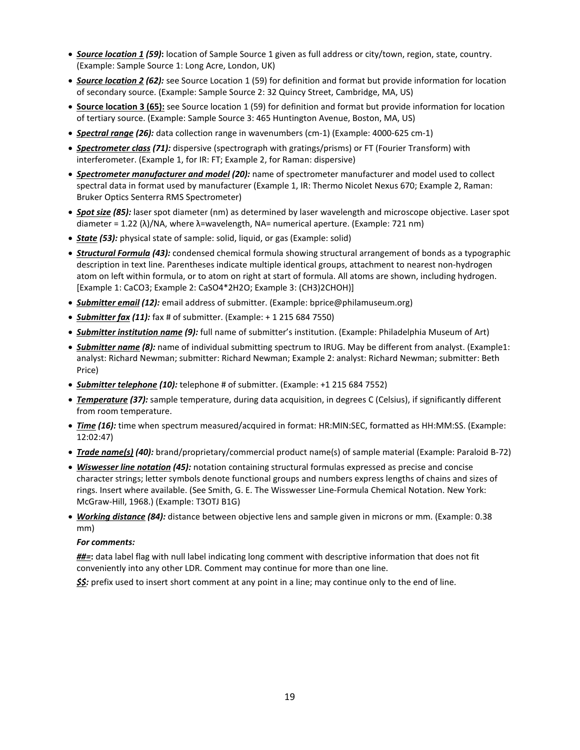- ***Source location 1*** ***(59)*****:** location of Sample Source 1 given as full address or city/town, region, state, country. (Example: Sample Source 1: Long Acre, London, UK)
- ***Source location 2*** ***(62):*** see Source Location 1 (59) for definition and format but provide information for location of secondary source. (Example: Sample Source 2: 32 Quincy Street, Cambridge, MA, US)
- **Source location 3 (65):** see Source location 1 (59) for definition and format but provide information for location of tertiary source. (Example: Sample Source 3: 465 Huntington Avenue, Boston, MA, US)
- ***Spectral range*** ***(26):*** data collection range in wavenumbers (cm-1) (Example: 4000-625 cm-1)
- ***Spectrometer class*** ***(71):*** dispersive (spectrograph with gratings/prisms) or FT (Fourier Transform) with interferometer. (Example 1, for IR: FT; Example 2, for Raman: dispersive)
- ***Spectrometer manufacturer and model*** ***(20):*** name of spectrometer manufacturer and model used to collect spectral data in format used by manufacturer (Example 1, IR: Thermo Nicolet Nexus 670; Example 2, Raman: Bruker Optics Senterra RMS Spectrometer)
- ***Spot size*** ***(85):*** laser spot diameter (nm) as determined by laser wavelength and microscope objective. Laser spot diameter = 1.22 ($\lambda$)/NA, where $\lambda$=wavelength, NA= numerical aperture. (Example: 721 nm)
- ***State*** ***(53):*** physical state of sample: solid, liquid, or gas (Example: solid)
- ***Structural Formula*** ***(43):*** condensed chemical formula showing structural arrangement of bonds as a typographic description in text line. Parentheses indicate multiple identical groups, attachment to nearest non-hydrogen atom on left within formula, or to atom on right at start of formula. All atoms are shown, including hydrogen. [Example 1: CaCO3; Example 2: CaSO4*2H2O; Example 3: (CH3)2CHOH)]
- ***Submitter email*** ***(12):*** email address of submitter. (Example: bprice@philamuseum.org)
- ***Submitter fax*** ***(11):*** fax # of submitter. (Example: + 1 215 684 7550)
- ***Submitter institution name*** ***(9):*** full name of submitter's institution. (Example: Philadelphia Museum of Art)
- ***Submitter name*** ***(8):*** name of individual submitting spectrum to IRUG. May be different from analyst. (Example1: analyst: Richard Newman; submitter: Richard Newman; Example 2: analyst: Richard Newman; submitter: Beth Price)
- ***Submitter telephone*** ***(10):*** telephone # of submitter. (Example: +1 215 684 7552)
- ***Temperature*** ***(37):*** sample temperature, during data acquisition, in degrees C (Celsius), if significantly different from room temperature.
- ***Time*** ***(16):*** time when spectrum measured/acquired in format: HR:MIN:SEC, formatted as HH:MM:SS. (Example: 12:02:47)
- ***Trade name(s)*** ***(40):*** brand/proprietary/commercial product name(s) of sample material (Example: Paraloid B-72)
- ***Wiswesser line notation*** ***(45):*** notation containing structural formulas expressed as precise and concise character strings; letter symbols denote functional groups and numbers express lengths of chains and sizes of rings. Insert where available. (See Smith, G. E. The Wisswesser Line-Formula Chemical Notation. New York: McGraw-Hill, 1968.) (Example: T3OTJ B1G)
- ***Working distance*** ***(84):*** distance between objective lens and sample given in microns or mm. (Example: 0.38 mm)

***For comments:***

***##=*****:** data label flag with null label indicating long comment with descriptive information that does not fit conveniently into any other LDR. Comment may continue for more than one line.

***$$:*** prefix used to insert short comment at any point in a line; may continue only to the end of line.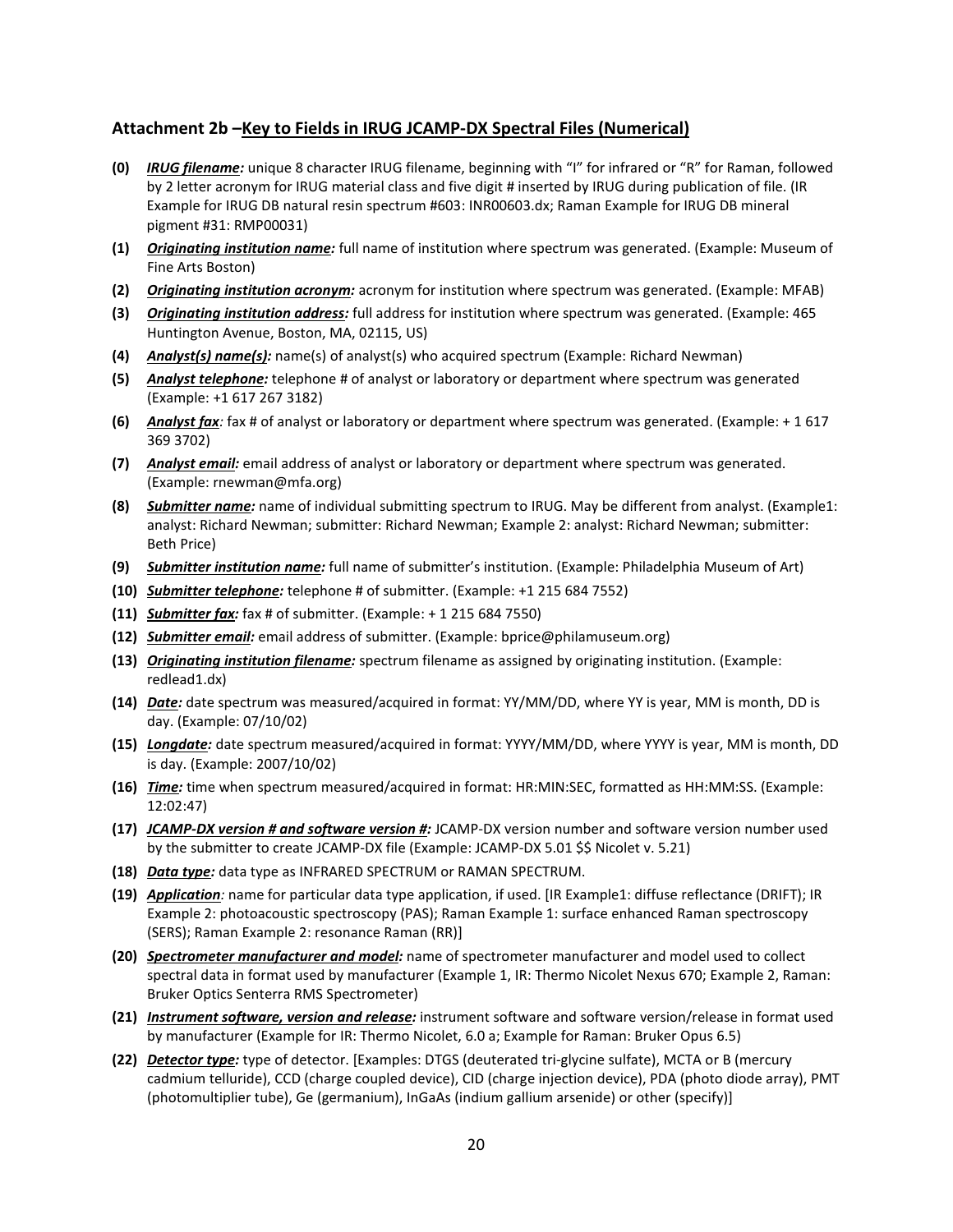## Attachment 2b –Key to Fields in IRUG JCAMP-DX Spectral Files (Numerical)

- **(0)** ***IRUG filename:*** unique 8 character IRUG filename, beginning with "I" for infrared or "R" for Raman, followed by 2 letter acronym for IRUG material class and five digit # inserted by IRUG during publication of file. (IR Example for IRUG DB natural resin spectrum #603: INR00603.dx; Raman Example for IRUG DB mineral pigment #31: RMP00031)
- **(1)** ***Originating institution name:*** full name of institution where spectrum was generated. (Example: Museum of Fine Arts Boston)
- **(2)** ***Originating institution acronym:*** acronym for institution where spectrum was generated. (Example: MFAB)
- **(3)** ***Originating institution address:*** full address for institution where spectrum was generated. (Example: 465 Huntington Avenue, Boston, MA, 02115, US)
- **(4)** ***Analyst(s) name(s):*** name(s) of analyst(s) who acquired spectrum (Example: Richard Newman)
- **(5)** ***Analyst telephone:*** telephone # of analyst or laboratory or department where spectrum was generated (Example: +1 617 267 3182)
- **(6)** ***Analyst fax:*** fax # of analyst or laboratory or department where spectrum was generated. (Example: + 1 617 369 3702)
- **(7)** ***Analyst email:*** email address of analyst or laboratory or department where spectrum was generated. (Example: rnewman@mfa.org)
- **(8)** ***Submitter name:*** name of individual submitting spectrum to IRUG. May be different from analyst. (Example1: analyst: Richard Newman; submitter: Richard Newman; Example 2: analyst: Richard Newman; submitter: Beth Price)
- **(9)** ***Submitter institution name:*** full name of submitter's institution. (Example: Philadelphia Museum of Art)
- **(10)** ***Submitter telephone:*** telephone # of submitter. (Example: +1 215 684 7552)
- **(11)** ***Submitter fax:*** fax # of submitter. (Example: + 1 215 684 7550)
- **(12)** ***Submitter email:*** email address of submitter. (Example: bprice@philamuseum.org)
- **(13)** ***Originating institution filename:*** spectrum filename as assigned by originating institution. (Example: redlead1.dx)
- **(14)** ***Date:*** date spectrum was measured/acquired in format: YY/MM/DD, where YY is year, MM is month, DD is day. (Example: 07/10/02)
- **(15)** ***Longdate:*** date spectrum measured/acquired in format: YYYY/MM/DD, where YYYY is year, MM is month, DD is day. (Example: 2007/10/02)
- **(16)** ***Time:*** time when spectrum measured/acquired in format: HR:MIN:SEC, formatted as HH:MM:SS. (Example: 12:02:47)
- **(17)** ***JCAMP-DX version # and software version #:*** JCAMP-DX version number and software version number used by the submitter to create JCAMP-DX file (Example: JCAMP-DX 5.01 $$ Nicolet v. 5.21)
- **(18)** ***Data type:*** data type as INFRARED SPECTRUM or RAMAN SPECTRUM.
- **(19)** ***Application:*** name for particular data type application, if used. [IR Example1: diffuse reflectance (DRIFT); IR Example 2: photoacoustic spectroscopy (PAS); Raman Example 1: surface enhanced Raman spectroscopy (SERS); Raman Example 2: resonance Raman (RR)]
- **(20)** ***Spectrometer manufacturer and model:*** name of spectrometer manufacturer and model used to collect spectral data in format used by manufacturer (Example 1, IR: Thermo Nicolet Nexus 670; Example 2, Raman: Bruker Optics Senterra RMS Spectrometer)
- **(21)** ***Instrument software, version and release:*** instrument software and software version/release in format used by manufacturer (Example for IR: Thermo Nicolet, 6.0 a; Example for Raman: Bruker Opus 6.5)
- **(22)** ***Detector type:*** type of detector. [Examples: DTGS (deuterated tri-glycine sulfate), MCTA or B (mercury cadmium telluride), CCD (charge coupled device), CID (charge injection device), PDA (photo diode array), PMT (photomultiplier tube), Ge (germanium), InGaAs (indium gallium arsenide) or other (specify)]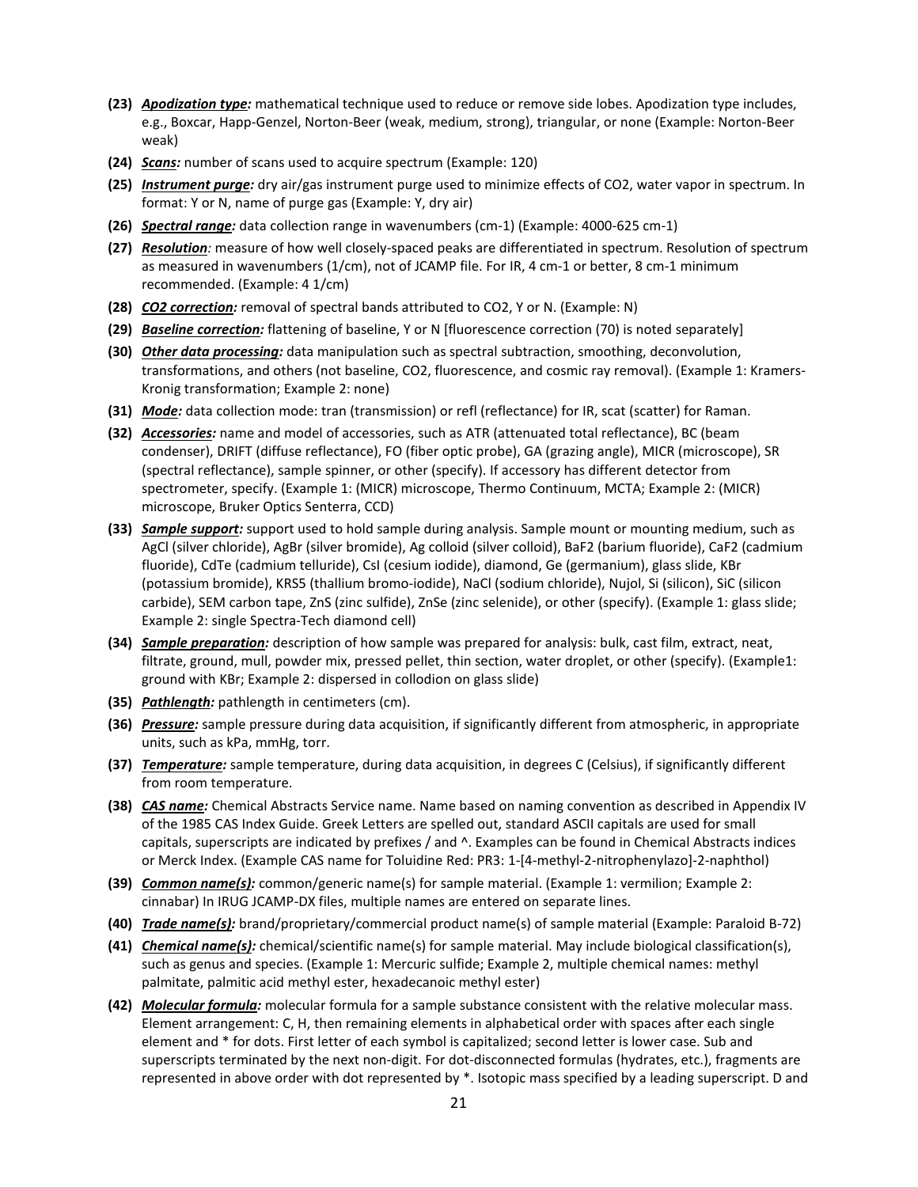- **(23)** ***Apodization type:*** mathematical technique used to reduce or remove side lobes. Apodization type includes, e.g., Boxcar, Happ-Genzel, Norton-Beer (weak, medium, strong), triangular, or none (Example: Norton-Beer weak)
- **(24)** ***Scans:*** number of scans used to acquire spectrum (Example: 120)
- **(25)** ***Instrument purge:*** dry air/gas instrument purge used to minimize effects of $CO_2$, water vapor in spectrum. In format: Y or N, name of purge gas (Example: Y, dry air)
- **(26)** ***Spectral range:*** data collection range in wavenumbers (cm-1) (Example: 4000-625 cm-1)
- **(27)** ***Resolution:*** measure of how well closely-spaced peaks are differentiated in spectrum. Resolution of spectrum as measured in wavenumbers (1/cm), not of JCAMP file. For IR, 4 cm-1 or better, 8 cm-1 minimum recommended. (Example: 4 1/cm)
- **(28)** ***CO2 correction:*** removal of spectral bands attributed to $CO_2$, Y or N. (Example: N)
- **(29)** ***Baseline correction:*** flattening of baseline, Y or N [fluorescence correction (70) is noted separately]
- **(30)** ***Other data processing:*** data manipulation such as spectral subtraction, smoothing, deconvolution, transformations, and others (not baseline, $CO_2$, fluorescence, and cosmic ray removal). (Example 1: Kramers-Kronig transformation; Example 2: none)
- **(31)** ***Mode:*** data collection mode: tran (transmission) or refl (reflectance) for IR, scat (scatter) for Raman.
- **(32)** ***Accessories:*** name and model of accessories, such as ATR (attenuated total reflectance), BC (beam condenser), DRIFT (diffuse reflectance), FO (fiber optic probe), GA (grazing angle), MICR (microscope), SR (spectral reflectance), sample spinner, or other (specify). If accessory has different detector from spectrometer, specify. (Example 1: (MICR) microscope, Thermo Continuum, MCTA; Example 2: (MICR) microscope, Bruker Optics Senterra, CCD)
- **(33)** ***Sample support:*** support used to hold sample during analysis. Sample mount or mounting medium, such as AgCl (silver chloride), AgBr (silver bromide), Ag colloid (silver colloid), $BaF_2$ (barium fluoride), $CaF_2$ (cadmium fluoride), CdTe (cadmium telluride), CsI (cesium iodide), diamond, Ge (germanium), glass slide, KBr (potassium bromide), KRS5 (thallium bromo-iodide), NaCl (sodium chloride), Nujol, Si (silicon), SiC (silicon carbide), SEM carbon tape, ZnS (zinc sulfide), ZnSe (zinc selenide), or other (specify). (Example 1: glass slide; Example 2: single Spectra-Tech diamond cell)
- **(34)** ***Sample preparation:*** description of how sample was prepared for analysis: bulk, cast film, extract, neat, filtrate, ground, mull, powder mix, pressed pellet, thin section, water droplet, or other (specify). (Example1: ground with KBr; Example 2: dispersed in collodion on glass slide)
- **(35)** ***Pathlength:*** pathlength in centimeters (cm).
- **(36)** ***Pressure:*** sample pressure during data acquisition, if significantly different from atmospheric, in appropriate units, such as kPa, mmHg, torr.
- **(37)** ***Temperature:*** sample temperature, during data acquisition, in degrees C (Celsius), if significantly different from room temperature.
- **(38)** ***CAS name:*** Chemical Abstracts Service name. Name based on naming convention as described in Appendix IV of the 1985 CAS Index Guide. Greek Letters are spelled out, standard ASCII capitals are used for small capitals, superscripts are indicated by prefixes / and ^. Examples can be found in Chemical Abstracts indices or Merck Index. (Example CAS name for Toluidine Red: PR3: 1-[4-methyl-2-nitrophenylazo]-2-naphthol)
- **(39)** ***Common name(s):*** common/generic name(s) for sample material. (Example 1: vermilion; Example 2: cinnabar) In IRUG JCAMP-DX files, multiple names are entered on separate lines.
- **(40)** ***Trade name(s):*** brand/proprietary/commercial product name(s) of sample material (Example: Paraloid B-72)
- **(41)** ***Chemical name(s):*** chemical/scientific name(s) for sample material. May include biological classification(s), such as genus and species. (Example 1: Mercuric sulfide; Example 2, multiple chemical names: methyl palmitate, palmitic acid methyl ester, hexadecanoic methyl ester)
- **(42)** ***Molecular formula:*** molecular formula for a sample substance consistent with the relative molecular mass. Element arrangement: C, H, then remaining elements in alphabetical order with spaces after each single element and * for dots. First letter of each symbol is capitalized; second letter is lower case. Sub and superscripts terminated by the next non-digit. For dot-disconnected formulas (hydrates, etc.), fragments are represented in above order with dot represented by *. Isotopic mass specified by a leading superscript. D and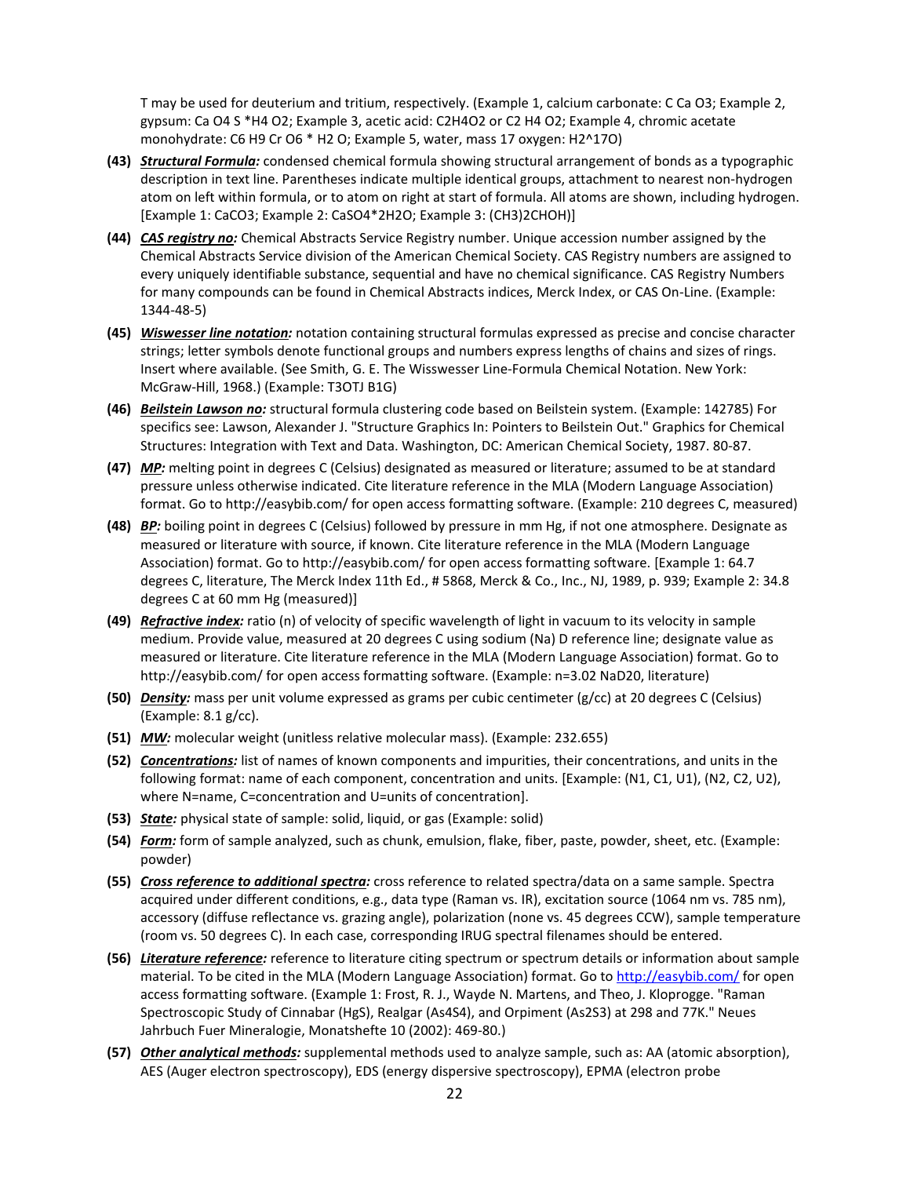T may be used for deuterium and tritium, respectively. (Example 1, calcium carbonate: C Ca O3; Example 2, gypsum: Ca O4 S *H4 O2; Example 3, acetic acid: C2H4O2 or C2 H4 O2; Example 4, chromic acetate monohydrate: C6 H9 Cr O6 * H2 O; Example 5, water, mass 17 oxygen: H2^17O)

**(43)** ***Structural Formula:*** condensed chemical formula showing structural arrangement of bonds as a typographic description in text line. Parentheses indicate multiple identical groups, attachment to nearest non-hydrogen atom on left within formula, or to atom on right at start of formula. All atoms are shown, including hydrogen. [Example 1: CaCO3; Example 2: CaSO4*2H2O; Example 3: (CH3)2CHOH)]

**(44)** ***CAS registry no:*** Chemical Abstracts Service Registry number. Unique accession number assigned by the Chemical Abstracts Service division of the American Chemical Society. CAS Registry numbers are assigned to every uniquely identifiable substance, sequential and have no chemical significance. CAS Registry Numbers for many compounds can be found in Chemical Abstracts indices, Merck Index, or CAS On-Line. (Example: 1344-48-5)

**(45)** ***Wiswesser line notation:*** notation containing structural formulas expressed as precise and concise character strings; letter symbols denote functional groups and numbers express lengths of chains and sizes of rings. Insert where available. (See Smith, G. E. The Wisswesser Line-Formula Chemical Notation. New York: McGraw-Hill, 1968.) (Example: T3OTJ B1G)

**(46)** ***Beilstein Lawson no:*** structural formula clustering code based on Beilstein system. (Example: 142785) For specifics see: Lawson, Alexander J. "Structure Graphics In: Pointers to Beilstein Out." Graphics for Chemical Structures: Integration with Text and Data. Washington, DC: American Chemical Society, 1987. 80-87.

**(47)** ***MP:*** melting point in degrees C (Celsius) designated as measured or literature; assumed to be at standard pressure unless otherwise indicated. Cite literature reference in the MLA (Modern Language Association) format. Go to http://easybib.com/ for open access formatting software. (Example: 210 degrees C, measured)

**(48)** ***BP:*** boiling point in degrees C (Celsius) followed by pressure in mm Hg, if not one atmosphere. Designate as measured or literature with source, if known. Cite literature reference in the MLA (Modern Language Association) format. Go to http://easybib.com/ for open access formatting software. [Example 1: 64.7 degrees C, literature, The Merck Index 11th Ed., # 5868, Merck & Co., Inc., NJ, 1989, p. 939; Example 2: 34.8 degrees C at 60 mm Hg (measured)]

**(49)** ***Refractive index:*** ratio (n) of velocity of specific wavelength of light in vacuum to its velocity in sample medium. Provide value, measured at 20 degrees C using sodium (Na) D reference line; designate value as measured or literature. Cite literature reference in the MLA (Modern Language Association) format. Go to http://easybib.com/ for open access formatting software. (Example: n=3.02 NaD20, literature)

**(50)** ***Density:*** mass per unit volume expressed as grams per cubic centimeter (g/cc) at 20 degrees C (Celsius) (Example: 8.1 g/cc).

**(51)** ***MW:*** molecular weight (unitless relative molecular mass). (Example: 232.655)

**(52)** ***Concentrations:*** list of names of known components and impurities, their concentrations, and units in the following format: name of each component, concentration and units. [Example: (N1, C1, U1), (N2, C2, U2), where N=name, C=concentration and U=units of concentration].

**(53)** ***State:*** physical state of sample: solid, liquid, or gas (Example: solid)

**(54)** ***Form:*** form of sample analyzed, such as chunk, emulsion, flake, fiber, paste, powder, sheet, etc. (Example: powder)

**(55)** ***Cross reference to additional spectra:*** cross reference to related spectra/data on a same sample. Spectra acquired under different conditions, e.g., data type (Raman vs. IR), excitation source (1064 nm vs. 785 nm), accessory (diffuse reflectance vs. grazing angle), polarization (none vs. 45 degrees CCW), sample temperature (room vs. 50 degrees C). In each case, corresponding IRUG spectral filenames should be entered.

**(56)** ***Literature reference:*** reference to literature citing spectrum or spectrum details or information about sample material. To be cited in the MLA (Modern Language Association) format. Go to http://easybib.com/ for open access formatting software. (Example 1: Frost, R. J., Wayde N. Martens, and Theo, J. Kloprogge. "Raman Spectroscopic Study of Cinnabar (HgS), Realgar (As4S4), and Orpiment (As2S3) at 298 and 77K." Neues Jahrbuch Fuer Mineralogie, Monatshefte 10 (2002): 469-80.)

**(57)** ***Other analytical methods:*** supplemental methods used to analyze sample, such as: AA (atomic absorption), AES (Auger electron spectroscopy), EDS (energy dispersive spectroscopy), EPMA (electron probe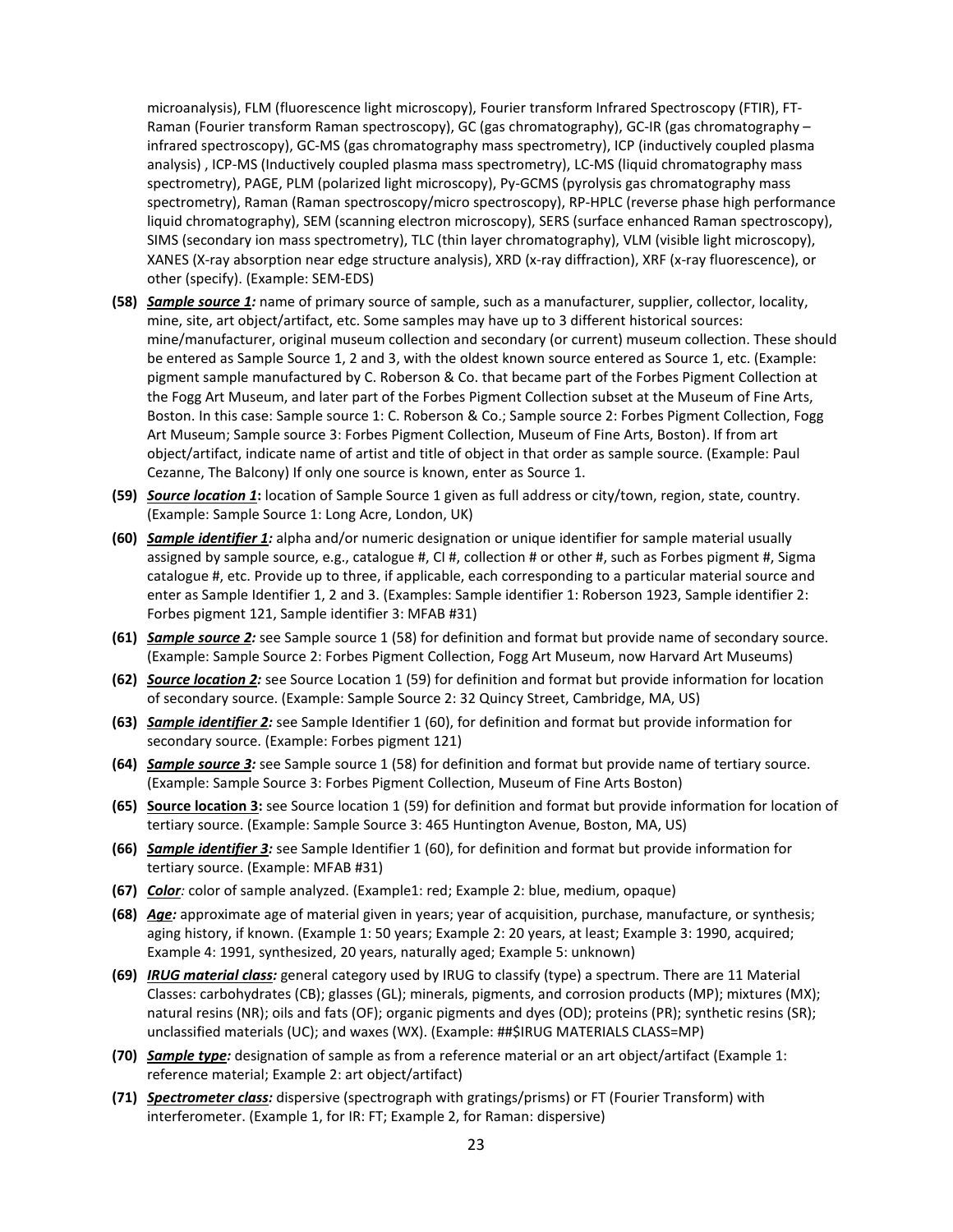microanalysis), FLM (fluorescence light microscopy), Fourier transform Infrared Spectroscopy (FTIR), FT-Raman (Fourier transform Raman spectroscopy), GC (gas chromatography), GC-IR (gas chromatography – infrared spectroscopy), GC-MS (gas chromatography mass spectrometry), ICP (inductively coupled plasma analysis) , ICP-MS (Inductively coupled plasma mass spectrometry), LC-MS (liquid chromatography mass spectrometry), PAGE, PLM (polarized light microscopy), Py-GCMS (pyrolysis gas chromatography mass spectrometry), Raman (Raman spectroscopy/micro spectroscopy), RP-HPLC (reverse phase high performance liquid chromatography), SEM (scanning electron microscopy), SERS (surface enhanced Raman spectroscopy), SIMS (secondary ion mass spectrometry), TLC (thin layer chromatography), VLM (visible light microscopy), XANES (X-ray absorption near edge structure analysis), XRD (x-ray diffraction), XRF (x-ray fluorescence), or other (specify). (Example: SEM-EDS)

**(58)** ***Sample source 1:*** name of primary source of sample, such as a manufacturer, supplier, collector, locality, mine, site, art object/artifact, etc. Some samples may have up to 3 different historical sources: mine/manufacturer, original museum collection and secondary (or current) museum collection. These should be entered as Sample Source 1, 2 and 3, with the oldest known source entered as Source 1, etc. (Example: pigment sample manufactured by C. Roberson & Co. that became part of the Forbes Pigment Collection at the Fogg Art Museum, and later part of the Forbes Pigment Collection subset at the Museum of Fine Arts, Boston. In this case: Sample source 1: C. Roberson & Co.; Sample source 2: Forbes Pigment Collection, Fogg Art Museum; Sample source 3: Forbes Pigment Collection, Museum of Fine Arts, Boston). If from art object/artifact, indicate name of artist and title of object in that order as sample source. (Example: Paul Cezanne, The Balcony) If only one source is known, enter as Source 1.

**(59)** ***Source location 1*****:** location of Sample Source 1 given as full address or city/town, region, state, country. (Example: Sample Source 1: Long Acre, London, UK)

**(60)** ***Sample identifier 1:*** alpha and/or numeric designation or unique identifier for sample material usually assigned by sample source, e.g., catalogue #, CI #, collection # or other #, such as Forbes pigment #, Sigma catalogue #, etc. Provide up to three, if applicable, each corresponding to a particular material source and enter as Sample Identifier 1, 2 and 3. (Examples: Sample identifier 1: Roberson 1923, Sample identifier 2: Forbes pigment 121, Sample identifier 3: MFAB #31)

**(61)** ***Sample source 2:*** see Sample source 1 (58) for definition and format but provide name of secondary source. (Example: Sample Source 2: Forbes Pigment Collection, Fogg Art Museum, now Harvard Art Museums)

**(62)** ***Source location 2:*** see Source Location 1 (59) for definition and format but provide information for location of secondary source. (Example: Sample Source 2: 32 Quincy Street, Cambridge, MA, US)

**(63)** ***Sample identifier 2:*** see Sample Identifier 1 (60), for definition and format but provide information for secondary source. (Example: Forbes pigment 121)

**(64)** ***Sample source 3:*** see Sample source 1 (58) for definition and format but provide name of tertiary source. (Example: Sample Source 3: Forbes Pigment Collection, Museum of Fine Arts Boston)

**(65)** **Source location 3:** see Source location 1 (59) for definition and format but provide information for location of tertiary source. (Example: Sample Source 3: 465 Huntington Avenue, Boston, MA, US)

**(66)** ***Sample identifier 3:*** see Sample Identifier 1 (60), for definition and format but provide information for tertiary source. (Example: MFAB #31)

**(67)** ***Color:*** color of sample analyzed. (Example1: red; Example 2: blue, medium, opaque)

**(68)** ***Age:*** approximate age of material given in years; year of acquisition, purchase, manufacture, or synthesis; aging history, if known. (Example 1: 50 years; Example 2: 20 years, at least; Example 3: 1990, acquired; Example 4: 1991, synthesized, 20 years, naturally aged; Example 5: unknown)

**(69)** ***IRUG material class:*** general category used by IRUG to classify (type) a spectrum. There are 11 Material Classes: carbohydrates (CB); glasses (GL); minerals, pigments, and corrosion products (MP); mixtures (MX); natural resins (NR); oils and fats (OF); organic pigments and dyes (OD); proteins (PR); synthetic resins (SR); unclassified materials (UC); and waxes (WX). (Example: ##$IRUG MATERIALS CLASS=MP)

**(70)** ***Sample type:*** designation of sample as from a reference material or an art object/artifact (Example 1: reference material; Example 2: art object/artifact)

**(71)** ***Spectrometer class:*** dispersive (spectrograph with gratings/prisms) or FT (Fourier Transform) with interferometer. (Example 1, for IR: FT; Example 2, for Raman: dispersive)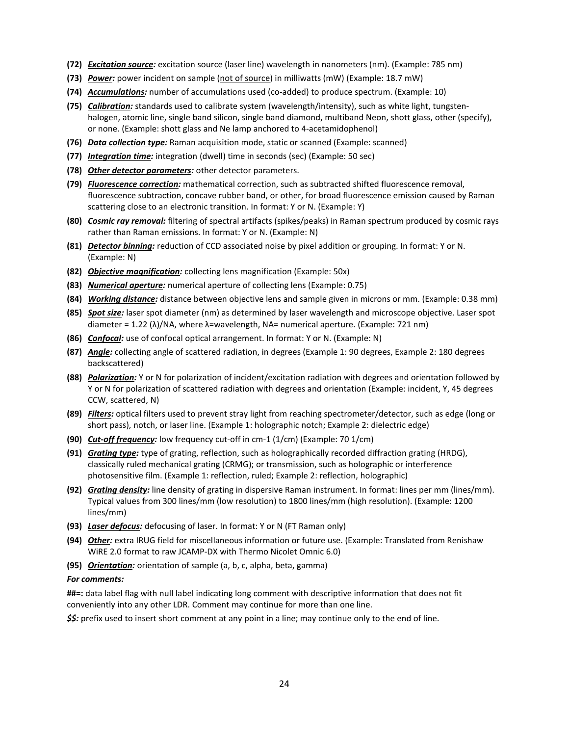**(72)** ***Excitation source:*** excitation source (laser line) wavelength in nanometers (nm). (Example: 785 nm)

**(73)** ***Power:*** power incident on sample (not of source) in milliwatts (mW) (Example: 18.7 mW)

**(74)** ***Accumulations:*** number of accumulations used (co-added) to produce spectrum. (Example: 10)

**(75)** ***Calibration:*** standards used to calibrate system (wavelength/intensity), such as white light, tungsten-halogen, atomic line, single band silicon, single band diamond, multiband Neon, shott glass, other (specify), or none. (Example: shott glass and Ne lamp anchored to 4-acetamidophenol)

**(76)** ***Data collection type:*** Raman acquisition mode, static or scanned (Example: scanned)

**(77)** ***Integration time:*** integration (dwell) time in seconds (sec) (Example: 50 sec)

**(78)** ***Other detector parameters:*** other detector parameters.

**(79)** ***Fluorescence correction:*** mathematical correction, such as subtracted shifted fluorescence removal, fluorescence subtraction, concave rubber band, or other, for broad fluorescence emission caused by Raman scattering close to an electronic transition. In format: Y or N. (Example: Y)

**(80)** ***Cosmic ray removal:*** filtering of spectral artifacts (spikes/peaks) in Raman spectrum produced by cosmic rays rather than Raman emissions. In format: Y or N. (Example: N)

**(81)** ***Detector binning:*** reduction of CCD associated noise by pixel addition or grouping. In format: Y or N. (Example: N)

**(82)** ***Objective magnification:*** collecting lens magnification (Example: 50x)

**(83)** ***Numerical aperture:*** numerical aperture of collecting lens (Example: 0.75)

**(84)** ***Working distance:*** distance between objective lens and sample given in microns or mm. (Example: 0.38 mm)

**(85)** ***Spot size:*** laser spot diameter (nm) as determined by laser wavelength and microscope objective. Laser spot diameter = 1.22 ($\lambda$)/NA, where $\lambda$=wavelength, NA= numerical aperture. (Example: 721 nm)

**(86)** ***Confocal:*** use of confocal optical arrangement. In format: Y or N. (Example: N)

**(87)** ***Angle:*** collecting angle of scattered radiation, in degrees (Example 1: 90 degrees, Example 2: 180 degrees backscattered)

**(88)** ***Polarization:*** Y or N for polarization of incident/excitation radiation with degrees and orientation followed by Y or N for polarization of scattered radiation with degrees and orientation (Example: incident, Y, 45 degrees CCW, scattered, N)

**(89)** ***Filters:*** optical filters used to prevent stray light from reaching spectrometer/detector, such as edge (long or short pass), notch, or laser line. (Example 1: holographic notch; Example 2: dielectric edge)

**(90)** ***Cut-off frequency:*** low frequency cut-off in cm-1 (1/cm) (Example: 70 1/cm)

**(91)** ***Grating type:*** type of grating, reflection, such as holographically recorded diffraction grating (HRDG), classically ruled mechanical grating (CRMG); or transmission, such as holographic or interference photosensitive film. (Example 1: reflection, ruled; Example 2: reflection, holographic)

**(92)** ***Grating density:*** line density of grating in dispersive Raman instrument. In format: lines per mm (lines/mm). Typical values from 300 lines/mm (low resolution) to 1800 lines/mm (high resolution). (Example: 1200 lines/mm)

**(93)** ***Laser defocus:*** defocusing of laser. In format: Y or N (FT Raman only)

**(94)** ***Other:*** extra IRUG field for miscellaneous information or future use. (Example: Translated from Renishaw WiRE 2.0 format to raw JCAMP-DX with Thermo Nicolet Omnic 6.0)

**(95)** ***Orientation:*** orientation of sample (a, b, c, alpha, beta, gamma)

***For comments:***

**##=:** data label flag with null label indicating long comment with descriptive information that does not fit conveniently into any other LDR. Comment may continue for more than one line.

***$$:*** prefix used to insert short comment at any point in a line; may continue only to the end of line.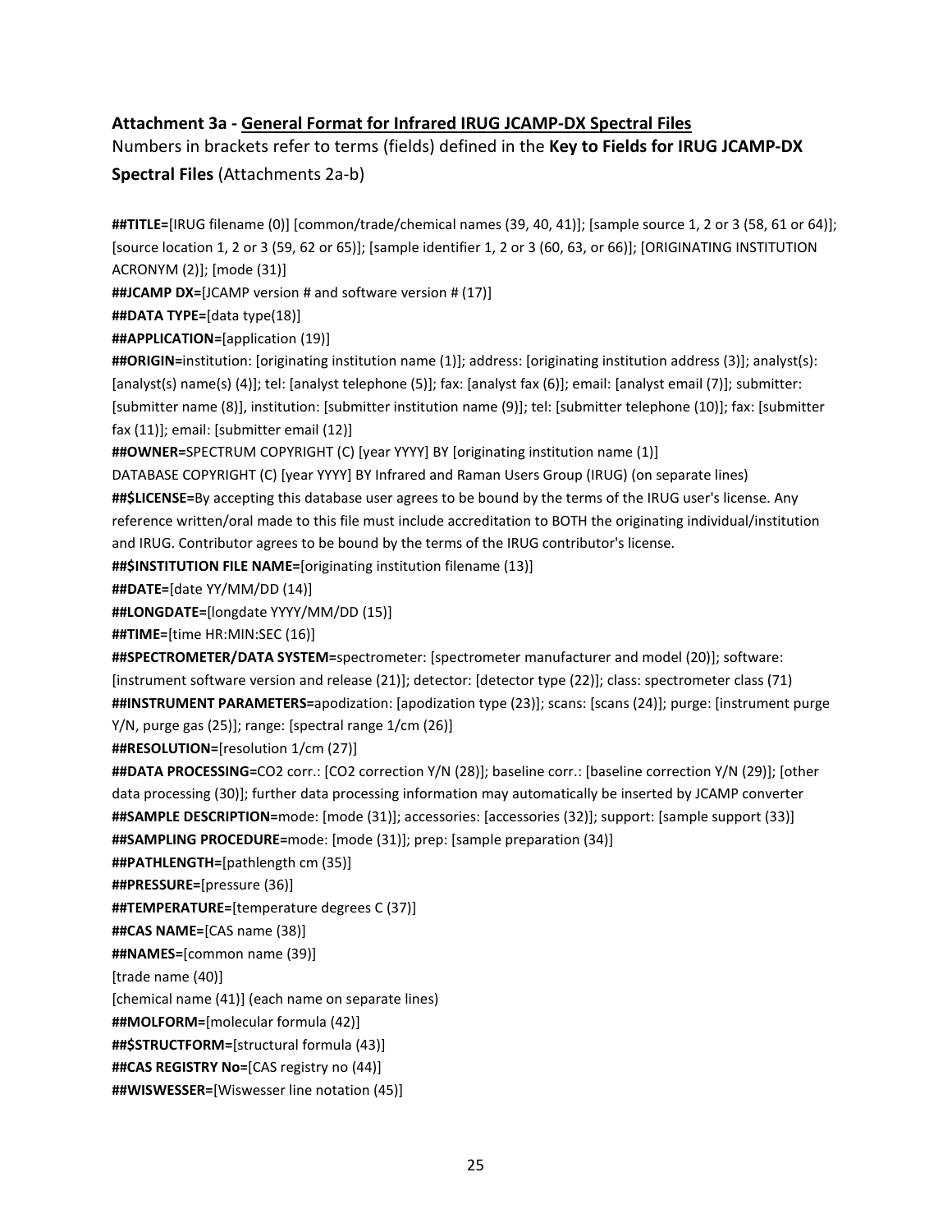### Attachment 3a - General Format for Infrared IRUG JCAMP-DX Spectral Files

Numbers in brackets refer to terms (fields) defined in the **Key to Fields for IRUG JCAMP-DX Spectral Files** (Attachments 2a-b)

**##TITLE=**[IRUG filename (0)] [common/trade/chemical names (39, 40, 41)]; [sample source 1, 2 or 3 (58, 61 or 64)]; [source location 1, 2 or 3 (59, 62 or 65)]; [sample identifier 1, 2 or 3 (60, 63, or 66)]; [ORIGINATING INSTITUTION ACRONYM (2)]; [mode (31)]

**##JCAMP DX=**[JCAMP version # and software version # (17)]

**##DATA TYPE=**[data type(18)]

**##APPLICATION=**[application (19)]

**##ORIGIN=**institution: [originating institution name (1)]; address: [originating institution address (3)]; analyst(s): [analyst(s) name(s) (4)]; tel: [analyst telephone (5)]; fax: [analyst fax (6)]; email: [analyst email (7)]; submitter: [submitter name (8)], institution: [submitter institution name (9)]; tel: [submitter telephone (10)]; fax: [submitter fax (11)]; email: [submitter email (12)]

**##OWNER=**SPECTRUM COPYRIGHT (C) [year YYYY] BY [originating institution name (1)]
DATABASE COPYRIGHT (C) [year YYYY] BY Infrared and Raman Users Group (IRUG) (on separate lines)

**##$LICENSE=**By accepting this database user agrees to be bound by the terms of the IRUG user's license. Any reference written/oral made to this file must include accreditation to BOTH the originating individual/institution and IRUG. Contributor agrees to be bound by the terms of the IRUG contributor's license.

**##$INSTITUTION FILE NAME=**[originating institution filename (13)]

**##DATE=**[date YY/MM/DD (14)]

**##LONGDATE=**[longdate YYYY/MM/DD (15)]

**##TIME=**[time HR:MIN:SEC (16)]

**##SPECTROMETER/DATA SYSTEM=**spectrometer: [spectrometer manufacturer and model (20)]; software: [instrument software version and release (21)]; detector: [detector type (22)]; class: spectrometer class (71)

**##INSTRUMENT PARAMETERS=**apodization: [apodization type (23)]; scans: [scans (24)]; purge: [instrument purge Y/N, purge gas (25)]; range: [spectral range 1/cm (26)]

**##RESOLUTION=**[resolution 1/cm (27)]

**##DATA PROCESSING=**CO2 corr.: [CO2 correction Y/N (28)]; baseline corr.: [baseline correction Y/N (29)]; [other data processing (30)]; further data processing information may automatically be inserted by JCAMP converter

**##SAMPLE DESCRIPTION=**mode: [mode (31)]; accessories: [accessories (32)]; support: [sample support (33)]

**##SAMPLING PROCEDURE=**mode: [mode (31)]; prep: [sample preparation (34)]

**##PATHLENGTH=**[pathlength cm (35)]

**##PRESSURE=**[pressure (36)]

**##TEMPERATURE=**[temperature degrees C (37)]

**##CAS NAME=**[CAS name (38)]

**##NAMES=**[common name (39)]
[trade name (40)]
[chemical name (41)] (each name on separate lines)

**##MOLFORM=**[molecular formula (42)]

**##$STRUCTFORM=**[structural formula (43)]

**##CAS REGISTRY No=**[CAS registry no (44)]

**##WISWESSER=**[Wiswesser line notation (45)]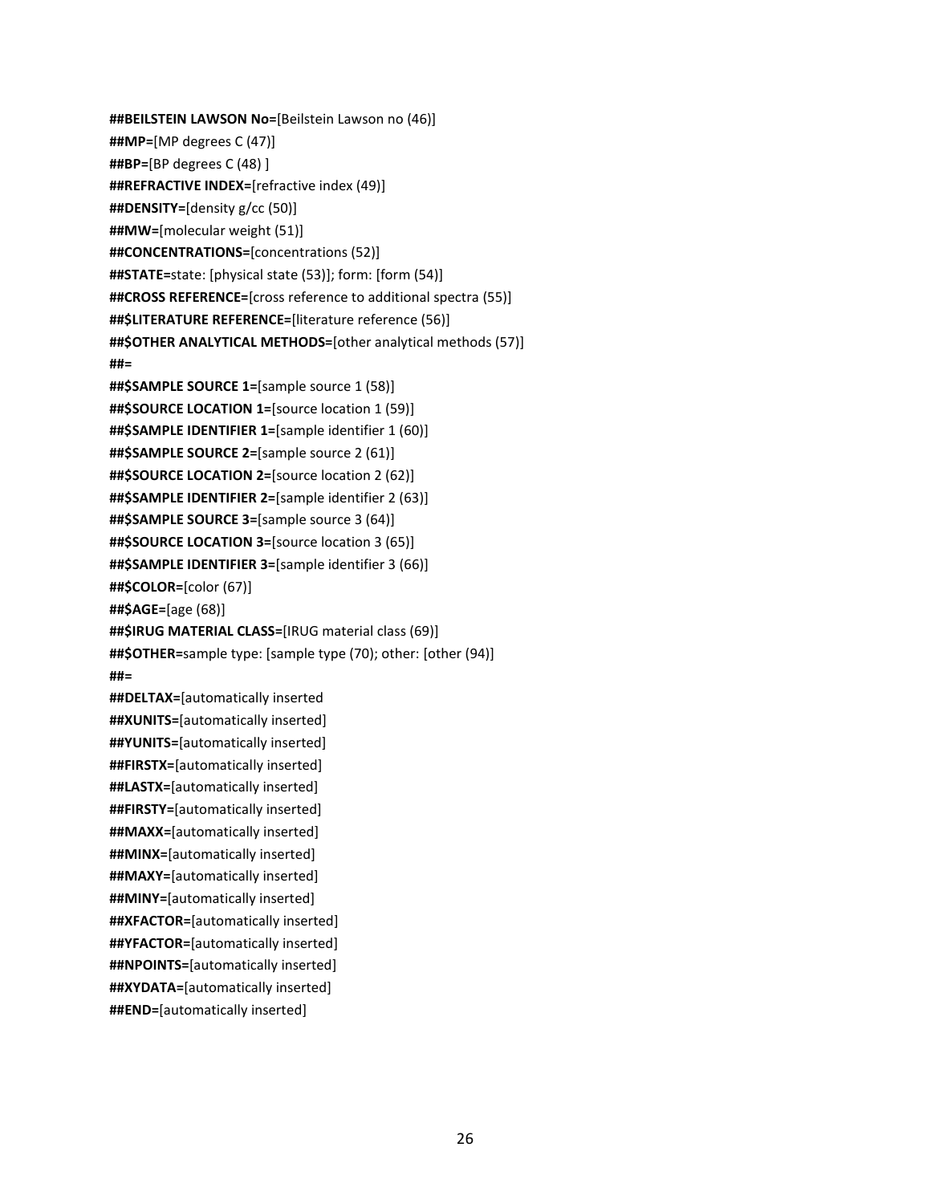**##BEILSTEIN LAWSON No=**[Beilstein Lawson no (46)]
**##MP=**[MP degrees C (47)]
**##BP=**[BP degrees C (48) ]
**##REFRACTIVE INDEX=**[refractive index (49)]
**##DENSITY=**[density g/cc (50)]
**##MW=**[molecular weight (51)]
**##CONCENTRATIONS=**[concentrations (52)]
**##STATE=**state: [physical state (53)]; form: [form (54)]
**##CROSS REFERENCE=**[cross reference to additional spectra (55)]
**##$LITERATURE REFERENCE=**[literature reference (56)]
**##$OTHER ANALYTICAL METHODS=**[other analytical methods (57)]
**##=**
**##$SAMPLE SOURCE 1=**[sample source 1 (58)]
**##$SOURCE LOCATION 1=**[source location 1 (59)]
**##$SAMPLE IDENTIFIER 1=**[sample identifier 1 (60)]
**##$SAMPLE SOURCE 2=**[sample source 2 (61)]
**##$SOURCE LOCATION 2=**[source location 2 (62)]
**##$SAMPLE IDENTIFIER 2=**[sample identifier 2 (63)]
**##$SAMPLE SOURCE 3=**[sample source 3 (64)]
**##$SOURCE LOCATION 3=**[source location 3 (65)]
**##$SAMPLE IDENTIFIER 3=**[sample identifier 3 (66)]
**##$COLOR=**[color (67)]
**##$AGE=**[age (68)]
**##$IRUG MATERIAL CLASS=**[IRUG material class (69)]
**##$OTHER=**sample type: [sample type (70); other: [other (94)]
**##=**
**##DELTAX=**[automatically inserted
**##XUNITS=**[automatically inserted]
**##YUNITS=**[automatically inserted]
**##FIRSTX=**[automatically inserted]
**##LASTX=**[automatically inserted]
**##FIRSTY=**[automatically inserted]
**##MAXX=**[automatically inserted]
**##MINX=**[automatically inserted]
**##MAXY=**[automatically inserted]
**##MINY=**[automatically inserted]
**##XFACTOR=**[automatically inserted]
**##YFACTOR=**[automatically inserted]
**##NPOINTS=**[automatically inserted]
**##XYDATA=**[automatically inserted]
**##END=**[automatically inserted]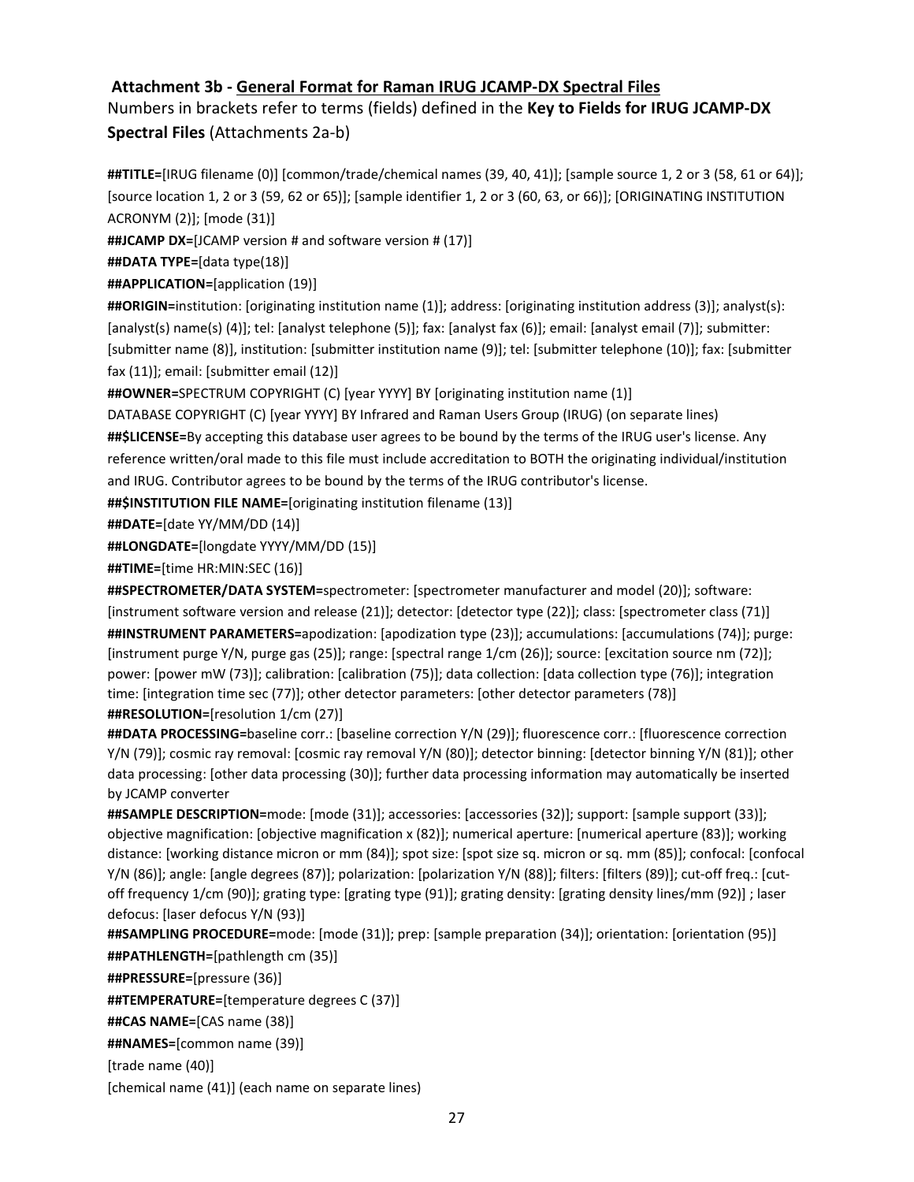### **Attachment 3b - General Format for Raman IRUG JCAMP-DX Spectral Files**

Numbers in brackets refer to terms (fields) defined in the **Key to Fields for IRUG JCAMP-DX Spectral Files** (Attachments 2a-b)

**##TITLE=**[IRUG filename (0)] [common/trade/chemical names (39, 40, 41)]; [sample source 1, 2 or 3 (58, 61 or 64)]; [source location 1, 2 or 3 (59, 62 or 65)]; [sample identifier 1, 2 or 3 (60, 63, or 66)]; [ORIGINATING INSTITUTION ACRONYM (2)]; [mode (31)]

**##JCAMP DX=**[JCAMP version # and software version # (17)]

**##DATA TYPE=**[data type(18)]

**##APPLICATION=**[application (19)]

**##ORIGIN=**institution: [originating institution name (1)]; address: [originating institution address (3)]; analyst(s): [analyst(s) name(s) (4)]; tel: [analyst telephone (5)]; fax: [analyst fax (6)]; email: [analyst email (7)]; submitter: [submitter name (8)], institution: [submitter institution name (9)]; tel: [submitter telephone (10)]; fax: [submitter fax (11)]; email: [submitter email (12)]

**##OWNER=**SPECTRUM COPYRIGHT (C) [year YYYY] BY [originating institution name (1)]

DATABASE COPYRIGHT (C) [year YYYY] BY Infrared and Raman Users Group (IRUG) (on separate lines)

**##$LICENSE=**By accepting this database user agrees to be bound by the terms of the IRUG user's license. Any reference written/oral made to this file must include accreditation to BOTH the originating individual/institution and IRUG. Contributor agrees to be bound by the terms of the IRUG contributor's license.

**##$INSTITUTION FILE NAME=**[originating institution filename (13)]

**##DATE=**[date YY/MM/DD (14)]

**##LONGDATE=**[longdate YYYY/MM/DD (15)]

**##TIME=**[time HR:MIN:SEC (16)]

**##SPECTROMETER/DATA SYSTEM=**spectrometer: [spectrometer manufacturer and model (20)]; software: [instrument software version and release (21)]; detector: [detector type (22)]; class: [spectrometer class (71)]

**##INSTRUMENT PARAMETERS=**apodization: [apodization type (23)]; accumulations: [accumulations (74)]; purge: [instrument purge Y/N, purge gas (25)]; range: [spectral range 1/cm (26)]; source: [excitation source nm (72)]; power: [power mW (73)]; calibration: [calibration (75)]; data collection: [data collection type (76)]; integration time: [integration time sec (77)]; other detector parameters: [other detector parameters (78)]

**##RESOLUTION=**[resolution 1/cm (27)]

**##DATA PROCESSING=**baseline corr.: [baseline correction Y/N (29)]; fluorescence corr.: [fluorescence correction Y/N (79)]; cosmic ray removal: [cosmic ray removal Y/N (80)]; detector binning: [detector binning Y/N (81)]; other data processing: [other data processing (30)]; further data processing information may automatically be inserted by JCAMP converter

**##SAMPLE DESCRIPTION=**mode: [mode (31)]; accessories: [accessories (32)]; support: [sample support (33)]; objective magnification: [objective magnification x (82)]; numerical aperture: [numerical aperture (83)]; working distance: [working distance micron or mm (84)]; spot size: [spot size sq. micron or sq. mm (85)]; confocal: [confocal Y/N (86)]; angle: [angle degrees (87)]; polarization: [polarization Y/N (88)]; filters: [filters (89)]; cut-off freq.: [cut-off frequency 1/cm (90)]; grating type: [grating type (91)]; grating density: [grating density lines/mm (92)] ; laser defocus: [laser defocus Y/N (93)]

**##SAMPLING PROCEDURE=**mode: [mode (31)]; prep: [sample preparation (34)]; orientation: [orientation (95)]

**##PATHLENGTH=**[pathlength cm (35)]

**##PRESSURE=**[pressure (36)]

**##TEMPERATURE=**[temperature degrees C (37)]

**##CAS NAME=**[CAS name (38)]

**##NAMES=**[common name (39)]

[trade name (40)]

[chemical name (41)] (each name on separate lines)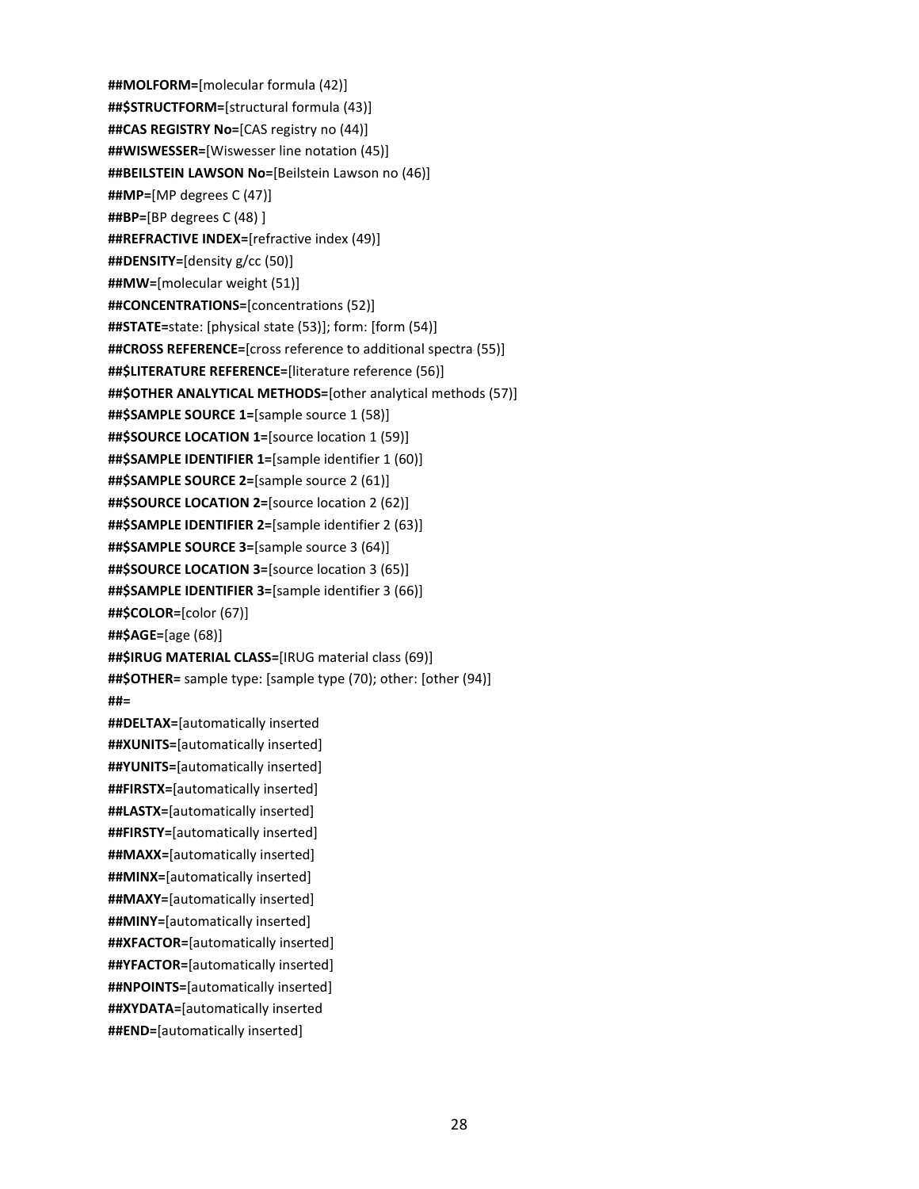**##MOLFORM=**[molecular formula (42)]
**##$STRUCTFORM=**[structural formula (43)]
**##CAS REGISTRY No=**[CAS registry no (44)]
**##WISWESSER=**[Wiswesser line notation (45)]
**##BEILSTEIN LAWSON No=**[Beilstein Lawson no (46)]
**##MP=**[MP degrees C (47)]
**##BP=**[BP degrees C (48) ]
**##REFRACTIVE INDEX=**[refractive index (49)]
**##DENSITY=**[density g/cc (50)]
**##MW=**[molecular weight (51)]
**##CONCENTRATIONS=**[concentrations (52)]
**##STATE=**state: [physical state (53)]; form: [form (54)]
**##CROSS REFERENCE=**[cross reference to additional spectra (55)]
**##$LITERATURE REFERENCE=**[literature reference (56)]
**##$OTHER ANALYTICAL METHODS=**[other analytical methods (57)]
**##$SAMPLE SOURCE 1=**[sample source 1 (58)]
**##$SOURCE LOCATION 1=**[source location 1 (59)]
**##$SAMPLE IDENTIFIER 1=**[sample identifier 1 (60)]
**##$SAMPLE SOURCE 2=**[sample source 2 (61)]
**##$SOURCE LOCATION 2=**[source location 2 (62)]
**##$SAMPLE IDENTIFIER 2=**[sample identifier 2 (63)]
**##$SAMPLE SOURCE 3=**[sample source 3 (64)]
**##$SOURCE LOCATION 3=**[source location 3 (65)]
**##$SAMPLE IDENTIFIER 3=**[sample identifier 3 (66)]
**##$COLOR=**[color (67)]
**##$AGE=**[age (68)]
**##$IRUG MATERIAL CLASS=**[IRUG material class (69)]
**##$OTHER=** sample type: [sample type (70); other: [other (94)]
**##=**
**##DELTAX=**[automatically inserted
**##XUNITS=**[automatically inserted]
**##YUNITS=**[automatically inserted]
**##FIRSTX=**[automatically inserted]
**##LASTX=**[automatically inserted]
**##FIRSTY=**[automatically inserted]
**##MAXX=**[automatically inserted]
**##MINX=**[automatically inserted]
**##MAXY=**[automatically inserted]
**##MINY=**[automatically inserted]
**##XFACTOR=**[automatically inserted]
**##YFACTOR=**[automatically inserted]
**##NPOINTS=**[automatically inserted]
**##XYDATA=**[automatically inserted
**##END=**[automatically inserted]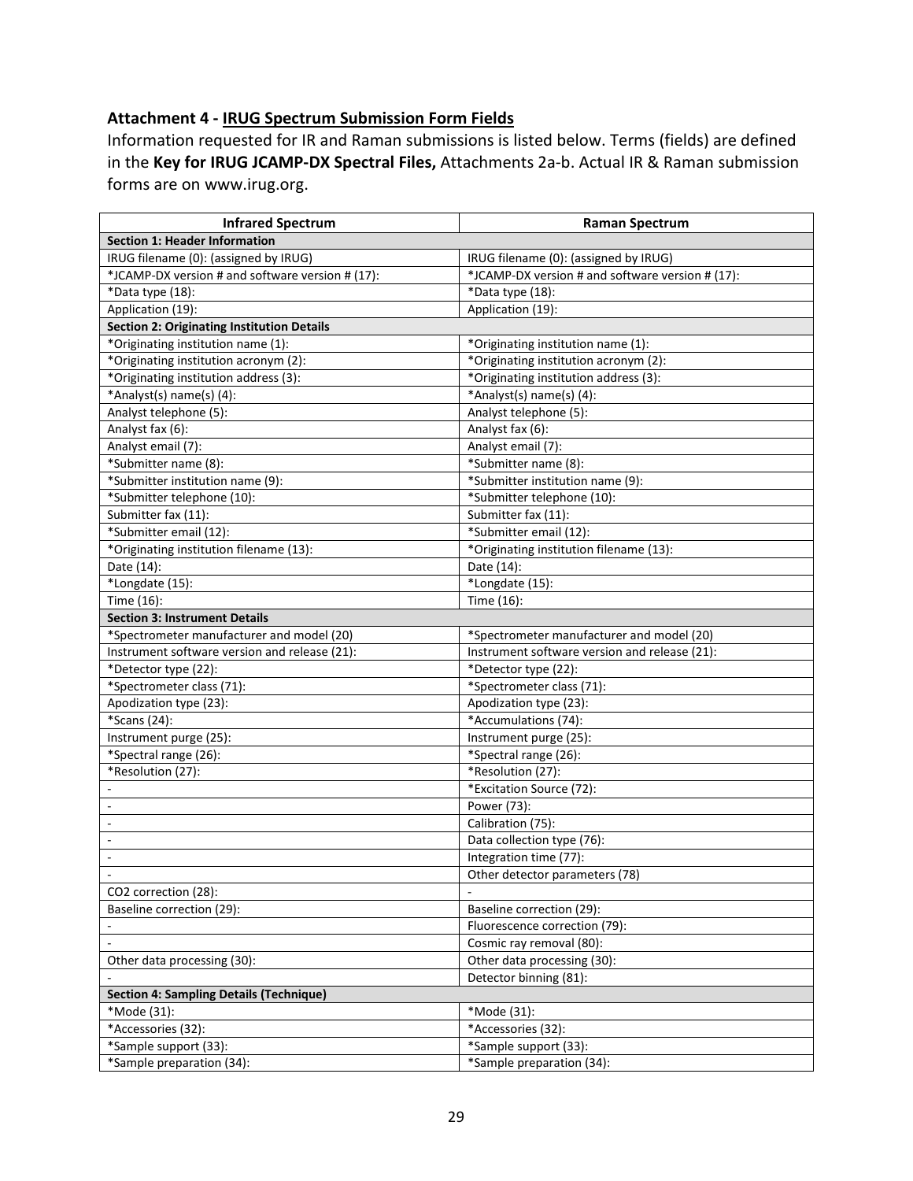**Attachment 4 - IRUG Spectrum Submission Form Fields**

Information requested for IR and Raman submissions is listed below. Terms (fields) are defined in the **Key for IRUG JCAMP-DX Spectral Files,** Attachments 2a-b. Actual IR & Raman submission forms are on www.irug.org.

| Infrared Spectrum | Raman Spectrum |
|---|---|
| **Section 1: Header Information** | |
| IRUG filename (0): (assigned by IRUG) | IRUG filename (0): (assigned by IRUG) |
| *JCAMP-DX version # and software version # (17): | *JCAMP-DX version # and software version # (17): |
| *Data type (18): | *Data type (18): |
| Application (19): | Application (19): |
| **Section 2: Originating Institution Details** | |
| *Originating institution name (1): | *Originating institution name (1): |
| *Originating institution acronym (2): | *Originating institution acronym (2): |
| *Originating institution address (3): | *Originating institution address (3): |
| *Analyst(s) name(s) (4): | *Analyst(s) name(s) (4): |
| Analyst telephone (5): | Analyst telephone (5): |
| Analyst fax (6): | Analyst fax (6): |
| Analyst email (7): | Analyst email (7): |
| *Submitter name (8): | *Submitter name (8): |
| *Submitter institution name (9): | *Submitter institution name (9): |
| *Submitter telephone (10): | *Submitter telephone (10): |
| Submitter fax (11): | Submitter fax (11): |
| *Submitter email (12): | *Submitter email (12): |
| *Originating institution filename (13): | *Originating institution filename (13): |
| Date (14): | Date (14): |
| *Longdate (15): | *Longdate (15): |
| Time (16): | Time (16): |
| **Section 3: Instrument Details** | |
| *Spectrometer manufacturer and model (20) | *Spectrometer manufacturer and model (20) |
| Instrument software version and release (21): | Instrument software version and release (21): |
| *Detector type (22): | *Detector type (22): |
| *Spectrometer class (71): | *Spectrometer class (71): |
| Apodization type (23): | Apodization type (23): |
| *Scans (24): | *Accumulations (74): |
| Instrument purge (25): | Instrument purge (25): |
| *Spectral range (26): | *Spectral range (26): |
| *Resolution (27): | *Resolution (27): |
| - | *Excitation Source (72): |
| - | Power (73): |
| - | Calibration (75): |
| - | Data collection type (76): |
| - | Integration time (77): |
| - | Other detector parameters (78) |
| CO2 correction (28): | - |
| Baseline correction (29): | Baseline correction (29): |
| - | Fluorescence correction (79): |
| - | Cosmic ray removal (80): |
| Other data processing (30): | Other data processing (30): |
| - | Detector binning (81): |
| **Section 4: Sampling Details (Technique)** | |
| *Mode (31): | *Mode (31): |
| *Accessories (32): | *Accessories (32): |
| *Sample support (33): | *Sample support (33): |
| *Sample preparation (34): | *Sample preparation (34): |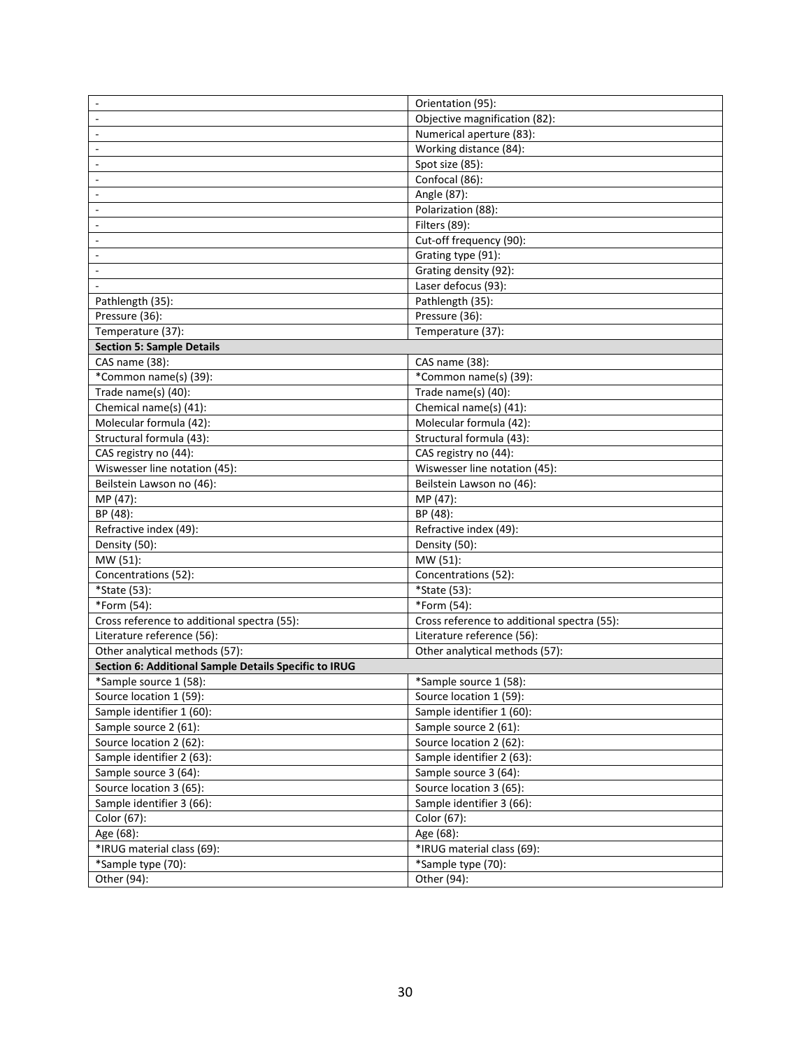| - | Orientation (95): |
|---|---|
| - | Objective magnification (82): |
| - | Numerical aperture (83): |
| - | Working distance (84): |
| - | Spot size (85): |
| - | Confocal (86): |
| - | Angle (87): |
| - | Polarization (88): |
| - | Filters (89): |
| - | Cut-off frequency (90): |
| - | Grating type (91): |
| - | Grating density (92): |
| - | Laser defocus (93): |
| Pathlength (35): | Pathlength (35): |
| Pressure (36): | Pressure (36): |
| Temperature (37): | Temperature (37): |
| **Section 5: Sample Details** | |
| CAS name (38): | CAS name (38): |
| *Common name(s) (39): | *Common name(s) (39): |
| Trade name(s) (40): | Trade name(s) (40): |
| Chemical name(s) (41): | Chemical name(s) (41): |
| Molecular formula (42): | Molecular formula (42): |
| Structural formula (43): | Structural formula (43): |
| CAS registry no (44): | CAS registry no (44): |
| Wiswesser line notation (45): | Wiswesser line notation (45): |
| Beilstein Lawson no (46): | Beilstein Lawson no (46): |
| MP (47): | MP (47): |
| BP (48): | BP (48): |
| Refractive index (49): | Refractive index (49): |
| Density (50): | Density (50): |
| MW (51): | MW (51): |
| Concentrations (52): | Concentrations (52): |
| *State (53): | *State (53): |
| *Form (54): | *Form (54): |
| Cross reference to additional spectra (55): | Cross reference to additional spectra (55): |
| Literature reference (56): | Literature reference (56): |
| Other analytical methods (57): | Other analytical methods (57): |
| **Section 6: Additional Sample Details Specific to IRUG** | |
| *Sample source 1 (58): | *Sample source 1 (58): |
| Source location 1 (59): | Source location 1 (59): |
| Sample identifier 1 (60): | Sample identifier 1 (60): |
| Sample source 2 (61): | Sample source 2 (61): |
| Source location 2 (62): | Source location 2 (62): |
| Sample identifier 2 (63): | Sample identifier 2 (63): |
| Sample source 3 (64): | Sample source 3 (64): |
| Source location 3 (65): | Source location 3 (65): |
| Sample identifier 3 (66): | Sample identifier 3 (66): |
| Color (67): | Color (67): |
| Age (68): | Age (68): |
| *IRUG material class (69): | *IRUG material class (69): |
| *Sample type (70): | *Sample type (70): |
| Other (94): | Other (94): |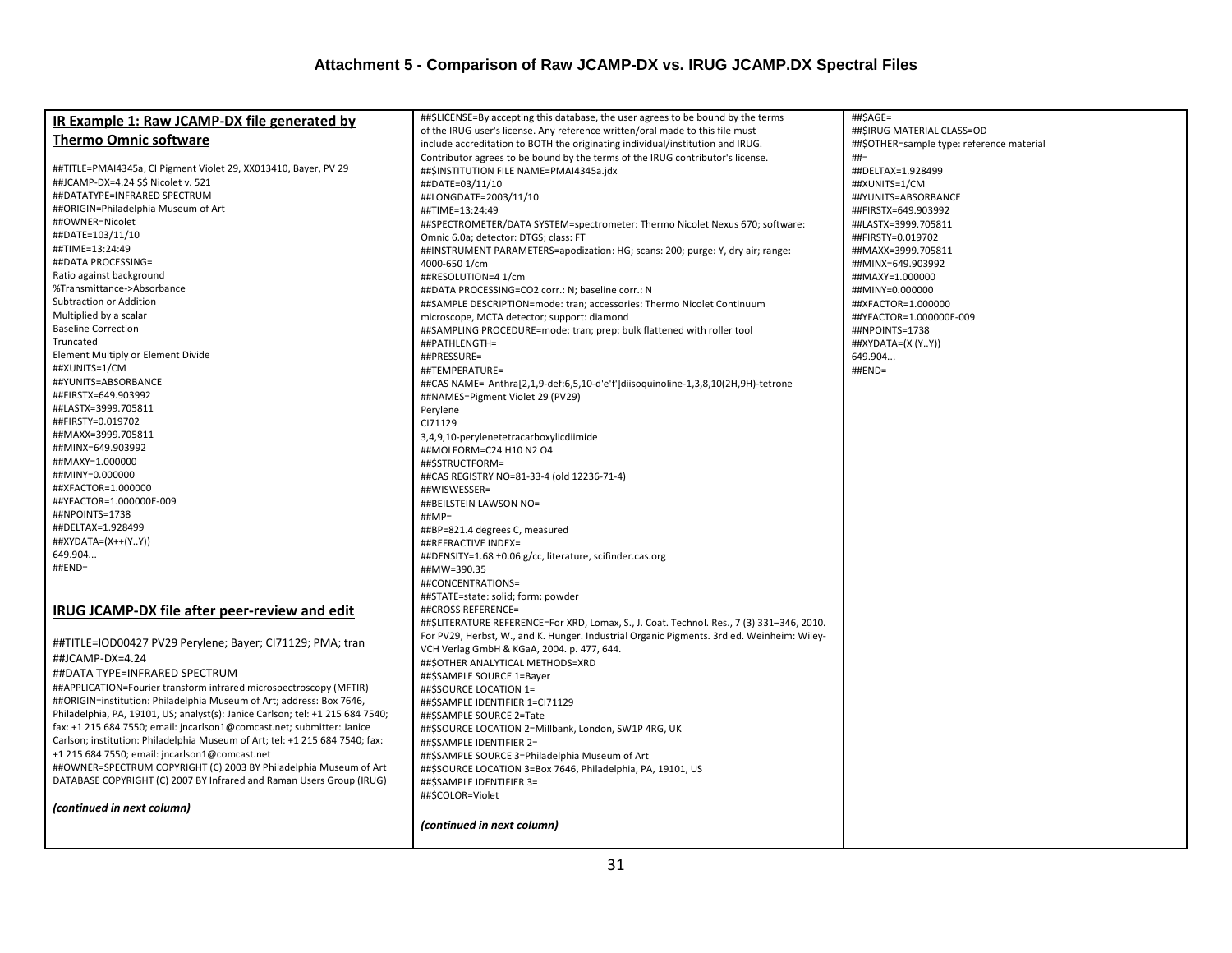# Attachment 5 - Comparison of Raw JCAMP-DX vs. IRUG JCAMP.DX Spectral Files

## IR Example 1: Raw JCAMP-DX file generated by Thermo Omnic software

```
##TITLE=PMAI4345a, CI Pigment Violet 29, XX013410, Bayer, PV 29
##JCAMP-DX=4.24 $$ Nicolet v. 521
##DATATYPE=INFRARED SPECTRUM
##ORIGIN=Philadelphia Museum of Art
##OWNER=Nicolet
##DATE=103/11/10
##TIME=13:24:49
##DATA PROCESSING=
Ratio against background
%Transmittance->Absorbance
Subtraction or Addition
Multiplied by a scalar
Baseline Correction
Truncated
Element Multiply or Element Divide
##XUNITS=1/CM
##YUNITS=ABSORBANCE
##FIRSTX=649.903992
##LASTX=3999.705811
##FIRSTY=0.019702
##MAXX=3999.705811
##MINX=649.903992
##MAXY=1.000000
##MINY=0.000000
##XFACTOR=1.000000
##YFACTOR=1.000000E-009
##NPOINTS=1738
##DELTAX=1.928499
##XYDATA=(X++(Y..Y))
649.904...
##END=
```

## IRUG JCAMP-DX file after peer-review and edit

```
##TITLE=IOD00427 PV29 Perylene; Bayer; CI71129; PMA; tran
##JCAMP-DX=4.24
##DATA TYPE=INFRARED SPECTRUM
##APPLICATION=Fourier transform infrared microspectroscopy (MFTIR)
##ORIGIN=institution: Philadelphia Museum of Art; address: Box 7646, Philadelphia, PA, 19101, US; analyst(s): Janice Carlson; tel: +1 215 684 7540; fax: +1 215 684 7550; email: jncarlson1@comcast.net; submitter: Janice Carlson; institution: Philadelphia Museum of Art; tel: +1 215 684 7540; fax: +1 215 684 7550; email: jncarlson1@comcast.net
##OWNER=SPECTRUM COPYRIGHT (C) 2003 BY Philadelphia Museum of Art DATABASE COPYRIGHT (C) 2007 BY Infrared and Raman Users Group (IRUG)
```

*(continued in next column)*

```
##$LICENSE=By accepting this database, the user agrees to be bound by the terms of the IRUG user's license. Any reference written/oral made to this file must include accreditation to BOTH the originating individual/institution and IRUG. Contributor agrees to be bound by the terms of the IRUG contributor's license.
##$INSTITUTION FILE NAME=PMAI4345a.jdx
##DATE=03/11/10
##LONGDATE=2003/11/10
##TIME=13:24:49
##SPECTROMETER/DATA SYSTEM=spectrometer: Thermo Nicolet Nexus 670; software: Omnic 6.0a; detector: DTGS; class: FT
##INSTRUMENT PARAMETERS=apodization: HG; scans: 200; purge: Y, dry air; range: 4000-650 1/cm
##RESOLUTION=4 1/cm
##DATA PROCESSING=CO2 corr.: N; baseline corr.: N
##SAMPLE DESCRIPTION=mode: tran; accessories: Thermo Nicolet Continuum microscope, MCTA detector; support: diamond
##SAMPLING PROCEDURE=mode: tran; prep: bulk flattened with roller tool
##PATHLENGTH=
##PRESSURE=
##TEMPERATURE=
##CAS NAME= Anthra[2,1,9-def:6,5,10-d'e'f']diisoquinoline-1,3,8,10(2H,9H)-tetrone
##NAMES=Pigment Violet 29 (PV29)
Perylene
CI71129
3,4,9,10-perylenetetracarboxylicdiimide
##MOLFORM=C24 H10 N2 O4
##$STRUCTFORM=
##CAS REGISTRY NO=81-33-4 (old 12236-71-4)
##WISWESSER=
##BEILSTEIN LAWSON NO=
##MP=
##BP=821.4 degrees C, measured
##REFRACTIVE INDEX=
##DENSITY=1.68 ±0.06 g/cc, literature, scifinder.cas.org
##MW=390.35
##CONCENTRATIONS=
##STATE=state: solid; form: powder
##CROSS REFERENCE=
##$LITERATURE REFERENCE=For XRD, Lomax, S., J. Coat. Technol. Res., 7 (3) 331–346, 2010. For PV29, Herbst, W., and K. Hunger. Industrial Organic Pigments. 3rd ed. Weinheim: Wiley-VCH Verlag GmbH & KGaA, 2004. p. 477, 644.
##$OTHER ANALYTICAL METHODS=XRD
##$SAMPLE SOURCE 1=Bayer
##$SOURCE LOCATION 1=
##$SAMPLE IDENTIFIER 1=CI71129
##$SAMPLE SOURCE 2=Tate
##$SOURCE LOCATION 2=Millbank, London, SW1P 4RG, UK
##$SAMPLE IDENTIFIER 2=
##$SAMPLE SOURCE 3=Philadelphia Museum of Art
##$SOURCE LOCATION 3=Box 7646, Philadelphia, PA, 19101, US
##$SAMPLE IDENTIFIER 3=
##$COLOR=Violet
```

*(continued in next column)*

```
##$AGE=
##$IRUG MATERIAL CLASS=OD
##$OTHER=sample type: reference material
##=
##DELTAX=1.928499
##XUNITS=1/CM
##YUNITS=ABSORBANCE
##FIRSTX=649.903992
##LASTX=3999.705811
##FIRSTY=0.019702
##MAXX=3999.705811
##MINX=649.903992
##MAXY=1.000000
##MINY=0.000000
##XFACTOR=1.000000
##YFACTOR=1.000000E-009
##NPOINTS=1738
##XYDATA=(X (Y..Y))
649.904...
##END=
```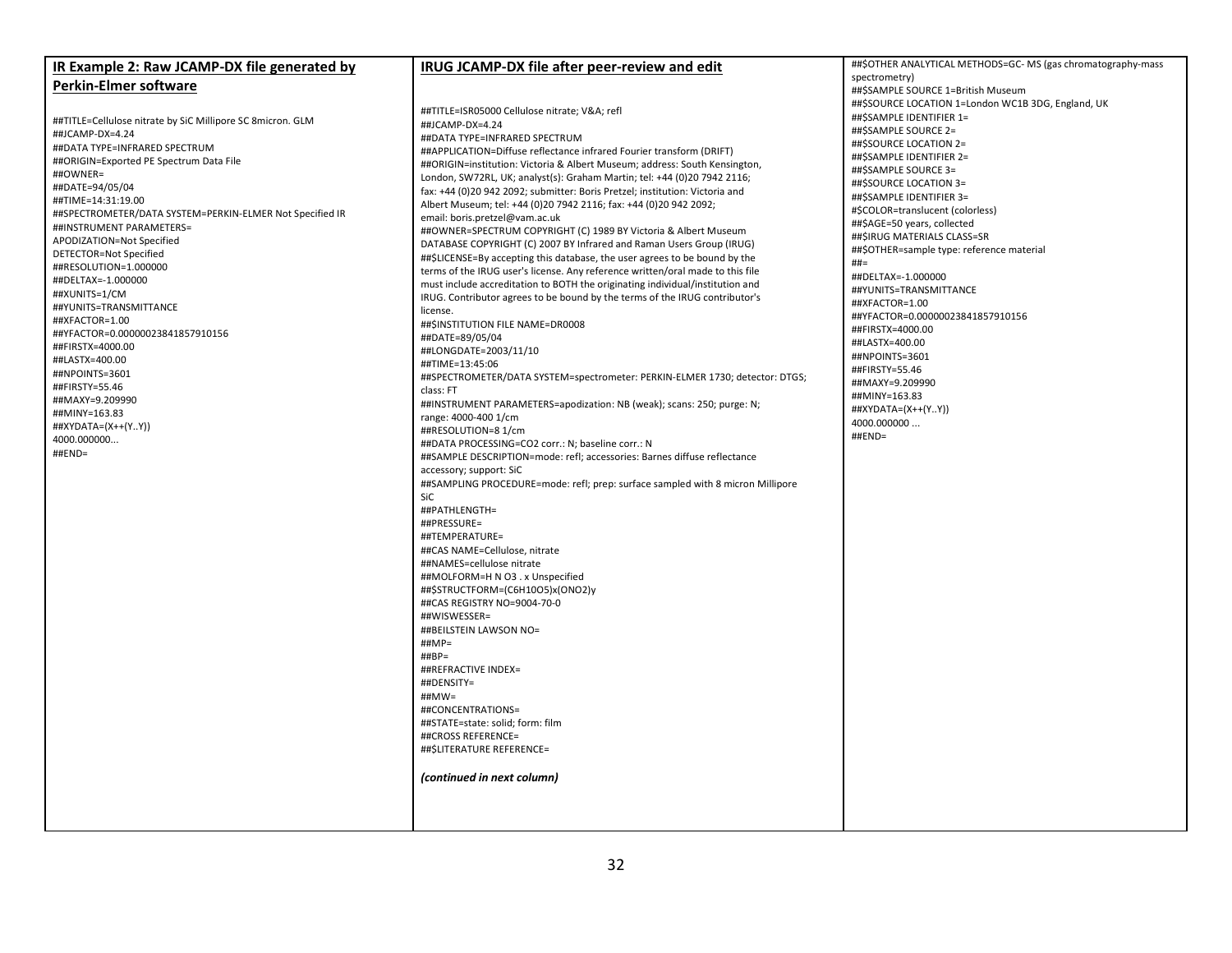**IR Example 2: Raw JCAMP-DX file generated by Perkin-Elmer software**

```
##TITLE=Cellulose nitrate by SiC Millipore SC 8micron. GLM
##JCAMP-DX=4.24
##DATA TYPE=INFRARED SPECTRUM
##ORIGIN=Exported PE Spectrum Data File
##OWNER=
##DATE=94/05/04
##TIME=14:31:19.00
##SPECTROMETER/DATA SYSTEM=PERKIN-ELMER Not Specified IR
##INSTRUMENT PARAMETERS=
APODIZATION=Not Specified
DETECTOR=Not Specified
##RESOLUTION=1.000000
##DELTAX=-1.000000
##XUNITS=1/CM
##YUNITS=TRANSMITTANCE
##XFACTOR=1.00
##YFACTOR=0.00000023841857910156
##FIRSTX=4000.00
##LASTX=400.00
##NPOINTS=3601
##FIRSTY=55.46
##MAXY=9.209990
##MINY=163.83
##XYDATA=(X++(Y..Y))
4000.000000...
##END=
```

**IRUG JCAMP-DX file after peer-review and edit**

```
##TITLE=ISR05000 Cellulose nitrate; V&A; refl
##JCAMP-DX=4.24
##DATA TYPE=INFRARED SPECTRUM
##APPLICATION=Diffuse reflectance infrared Fourier transform (DRIFT)
##ORIGIN=institution: Victoria & Albert Museum; address: South Kensington, London, SW72RL, UK; analyst(s): Graham Martin; tel: +44 (0)20 7942 2116; fax: +44 (0)20 942 2092; submitter: Boris Pretzel; institution: Victoria and Albert Museum; tel: +44 (0)20 7942 2116; fax: +44 (0)20 942 2092; email: boris.pretzel@vam.ac.uk
##OWNER=SPECTRUM COPYRIGHT (C) 1989 BY Victoria & Albert Museum DATABASE COPYRIGHT (C) 2007 BY Infrared and Raman Users Group (IRUG)
##$LICENSE=By accepting this database, the user agrees to be bound by the terms of the IRUG user's license. Any reference written/oral made to this file must include accreditation to BOTH the originating individual/institution and IRUG. Contributor agrees to be bound by the terms of the IRUG contributor's license.
##$INSTITUTION FILE NAME=DR0008
##DATE=89/05/04
##LONGDATE=2003/11/10
##TIME=13:45:06
##SPECTROMETER/DATA SYSTEM=spectrometer: PERKIN-ELMER 1730; detector: DTGS; class: FT
##INSTRUMENT PARAMETERS=apodization: NB (weak); scans: 250; purge: N; range: 4000-400 1/cm
##RESOLUTION=8 1/cm
##DATA PROCESSING=CO2 corr.: N; baseline corr.: N
##SAMPLE DESCRIPTION=mode: refl; accessories: Barnes diffuse reflectance accessory; support: SiC
##SAMPLING PROCEDURE=mode: refl; prep: surface sampled with 8 micron Millipore SiC
##PATHLENGTH=
##PRESSURE=
##TEMPERATURE=
##CAS NAME=Cellulose, nitrate
##NAMES=cellulose nitrate
##MOLFORM=H N O3 . x Unspecified
##$STRUCTFORM=(C6H10O5)x(ONO2)y
##CAS REGISTRY NO=9004-70-0
##WISWESSER=
##BEILSTEIN LAWSON NO=
##MP=
##BP=
##REFRACTIVE INDEX=
##DENSITY=
##MW=
##CONCENTRATIONS=
##STATE=state: solid; form: film
##CROSS REFERENCE=
##$LITERATURE REFERENCE=
```

***(continued in next column)***

```
##$OTHER ANALYTICAL METHODS=GC- MS (gas chromatography-mass spectrometry)
##$SAMPLE SOURCE 1=British Museum
##$SOURCE LOCATION 1=London WC1B 3DG, England, UK
##$SAMPLE IDENTIFIER 1=
##$SAMPLE SOURCE 2=
##$SOURCE LOCATION 2=
##$SAMPLE IDENTIFIER 2=
##$SAMPLE SOURCE 3=
##$SOURCE LOCATION 3=
##$SAMPLE IDENTIFIER 3=
#$COLOR=translucent (colorless)
##$AGE=50 years, collected
##$IRUG MATERIALS CLASS=SR
##$OTHER=sample type: reference material
##=
##DELTAX=-1.000000
##YUNITS=TRANSMITTANCE
##XFACTOR=1.00
##YFACTOR=0.00000023841857910156
##FIRSTX=4000.00
##LASTX=400.00
##NPOINTS=3601
##FIRSTY=55.46
##MAXY=9.209990
##MINY=163.83
##XYDATA=(X++(Y..Y))
4000.000000 ...
##END=
```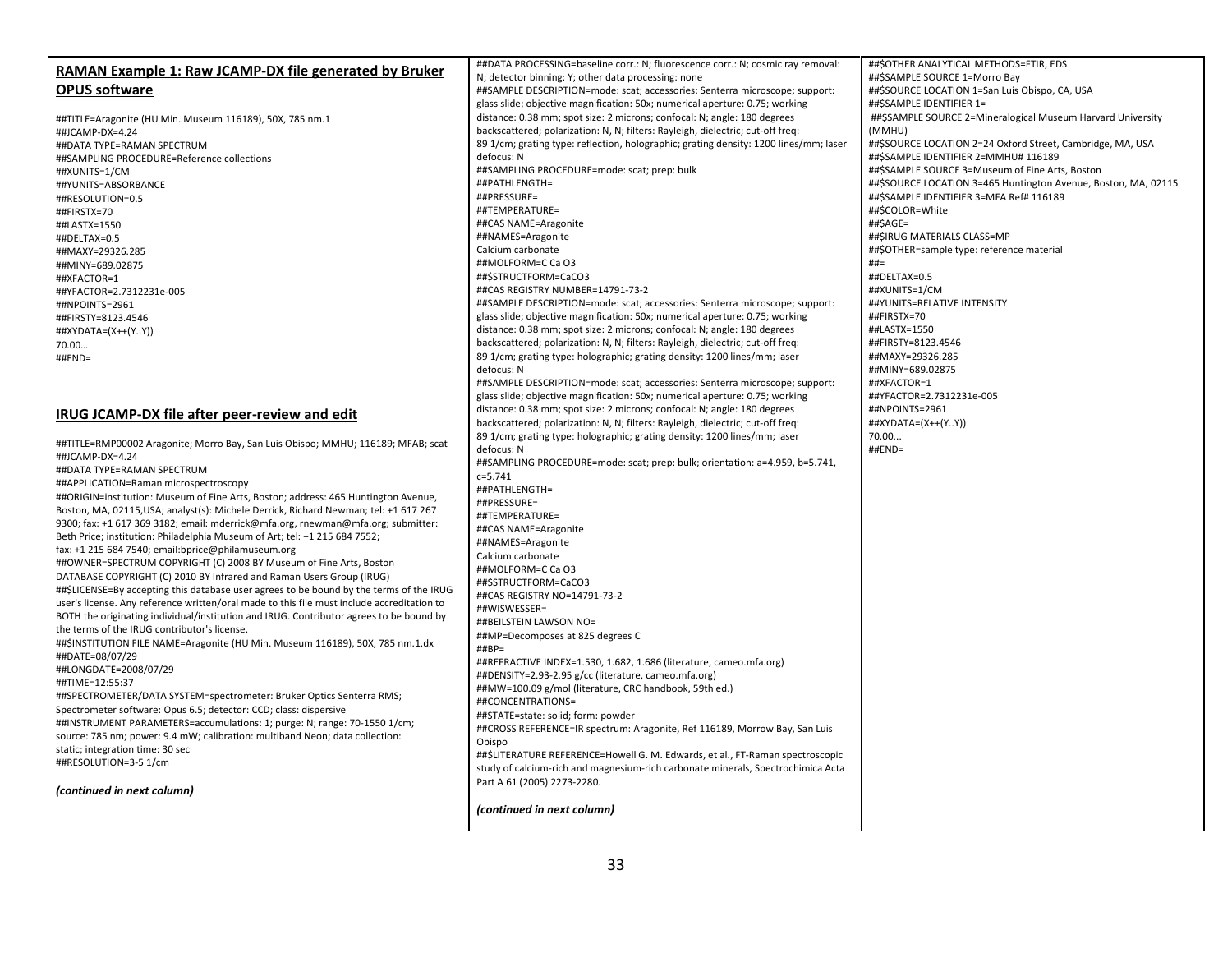## RAMAN Example 1: Raw JCAMP-DX file generated by Bruker OPUS software

```
##TITLE=Aragonite (HU Min. Museum 116189), 50X, 785 nm.1
##JCAMP-DX=4.24
##DATA TYPE=RAMAN SPECTRUM
##SAMPLING PROCEDURE=Reference collections
##XUNITS=1/CM
##YUNITS=ABSORBANCE
##RESOLUTION=0.5
##FIRSTX=70
##LASTX=1550
##DELTAX=0.5
##MAXY=29326.285
##MINY=689.02875
##XFACTOR=1
##YFACTOR=2.7312231e-005
##NPOINTS=2961
##FIRSTY=8123.4546
##XYDATA=(X++(Y..Y))
70.00…
##END=
```

## IRUG JCAMP-DX file after peer-review and edit

```
##TITLE=RMP00002 Aragonite; Morro Bay, San Luis Obispo; MMHU; 116189; MFAB; scat
##JCAMP-DX=4.24
##DATA TYPE=RAMAN SPECTRUM
##APPLICATION=Raman microspectroscopy
##ORIGIN=institution: Museum of Fine Arts, Boston; address: 465 Huntington Avenue, Boston, MA, 02115,USA; analyst(s): Michele Derrick, Richard Newman; tel: +1 617 267 9300; fax: +1 617 369 3182; email: mderrick@mfa.org, rnewman@mfa.org; submitter: Beth Price; institution: Philadelphia Museum of Art; tel: +1 215 684 7552; fax: +1 215 684 7540; email:bprice@philamuseum.org
##OWNER=SPECTRUM COPYRIGHT (C) 2008 BY Museum of Fine Arts, Boston
DATABASE COPYRIGHT (C) 2010 BY Infrared and Raman Users Group (IRUG)
##$LICENSE=By accepting this database user agrees to be bound by the terms of the IRUG user's license. Any reference written/oral made to this file must include accreditation to BOTH the originating individual/institution and IRUG. Contributor agrees to be bound by the terms of the IRUG contributor's license.
##$INSTITUTION FILE NAME=Aragonite (HU Min. Museum 116189), 50X, 785 nm.1.dx
##DATE=08/07/29
##LONGDATE=2008/07/29
##TIME=12:55:37
##SPECTROMETER/DATA SYSTEM=spectrometer: Bruker Optics Senterra RMS; Spectrometer software: Opus 6.5; detector: CCD; class: dispersive
##INSTRUMENT PARAMETERS=accumulations: 1; purge: N; range: 70-1550 1/cm; source: 785 nm; power: 9.4 mW; calibration: multiband Neon; data collection: static; integration time: 30 sec
##RESOLUTION=3-5 1/cm
```

*(continued in next column)*

```
##DATA PROCESSING=baseline corr.: N; fluorescence corr.: N; cosmic ray removal: N; detector binning: Y; other data processing: none
##SAMPLE DESCRIPTION=mode: scat; accessories: Senterra microscope; support: glass slide; objective magnification: 50x; numerical aperture: 0.75; working distance: 0.38 mm; spot size: 2 microns; confocal: N; angle: 180 degrees backscattered; polarization: N, N, filters: Rayleigh, dielectric; cut-off freq: 89 1/cm; grating type: reflection, holographic; grating density: 1200 lines/mm; laser defocus: N
##SAMPLING PROCEDURE=mode: scat; prep: bulk
##PATHLENGTH=
##PRESSURE=
##TEMPERATURE=
##CAS NAME=Aragonite
##NAMES=Aragonite
Calcium carbonate
##MOLFORM=C Ca O3
##$STRUCTFORM=CaCO3
##CAS REGISTRY NUMBER=14791-73-2
##SAMPLE DESCRIPTION=mode: scat; accessories: Senterra microscope; support: glass slide; objective magnification: 50x; numerical aperture: 0.75; working distance: 0.38 mm; spot size: 2 microns; confocal: N; angle: 180 degrees backscattered; polarization: N, N, filters: Rayleigh, dielectric; cut-off freq: 89 1/cm; grating type: holographic; grating density: 1200 lines/mm; laser defocus: N
##SAMPLE DESCRIPTION=mode: scat; accessories: Senterra microscope; support: glass slide; objective magnification: 50x; numerical aperture: 0.75; working distance: 0.38 mm; spot size: 2 microns; confocal: N; angle: 180 degrees backscattered; polarization: N, N, filters: Rayleigh, dielectric; cut-off freq: 89 1/cm; grating type: holographic; grating density: 1200 lines/mm; laser defocus: N
##SAMPLING PROCEDURE=mode: scat; prep: bulk; orientation: a=4.959, b=5.741, c=5.741
##PATHLENGTH=
##PRESSURE=
##TEMPERATURE=
##CAS NAME=Aragonite
##NAMES=Aragonite
Calcium carbonate
##MOLFORM=C Ca O3
##$STRUCTFORM=CaCO3
##CAS REGISTRY NO=14791-73-2
##WISWESSER=
##BEILSTEIN LAWSON NO=
##MP=Decomposes at 825 degrees C
##BP=
##REFRACTIVE INDEX=1.530, 1.682, 1.686 (literature, cameo.mfa.org)
##DENSITY=2.93-2.95 g/cc (literature, cameo.mfa.org)
##MW=100.09 g/mol (literature, CRC handbook, 59th ed.)
##CONCENTRATIONS=
##STATE=state: solid; form: powder
##CROSS REFERENCE=IR spectrum: Aragonite, Ref 116189, Morrow Bay, San Luis Obispo
##$LITERATURE REFERENCE=Howell G. M. Edwards, et al., FT-Raman spectroscopic study of calcium-rich and magnesium-rich carbonate minerals, Spectrochimica Acta Part A 61 (2005) 2273-2280.
```

*(continued in next column)*

```
##$OTHER ANALYTICAL METHODS=FTIR, EDS
##$SAMPLE SOURCE 1=Morro Bay
##$SOURCE LOCATION 1=San Luis Obispo, CA, USA
##$SAMPLE IDENTIFIER 1=
##$SAMPLE SOURCE 2=Mineralogical Museum Harvard University (MMHU)
##$SOURCE LOCATION 2=24 Oxford Street, Cambridge, MA, USA
##$SAMPLE IDENTIFIER 2=MMHU# 116189
##$SAMPLE SOURCE 3=Museum of Fine Arts, Boston
##$SOURCE LOCATION 3=465 Huntington Avenue, Boston, MA, 02115
##$SAMPLE IDENTIFIER 3=MFA Ref# 116189
##$COLOR=White
##$AGE=
##$IRUG MATERIALS CLASS=MP
##$OTHER=sample type: reference material
##=
##DELTAX=0.5
##XUNITS=1/CM
##YUNITS=RELATIVE INTENSITY
##FIRSTX=70
##LASTX=1550
##FIRSTY=8123.4546
##MAXY=29326.285
##MINY=689.02875
##XFACTOR=1
##YFACTOR=2.7312231e-005
##NPOINTS=2961
##XYDATA=(X++(Y..Y))
70.00...
##END=
```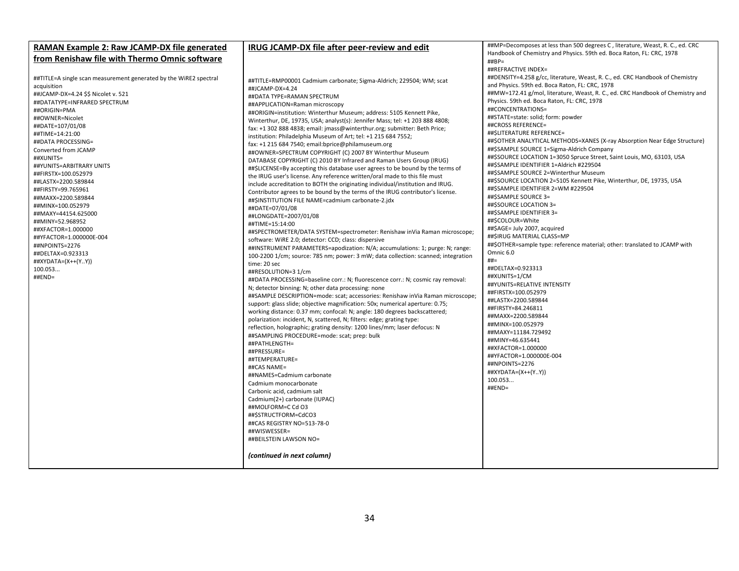**RAMAN Example 2: Raw JCAMP-DX file generated from Renishaw file with Thermo Omnic software**

##TITLE=A single scan measurement generated by the WiRE2 spectral acquisition
##JCAMP-DX=4.24 $$ Nicolet v. 521
##DATATYPE=INFRARED SPECTRUM
##ORIGIN=PMA
##OWNER=Nicolet
##DATE=107/01/08
##TIME=14:21:00
##DATA PROCESSING=
Converted from JCAMP
##XUNITS=
##YUNITS=ARBITRARY UNITS
##FIRSTX=100.052979
##LASTX=2200.589844
##FIRSTY=99.765961
##MAXX=2200.589844
##MINX=100.052979
##MAXY=44154.625000
##MINY=52.968952
##XFACTOR=1.000000
##YFACTOR=1.000000E-004
##NPOINTS=2276
##DELTAX=0.923313
##XYDATA=(X++(Y..Y))
100.053...
##END=

**IRUG JCAMP-DX file after peer-review and edit**

##TITLE=RMP00001 Cadmium carbonate; Sigma-Aldrich; 229504; WM; scat
##JCAMP-DX=4.24
##DATA TYPE=RAMAN SPECTRUM
##APPLICATION=Raman microscopy
##ORIGIN=institution: Winterthur Museum; address: 5105 Kennett Pike, Winterthur, DE, 19735, USA; analyst(s): Jennifer Mass; tel: +1 203 888 4808; fax: +1 302 888 4838; email: jmass@winterthur.org; submitter: Beth Price; institution: Philadelphia Museum of Art; tel: +1 215 684 7552; fax: +1 215 684 7540; email:bprice@philamuseum.org
##OWNER=SPECTRUM COPYRIGHT (C) 2007 BY Winterthur Museum
DATABASE COPYRIGHT (C) 2010 BY Infrared and Raman Users Group (IRUG)
##$LICENSE=By accepting this database user agrees to be bound by the terms of the IRUG user's license. Any reference written/oral made to this file must include accreditation to BOTH the originating individual/institution and IRUG. Contributor agrees to be bound by the terms of the IRUG contributor's license.
##$INSTITUTION FILE NAME=cadmium carbonate-2.jdx
##DATE=07/01/08
##LONGDATE=2007/01/08
##TIME=15:14:00
##SPECTROMETER/DATA SYSTEM=spectrometer: Renishaw inVia Raman microscope; software: WiRE 2.0; detector: CCD; class: dispersive
##INSTRUMENT PARAMETERS=apodization: N/A; accumulations: 1; purge: N; range: 100-2200 1/cm; source: 785 nm; power: 3 mW; data collection: scanned; integration time: 20 sec
##RESOLUTION=3 1/cm
##DATA PROCESSING=baseline corr.: N; fluorescence corr.: N; cosmic ray removal: N; detector binning: N; other data processing: none
##SAMPLE DESCRIPTION=mode: scat; accessories: Renishaw inVia Raman microscope; support: glass slide; objective magnification: 50x; numerical aperture: 0.75; working distance: 0.37 mm; confocal: N; angle: 180 degrees backscattered; polarization: incident, N, scattered, N; filters: edge; grating type: reflection, holographic; grating density: 1200 lines/mm; laser defocus: N
##SAMPLING PROCEDURE=mode: scat; prep: bulk
##PATHLENGTH=
##PRESSURE=
##TEMPERATURE=
##CAS NAME=
##NAMES=Cadmium carbonate
Cadmium monocarbonate
Carbonic acid, cadmium salt
Cadmium(2+) carbonate (IUPAC)
##MOLFORM=C Cd O3
##$STRUCTFORM=CdCO3
##CAS REGISTRY NO=513-78-0
##WISWESSER=
##BEILSTEIN LAWSON NO=

*(continued in next column)*

##MP=Decomposes at less than 500 degrees C , literature, Weast, R. C., ed. CRC Handbook of Chemistry and Physics. 59th ed. Boca Raton, FL: CRC, 1978
##BP=
##REFRACTIVE INDEX=
##DENSITY=4.258 g/cc, literature, Weast, R. C., ed. CRC Handbook of Chemistry and Physics. 59th ed. Boca Raton, FL: CRC, 1978
##MW=172.41 g/mol, literature, Weast, R. C., ed. CRC Handbook of Chemistry and Physics. 59th ed. Boca Raton, FL: CRC, 1978
##CONCENTRATIONS=
##STATE=state: solid; form: powder
##CROSS REFERENCE=
##$LITERATURE REFERENCE=
##$OTHER ANALYTICAL METHODS=XANES (X-ray Absorption Near Edge Structure)
##$SAMPLE SOURCE 1=Sigma-Aldrich Company
##$SOURCE LOCATION 1=3050 Spruce Street, Saint Louis, MO, 63103, USA
##$SAMPLE IDENTIFIER 1=Aldrich #229504
##$SAMPLE SOURCE 2=Winterthur Museum
##$SOURCE LOCATION 2=5105 Kennett Pike, Winterthur, DE, 19735, USA
##$SAMPLE IDENTIFIER 2=WM #229504
##$SAMPLE SOURCE 3=
##$SOURCE LOCATION 3=
##$SAMPLE IDENTIFIER 3=
##$COLOUR=White
##$AGE= July 2007, acquired
##$IRUG MATERIAL CLASS=MP
##$OTHER=sample type: reference material; other: translated to JCAMP with Omnic 6.0
##=
##DELTAX=0.923313
##XUNITS=1/CM
##YUNITS=RELATIVE INTENSITY
##FIRSTX=100.052979
##LASTX=2200.589844
##FIRSTY=84.246811
##MAXX=2200.589844
##MINX=100.052979
##MAXY=11184.729492
##MINY=46.635441
##XFACTOR=1.000000
##YFACTOR=1.000000E-004
##NPOINTS=2276
##XYDATA=(X++(Y..Y))
100.053...
##END=